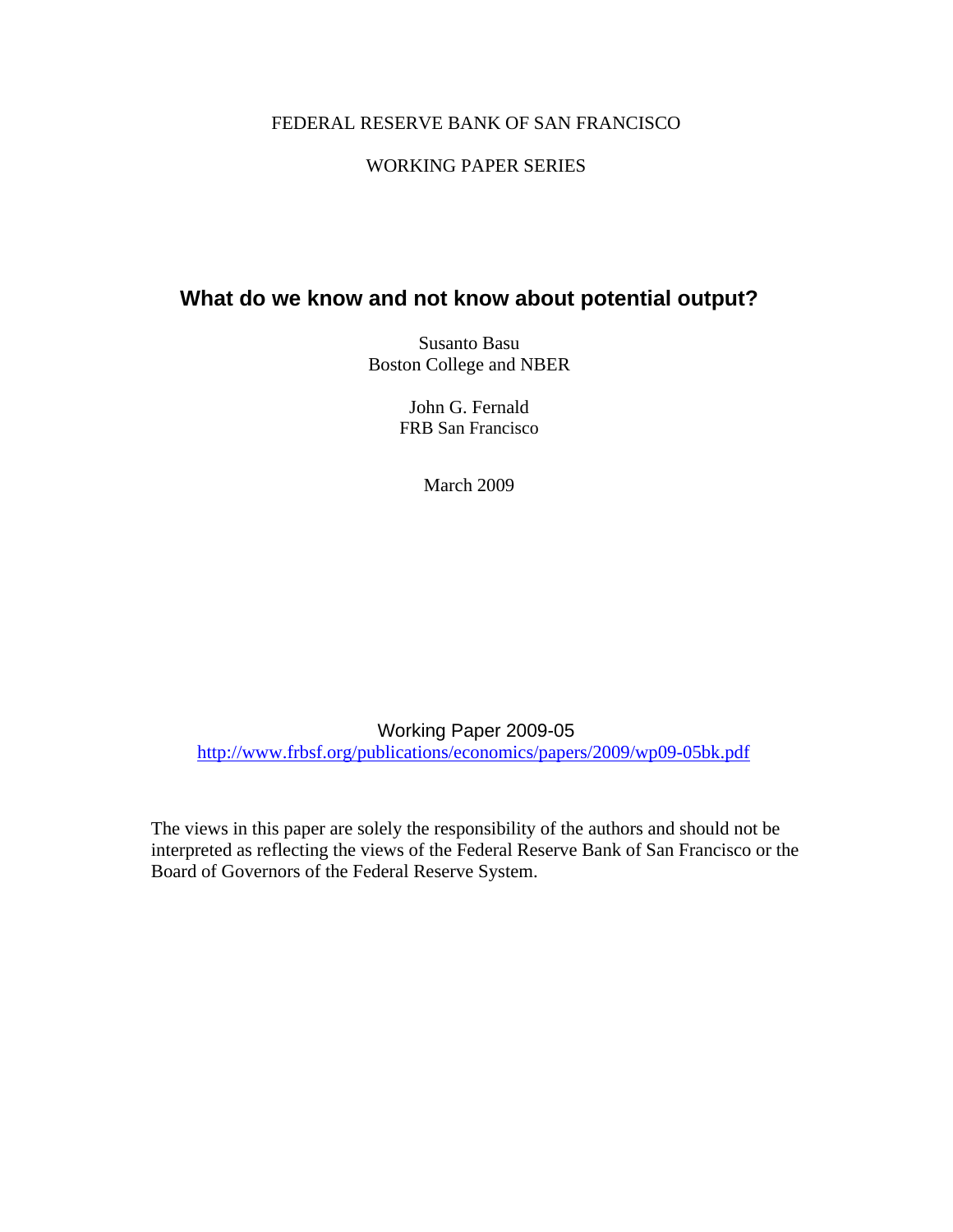FEDERAL RESERVE BANK OF SAN FRANCISCO

WORKING PAPER SERIES

# What do we know and not know about potential output?

Susanto Basu
Boston College and NBER

John G. Fernald
FRB San Francisco

March 2009

Working Paper 2009-05
http://www.frbsf.org/publications/economics/papers/2009/wp09-05bk.pdf

The views in this paper are solely the responsibility of the authors and should not be interpreted as reflecting the views of the Federal Reserve Bank of San Francisco or the Board of Governors of the Federal Reserve System.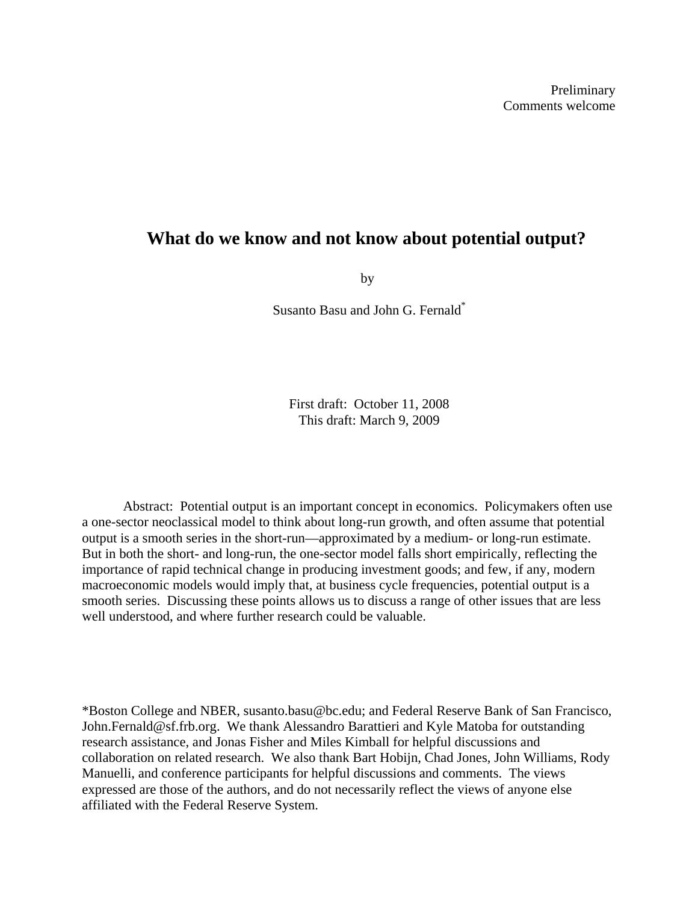Preliminary
Comments welcome

# What do we know and not know about potential output?

by

Susanto Basu and John G. Fernald*

First draft: October 11, 2008
This draft: March 9, 2009

Abstract: Potential output is an important concept in economics. Policymakers often use a one-sector neoclassical model to think about long-run growth, and often assume that potential output is a smooth series in the short-run—approximated by a medium- or long-run estimate. But in both the short- and long-run, the one-sector model falls short empirically, reflecting the importance of rapid technical change in producing investment goods; and few, if any, modern macroeconomic models would imply that, at business cycle frequencies, potential output is a smooth series. Discussing these points allows us to discuss a range of other issues that are less well understood, and where further research could be valuable.

*Boston College and NBER, susanto.basu@bc.edu; and Federal Reserve Bank of San Francisco, John.Fernald@sf.frb.org. We thank Alessandro Barattieri and Kyle Matoba for outstanding research assistance, and Jonas Fisher and Miles Kimball for helpful discussions and collaboration on related research. We also thank Bart Hobijn, Chad Jones, John Williams, Rody Manuelli, and conference participants for helpful discussions and comments. The views expressed are those of the authors, and do not necessarily reflect the views of anyone else affiliated with the Federal Reserve System.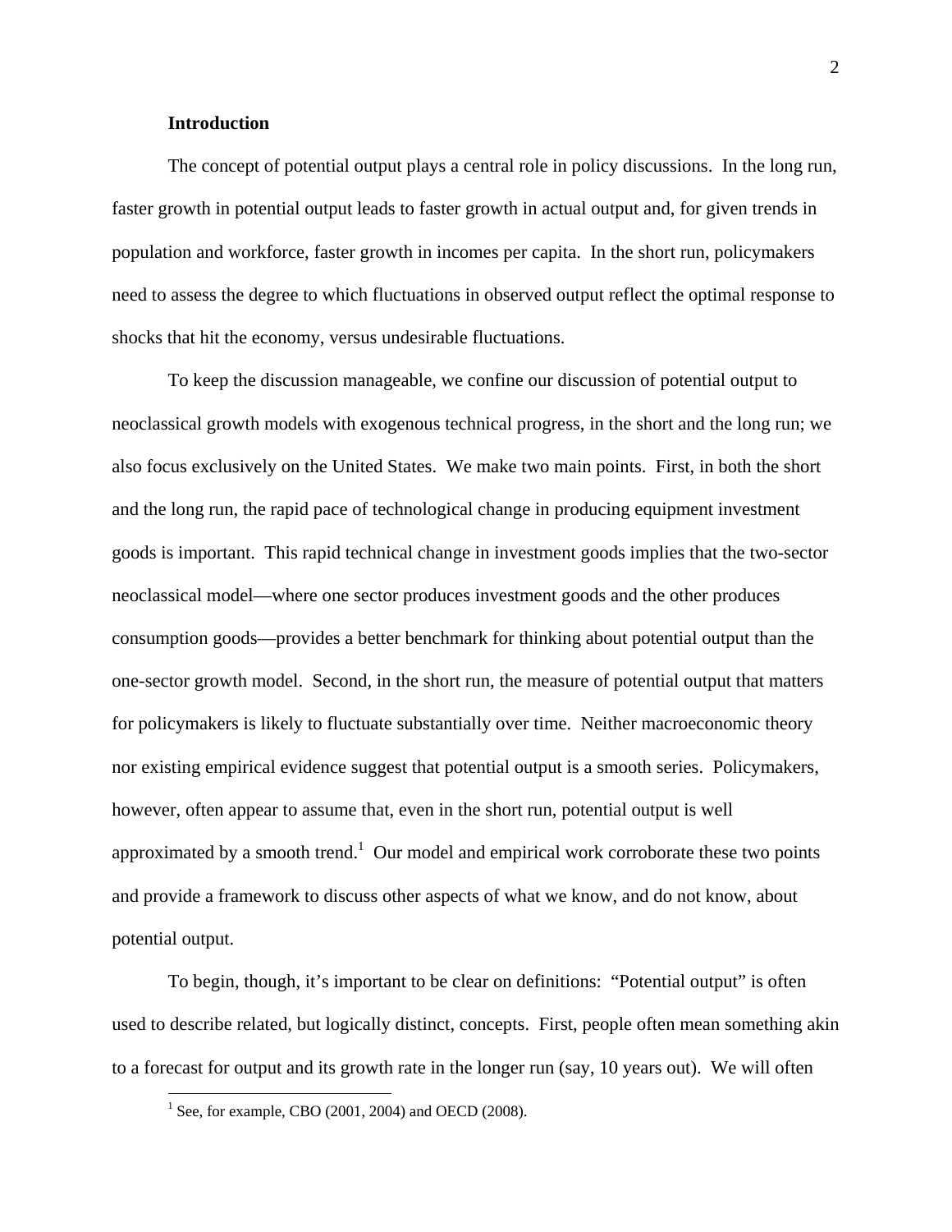## Introduction

The concept of potential output plays a central role in policy discussions. In the long run, faster growth in potential output leads to faster growth in actual output and, for given trends in population and workforce, faster growth in incomes per capita. In the short run, policymakers need to assess the degree to which fluctuations in observed output reflect the optimal response to shocks that hit the economy, versus undesirable fluctuations.

To keep the discussion manageable, we confine our discussion of potential output to neoclassical growth models with exogenous technical progress, in the short and the long run; we also focus exclusively on the United States. We make two main points. First, in both the short and the long run, the rapid pace of technological change in producing equipment investment goods is important. This rapid technical change in investment goods implies that the two-sector neoclassical model—where one sector produces investment goods and the other produces consumption goods—provides a better benchmark for thinking about potential output than the one-sector growth model. Second, in the short run, the measure of potential output that matters for policymakers is likely to fluctuate substantially over time. Neither macroeconomic theory nor existing empirical evidence suggest that potential output is a smooth series. Policymakers, however, often appear to assume that, even in the short run, potential output is well approximated by a smooth trend.[1] Our model and empirical work corroborate these two points and provide a framework to discuss other aspects of what we know, and do not know, about potential output.

To begin, though, it's important to be clear on definitions: "Potential output" is often used to describe related, but logically distinct, concepts. First, people often mean something akin to a forecast for output and its growth rate in the longer run (say, 10 years out). We will often

[1] See, for example, CBO (2001, 2004) and OECD (2008).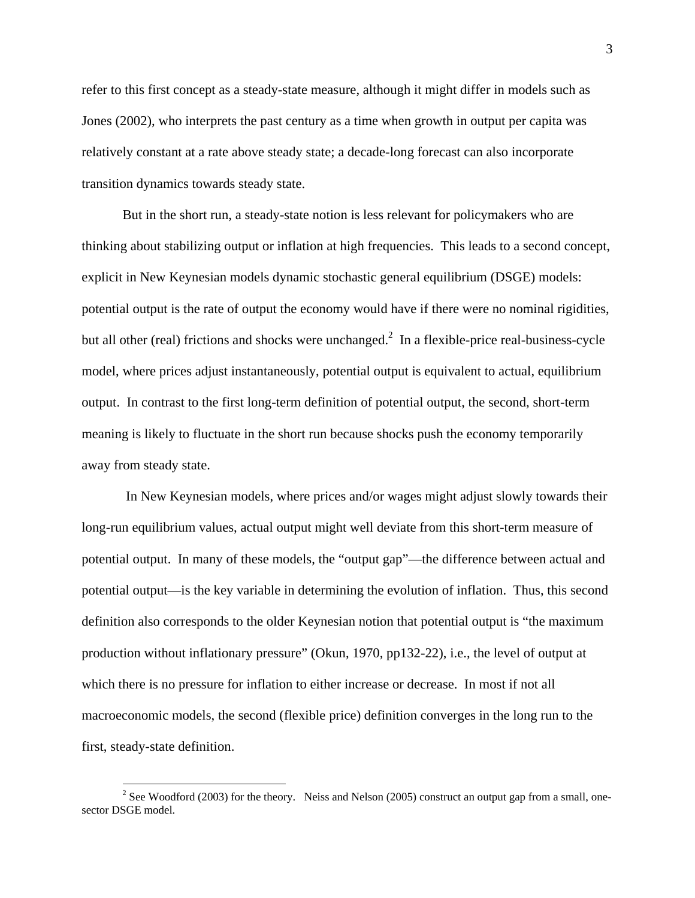refer to this first concept as a steady-state measure, although it might differ in models such as Jones (2002), who interprets the past century as a time when growth in output per capita was relatively constant at a rate above steady state; a decade-long forecast can also incorporate transition dynamics towards steady state.

But in the short run, a steady-state notion is less relevant for policymakers who are thinking about stabilizing output or inflation at high frequencies. This leads to a second concept, explicit in New Keynesian models dynamic stochastic general equilibrium (DSGE) models: potential output is the rate of output the economy would have if there were no nominal rigidities, but all other (real) frictions and shocks were unchanged.[2] In a flexible-price real-business-cycle model, where prices adjust instantaneously, potential output is equivalent to actual, equilibrium output. In contrast to the first long-term definition of potential output, the second, short-term meaning is likely to fluctuate in the short run because shocks push the economy temporarily away from steady state.

In New Keynesian models, where prices and/or wages might adjust slowly towards their long-run equilibrium values, actual output might well deviate from this short-term measure of potential output. In many of these models, the "output gap"—the difference between actual and potential output—is the key variable in determining the evolution of inflation. Thus, this second definition also corresponds to the older Keynesian notion that potential output is "the maximum production without inflationary pressure" (Okun, 1970, pp132-22), i.e., the level of output at which there is no pressure for inflation to either increase or decrease. In most if not all macroeconomic models, the second (flexible price) definition converges in the long run to the first, steady-state definition.

[2] See Woodford (2003) for the theory. Neiss and Nelson (2005) construct an output gap from a small, one-sector DSGE model.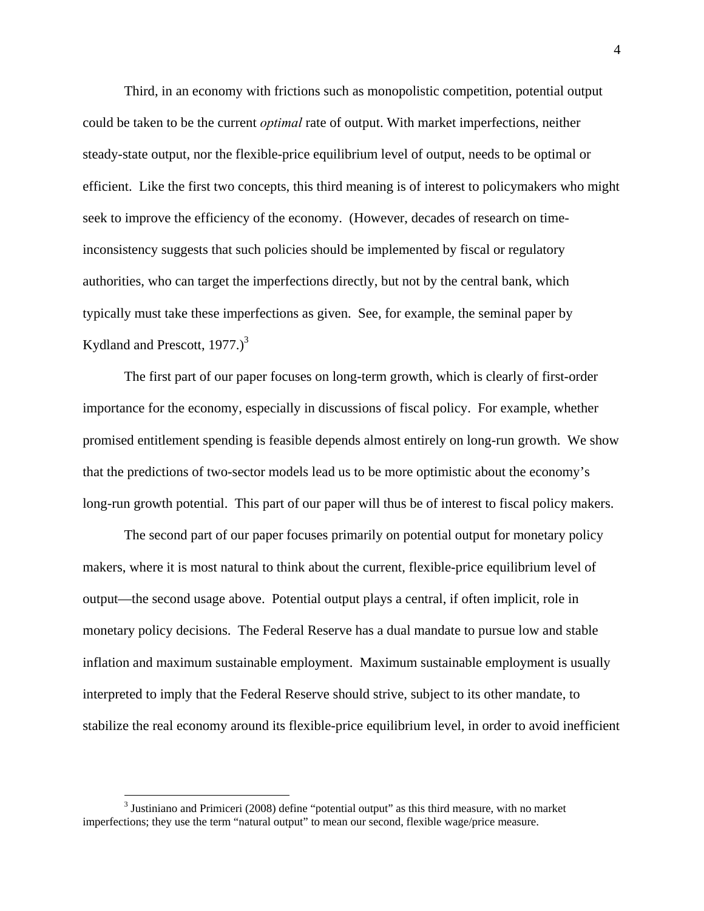Third, in an economy with frictions such as monopolistic competition, potential output could be taken to be the current *optimal* rate of output. With market imperfections, neither steady-state output, nor the flexible-price equilibrium level of output, needs to be optimal or efficient. Like the first two concepts, this third meaning is of interest to policymakers who might seek to improve the efficiency of the economy. (However, decades of research on time-inconsistency suggests that such policies should be implemented by fiscal or regulatory authorities, who can target the imperfections directly, but not by the central bank, which typically must take these imperfections as given. See, for example, the seminal paper by Kydland and Prescott, 1977.)[3]

The first part of our paper focuses on long-term growth, which is clearly of first-order importance for the economy, especially in discussions of fiscal policy. For example, whether promised entitlement spending is feasible depends almost entirely on long-run growth. We show that the predictions of two-sector models lead us to be more optimistic about the economy's long-run growth potential. This part of our paper will thus be of interest to fiscal policy makers.

The second part of our paper focuses primarily on potential output for monetary policy makers, where it is most natural to think about the current, flexible-price equilibrium level of output—the second usage above. Potential output plays a central, if often implicit, role in monetary policy decisions. The Federal Reserve has a dual mandate to pursue low and stable inflation and maximum sustainable employment. Maximum sustainable employment is usually interpreted to imply that the Federal Reserve should strive, subject to its other mandate, to stabilize the real economy around its flexible-price equilibrium level, in order to avoid inefficient

[3] Justiniano and Primiceri (2008) define "potential output" as this third measure, with no market imperfections; they use the term "natural output" to mean our second, flexible wage/price measure.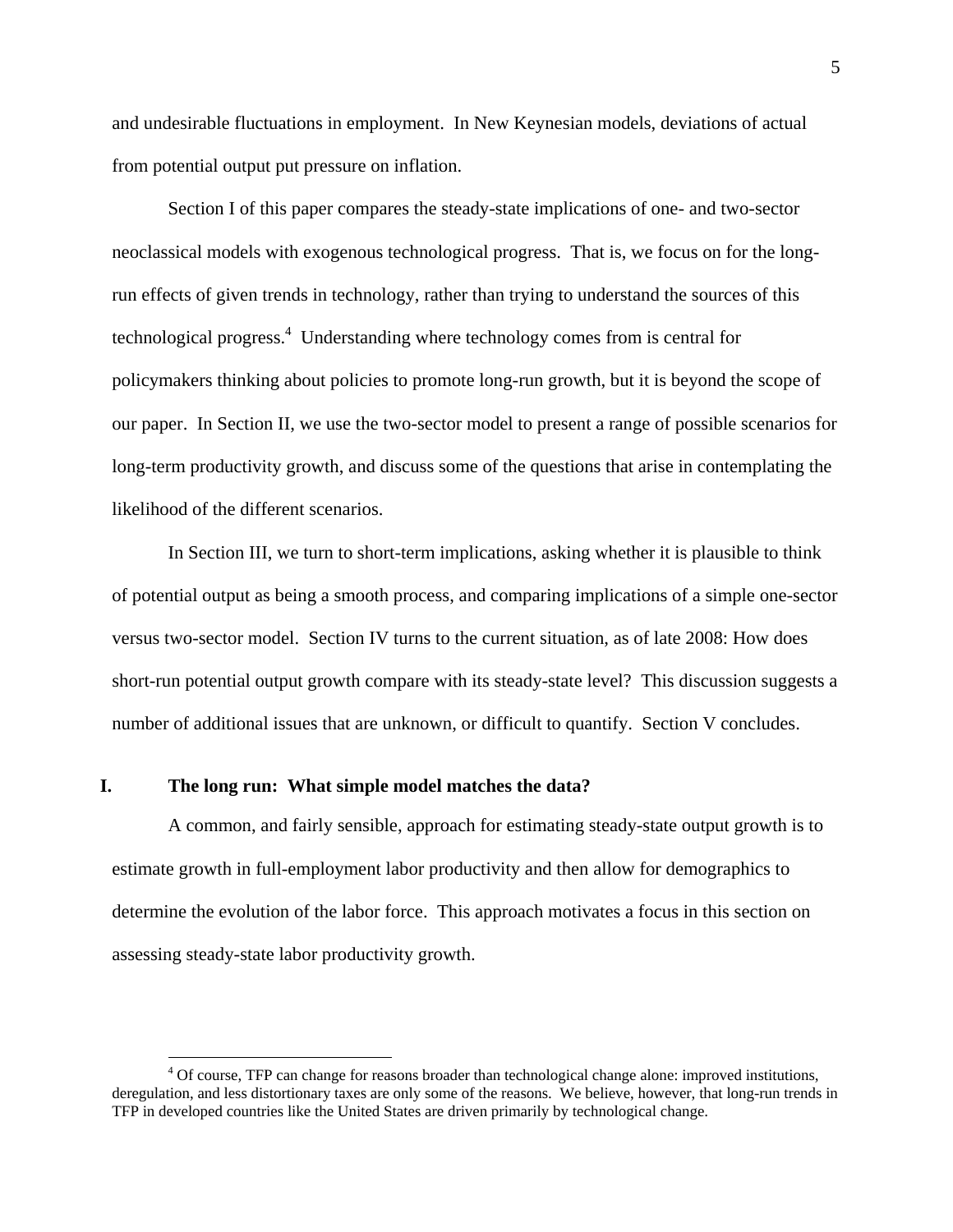and undesirable fluctuations in employment. In New Keynesian models, deviations of actual from potential output put pressure on inflation.

Section I of this paper compares the steady-state implications of one- and two-sector neoclassical models with exogenous technological progress. That is, we focus on for the long-run effects of given trends in technology, rather than trying to understand the sources of this technological progress.[4] Understanding where technology comes from is central for policymakers thinking about policies to promote long-run growth, but it is beyond the scope of our paper. In Section II, we use the two-sector model to present a range of possible scenarios for long-term productivity growth, and discuss some of the questions that arise in contemplating the likelihood of the different scenarios.

In Section III, we turn to short-term implications, asking whether it is plausible to think of potential output as being a smooth process, and comparing implications of a simple one-sector versus two-sector model. Section IV turns to the current situation, as of late 2008: How does short-run potential output growth compare with its steady-state level? This discussion suggests a number of additional issues that are unknown, or difficult to quantify. Section V concludes.

## I. The long run: What simple model matches the data?

A common, and fairly sensible, approach for estimating steady-state output growth is to estimate growth in full-employment labor productivity and then allow for demographics to determine the evolution of the labor force. This approach motivates a focus in this section on assessing steady-state labor productivity growth.

---

[4] Of course, TFP can change for reasons broader than technological change alone: improved institutions, deregulation, and less distortionary taxes are only some of the reasons. We believe, however, that long-run trends in TFP in developed countries like the United States are driven primarily by technological change.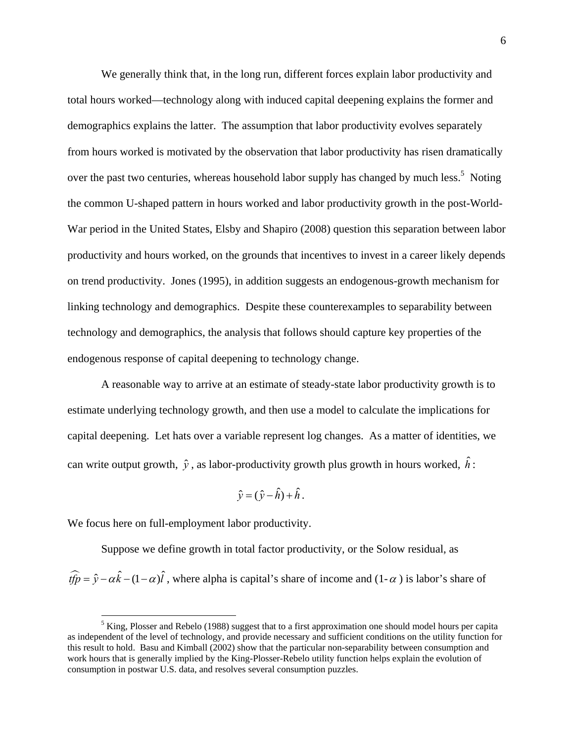We generally think that, in the long run, different forces explain labor productivity and total hours worked—technology along with induced capital deepening explains the former and demographics explains the latter. The assumption that labor productivity evolves separately from hours worked is motivated by the observation that labor productivity has risen dramatically over the past two centuries, whereas household labor supply has changed by much less.[5] Noting the common U-shaped pattern in hours worked and labor productivity growth in the post-World-War period in the United States, Elsby and Shapiro (2008) question this separation between labor productivity and hours worked, on the grounds that incentives to invest in a career likely depends on trend productivity. Jones (1995), in addition suggests an endogenous-growth mechanism for linking technology and demographics. Despite these counterexamples to separability between technology and demographics, the analysis that follows should capture key properties of the endogenous response of capital deepening to technology change.

A reasonable way to arrive at an estimate of steady-state labor productivity growth is to estimate underlying technology growth, and then use a model to calculate the implications for capital deepening. Let hats over a variable represent log changes. As a matter of identities, we can write output growth, $\hat{y}$, as labor-productivity growth plus growth in hours worked, $\hat{h}$:

$$\hat{y} = (\hat{y} - \hat{h}) + \hat{h}.$$

We focus here on full-employment labor productivity.

Suppose we define growth in total factor productivity, or the Solow residual, as $\widehat{tfp} = \hat{y} - \alpha\hat{k} - (1-\alpha)\hat{l}$, where alpha is capital's share of income and $(1-\alpha)$ is labor's share of

---

[5] King, Plosser and Rebelo (1988) suggest that to a first approximation one should model hours per capita as independent of the level of technology, and provide necessary and sufficient conditions on the utility function for this result to hold. Basu and Kimball (2002) show that the particular non-separability between consumption and work hours that is generally implied by the King-Plosser-Rebelo utility function helps explain the evolution of consumption in postwar U.S. data, and resolves several consumption puzzles.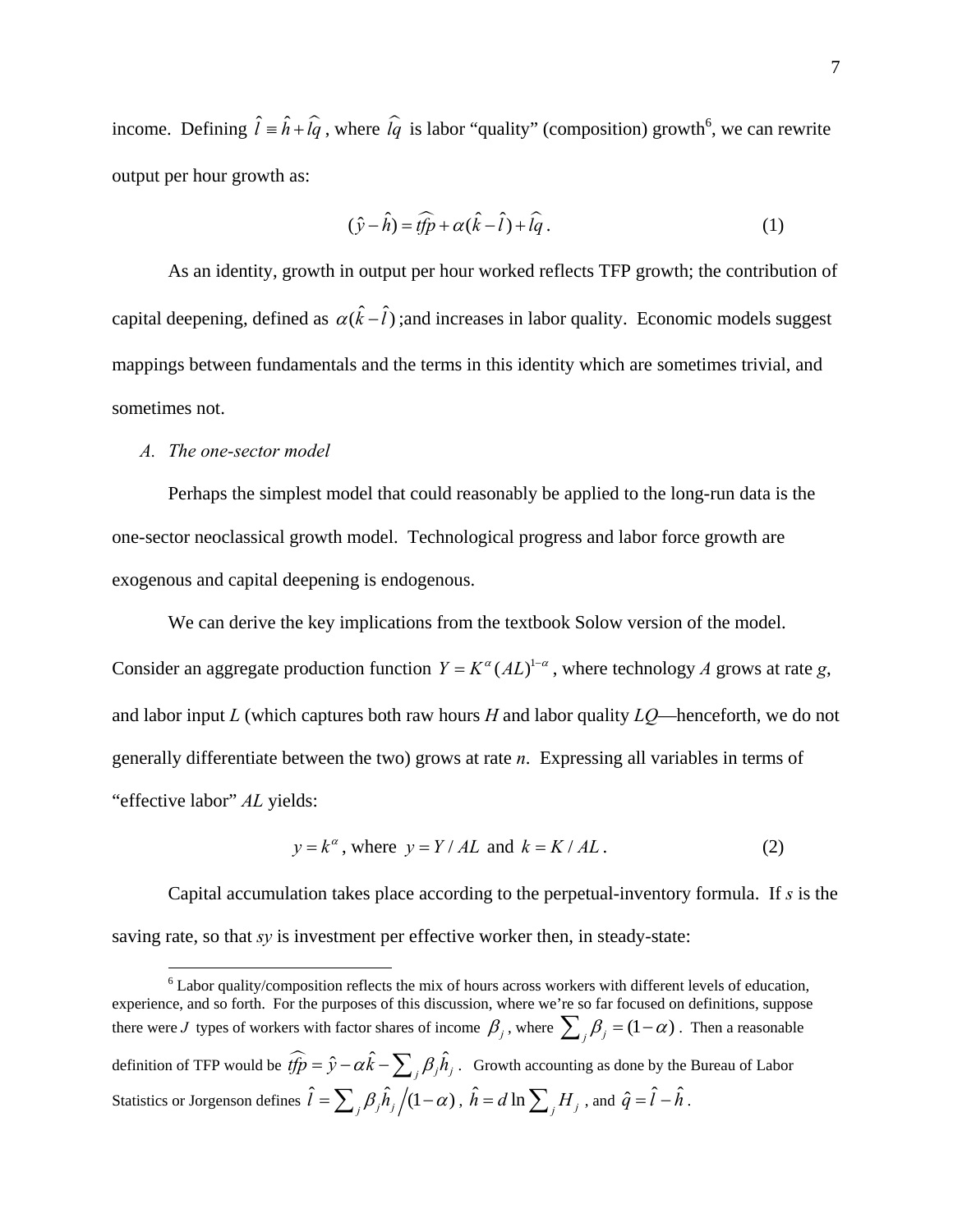income. Defining $\hat{l} \equiv \hat{h} + \widehat{lq}$, where $\widehat{lq}$ is labor "quality" (composition) growth[6], we can rewrite output per hour growth as:

$$(\hat{y} - \hat{h}) = \widehat{tfp} + \alpha(\hat{k} - \hat{l}) + \widehat{lq}. \tag{1}$$

As an identity, growth in output per hour worked reflects TFP growth; the contribution of capital deepening, defined as $\alpha(\hat{k} - \hat{l})$ ;and increases in labor quality. Economic models suggest mappings between fundamentals and the terms in this identity which are sometimes trivial, and sometimes not.

### A. *The one-sector model*

Perhaps the simplest model that could reasonably be applied to the long-run data is the one-sector neoclassical growth model. Technological progress and labor force growth are exogenous and capital deepening is endogenous.

We can derive the key implications from the textbook Solow version of the model. Consider an aggregate production function $Y = K^{\alpha}(AL)^{1-\alpha}$, where technology *A* grows at rate *g*, and labor input *L* (which captures both raw hours *H* and labor quality *LQ*—henceforth, we do not generally differentiate between the two) grows at rate *n*. Expressing all variables in terms of "effective labor" *AL* yields:

$$y = k^{\alpha}, \text{ where } y = Y/AL \text{ and } k = K/AL. \tag{2}$$

Capital accumulation takes place according to the perpetual-inventory formula. If *s* is the saving rate, so that *sy* is investment per effective worker then, in steady-state:

---

[6] Labor quality/composition reflects the mix of hours across workers with different levels of education, experience, and so forth. For the purposes of this discussion, where we're so far focused on definitions, suppose there were $J$ types of workers with factor shares of income $\beta_j$, where $\sum_j \beta_j = (1-\alpha)$. Then a reasonable definition of TFP would be $\widehat{tfp} = \hat{y} - \alpha\hat{k} - \sum_j \beta_j \hat{h}_j$. Growth accounting as done by the Bureau of Labor Statistics or Jorgenson defines $\hat{l} = \sum_j \beta_j \hat{h}_j \big/ (1-\alpha)$, $\hat{h} = d \ln \sum_j H_j$, and $\hat{q} = \hat{l} - \hat{h}$.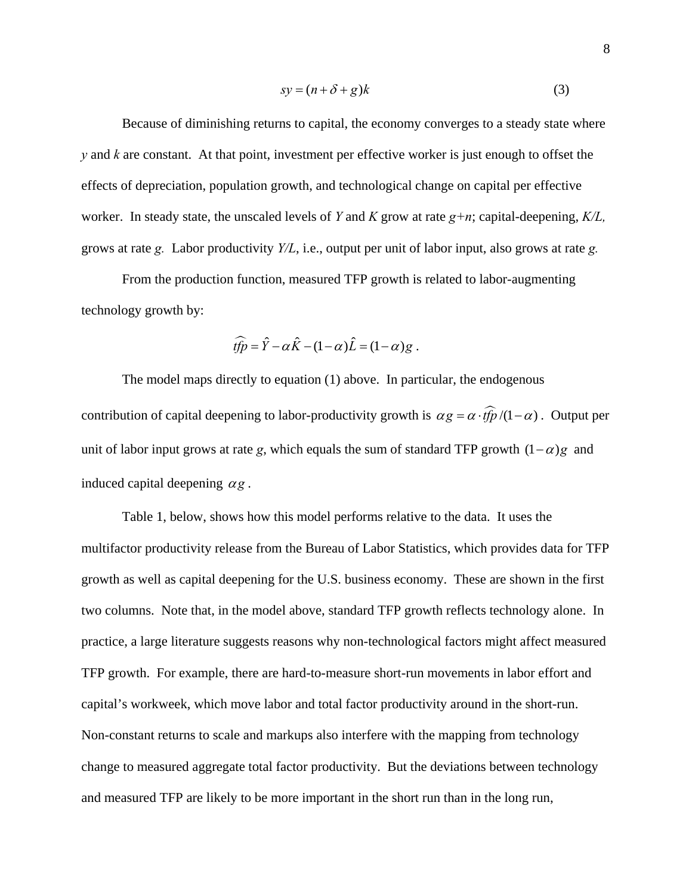$$sy = (n + \delta + g)k \tag{3}$$

Because of diminishing returns to capital, the economy converges to a steady state where *y* and *k* are constant. At that point, investment per effective worker is just enough to offset the effects of depreciation, population growth, and technological change on capital per effective worker. In steady state, the unscaled levels of *Y* and *K* grow at rate *g+n*; capital-deepening, *K/L*, grows at rate *g*. Labor productivity *Y/L*, i.e., output per unit of labor input, also grows at rate *g*.

From the production function, measured TFP growth is related to labor-augmenting technology growth by:

$$\widehat{tfp} = \hat{Y} - \alpha \hat{K} - (1-\alpha)\hat{L} = (1-\alpha)g \ .$$

The model maps directly to equation (1) above. In particular, the endogenous contribution of capital deepening to labor-productivity growth is $\alpha g = \alpha \cdot \widehat{tfp}/(1-\alpha)$. Output per unit of labor input grows at rate *g*, which equals the sum of standard TFP growth $(1-\alpha)g$ and induced capital deepening $\alpha g$.

Table 1, below, shows how this model performs relative to the data. It uses the multifactor productivity release from the Bureau of Labor Statistics, which provides data for TFP growth as well as capital deepening for the U.S. business economy. These are shown in the first two columns. Note that, in the model above, standard TFP growth reflects technology alone. In practice, a large literature suggests reasons why non-technological factors might affect measured TFP growth. For example, there are hard-to-measure short-run movements in labor effort and capital's workweek, which move labor and total factor productivity around in the short-run. Non-constant returns to scale and markups also interfere with the mapping from technology change to measured aggregate total factor productivity. But the deviations between technology and measured TFP are likely to be more important in the short run than in the long run,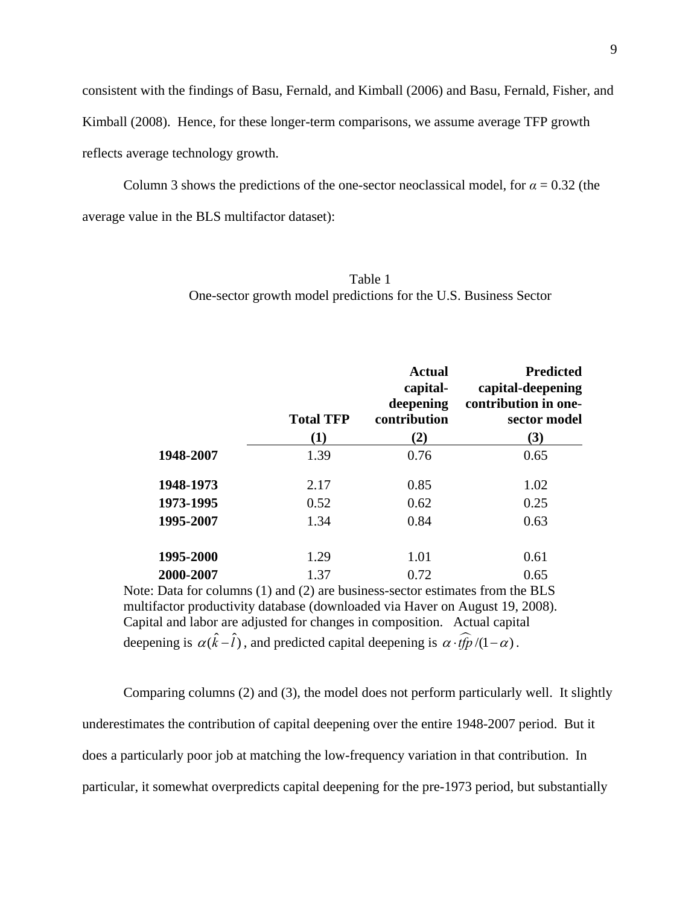consistent with the findings of Basu, Fernald, and Kimball (2006) and Basu, Fernald, Fisher, and Kimball (2008). Hence, for these longer-term comparisons, we assume average TFP growth reflects average technology growth.

Column 3 shows the predictions of the one-sector neoclassical model, for $\alpha = 0.32$ (the average value in the BLS multifactor dataset):

Table 1
One-sector growth model predictions for the U.S. Business Sector

| | Total TFP (1) | Actual capital-deepening contribution (2) | Predicted capital-deepening contribution in one-sector model (3) |
|---|---|---|---|
| **1948-2007** | 1.39 | 0.76 | 0.65 |
| **1948-1973** | 2.17 | 0.85 | 1.02 |
| **1973-1995** | 0.52 | 0.62 | 0.25 |
| **1995-2007** | 1.34 | 0.84 | 0.63 |
| **1995-2000** | 1.29 | 1.01 | 0.61 |
| **2000-2007** | 1.37 | 0.72 | 0.65 |

Note: Data for columns (1) and (2) are business-sector estimates from the BLS multifactor productivity database (downloaded via Haver on August 19, 2008). Capital and labor are adjusted for changes in composition. Actual capital deepening is $\alpha(\hat{k}-\hat{l})$, and predicted capital deepening is $\alpha \cdot \widehat{tfp}/(1-\alpha)$.

Comparing columns (2) and (3), the model does not perform particularly well. It slightly underestimates the contribution of capital deepening over the entire 1948-2007 period. But it does a particularly poor job at matching the low-frequency variation in that contribution. In particular, it somewhat overpredicts capital deepening for the pre-1973 period, but substantially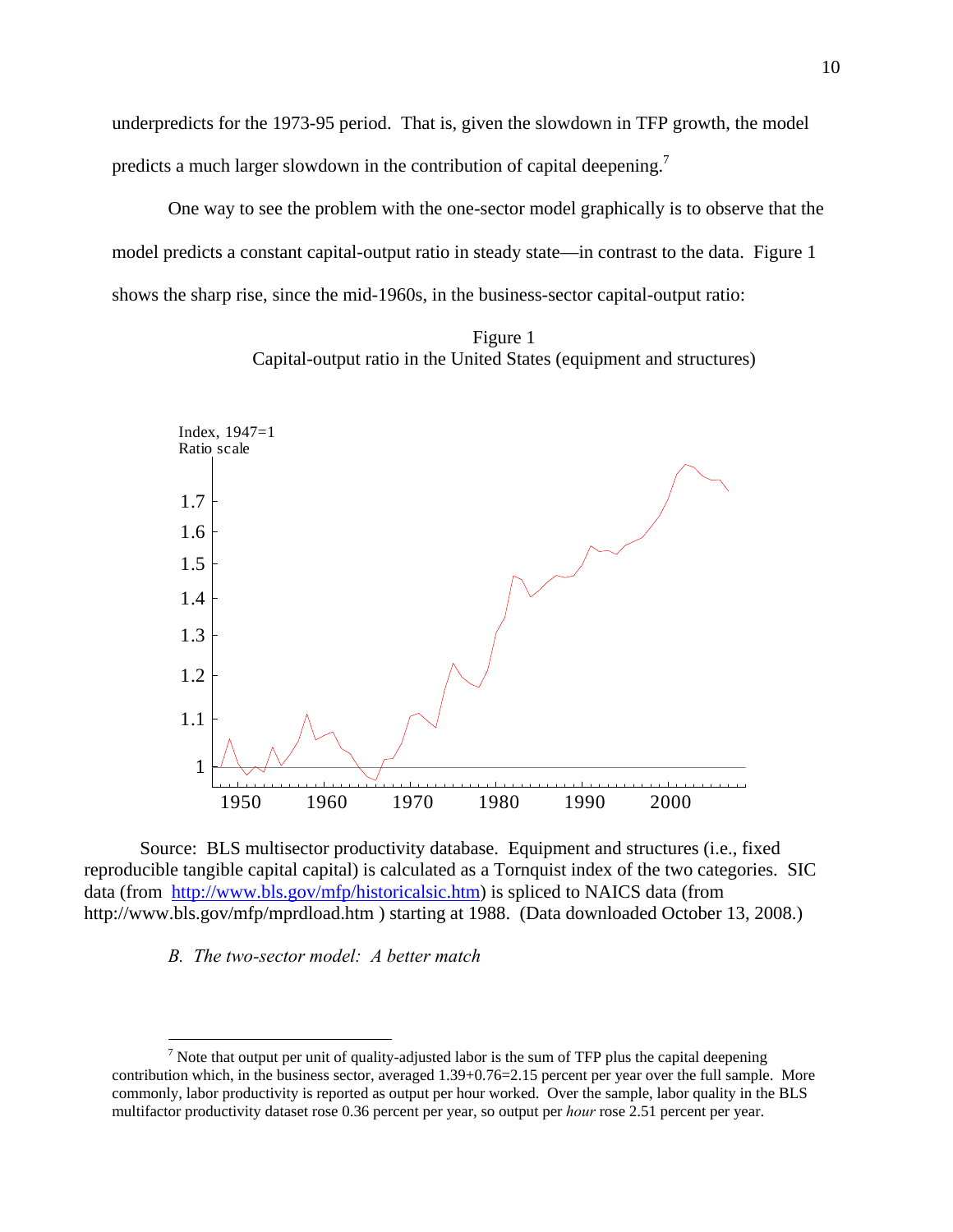underpredicts for the 1973-95 period. That is, given the slowdown in TFP growth, the model predicts a much larger slowdown in the contribution of capital deepening.[7]

One way to see the problem with the one-sector model graphically is to observe that the model predicts a constant capital-output ratio in steady state—in contrast to the data. Figure 1 shows the sharp rise, since the mid-1960s, in the business-sector capital-output ratio:

Figure 1
Capital-output ratio in the United States (equipment and structures)

Source: BLS multisector productivity database. Equipment and structures (i.e., fixed reproducible tangible capital capital) is calculated as a Tornquist index of the two categories. SIC data (from http://www.bls.gov/mfp/historicalsic.htm) is spliced to NAICS data (from http://www.bls.gov/mfp/mprdload.htm ) starting at 1988. (Data downloaded October 13, 2008.)

*B. The two-sector model: A better match*

[7] Note that output per unit of quality-adjusted labor is the sum of TFP plus the capital deepening contribution which, in the business sector, averaged 1.39+0.76=2.15 percent per year over the full sample. More commonly, labor productivity is reported as output per hour worked. Over the sample, labor quality in the BLS multifactor productivity dataset rose 0.36 percent per year, so output per *hour* rose 2.51 percent per year.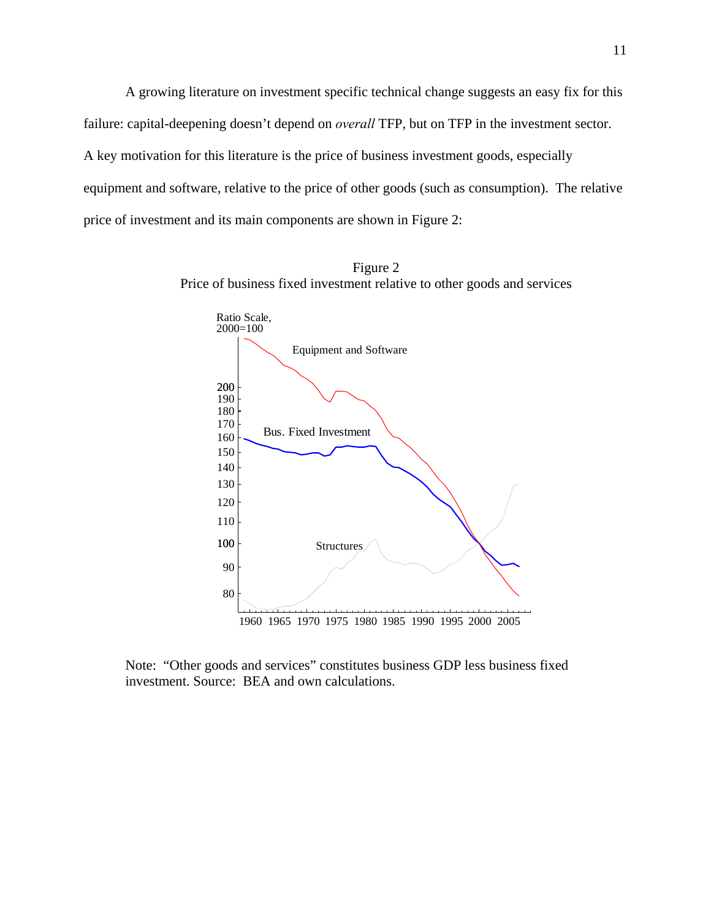A growing literature on investment specific technical change suggests an easy fix for this failure: capital-deepening doesn't depend on *overall* TFP, but on TFP in the investment sector. A key motivation for this literature is the price of business investment goods, especially equipment and software, relative to the price of other goods (such as consumption). The relative price of investment and its main components are shown in Figure 2:

Figure 2
Price of business fixed investment relative to other goods and services

Note: "Other goods and services" constitutes business GDP less business fixed investment. Source: BEA and own calculations.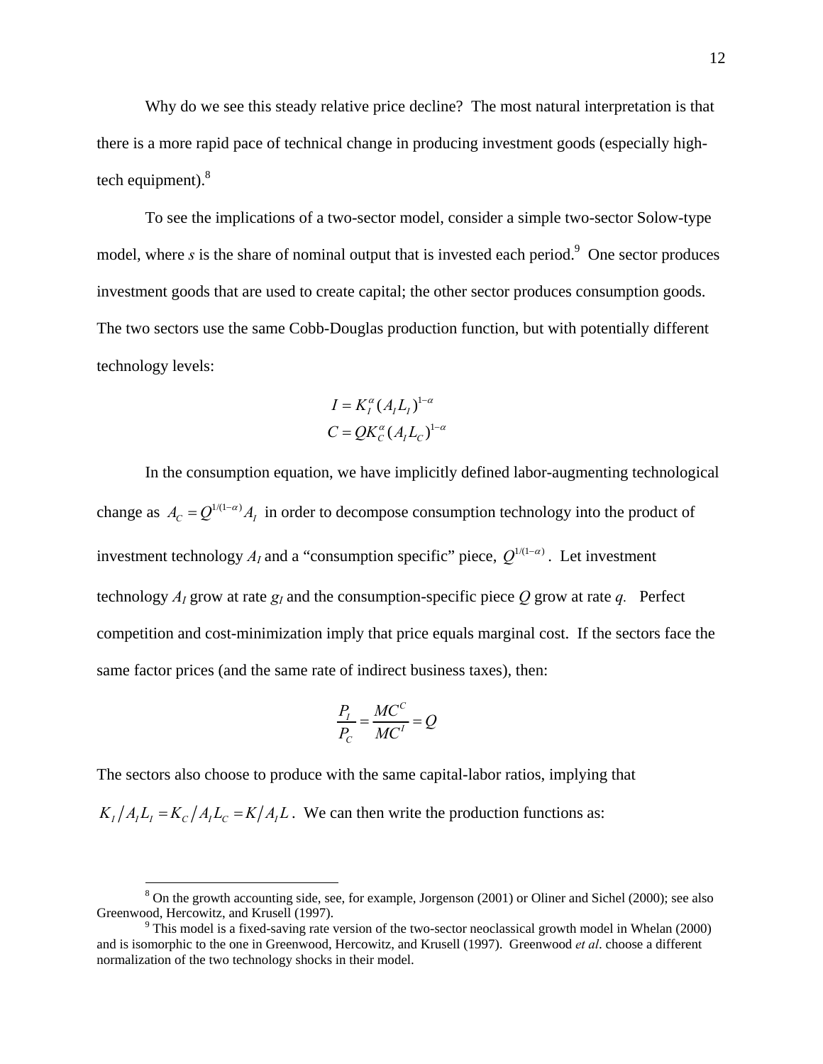Why do we see this steady relative price decline? The most natural interpretation is that there is a more rapid pace of technical change in producing investment goods (especially high-tech equipment).[8]

To see the implications of a two-sector model, consider a simple two-sector Solow-type model, where $s$ is the share of nominal output that is invested each period.[9] One sector produces investment goods that are used to create capital; the other sector produces consumption goods. The two sectors use the same Cobb-Douglas production function, but with potentially different technology levels:

$$I = K_I^{\alpha}(A_I L_I)^{1-\alpha}$$
$$C = QK_C^{\alpha}(A_I L_C)^{1-\alpha}$$

In the consumption equation, we have implicitly defined labor-augmenting technological change as $A_C = Q^{1/(1-\alpha)}A_I$ in order to decompose consumption technology into the product of investment technology $A_I$ and a "consumption specific" piece, $Q^{1/(1-\alpha)}$. Let investment technology $A_I$ grow at rate $g_I$ and the consumption-specific piece $Q$ grow at rate $q$. Perfect competition and cost-minimization imply that price equals marginal cost. If the sectors face the same factor prices (and the same rate of indirect business taxes), then:

$$\frac{P_I}{P_C} = \frac{MC^C}{MC^I} = Q$$

The sectors also choose to produce with the same capital-labor ratios, implying that $K_I / A_I L_I = K_C / A_I L_C = K / A_I L$. We can then write the production functions as:

[8] On the growth accounting side, see, for example, Jorgenson (2001) or Oliner and Sichel (2000); see also Greenwood, Hercowitz, and Krusell (1997).

[9] This model is a fixed-saving rate version of the two-sector neoclassical growth model in Whelan (2000) and is isomorphic to the one in Greenwood, Hercowitz, and Krusell (1997). Greenwood *et al*. choose a different normalization of the two technology shocks in their model.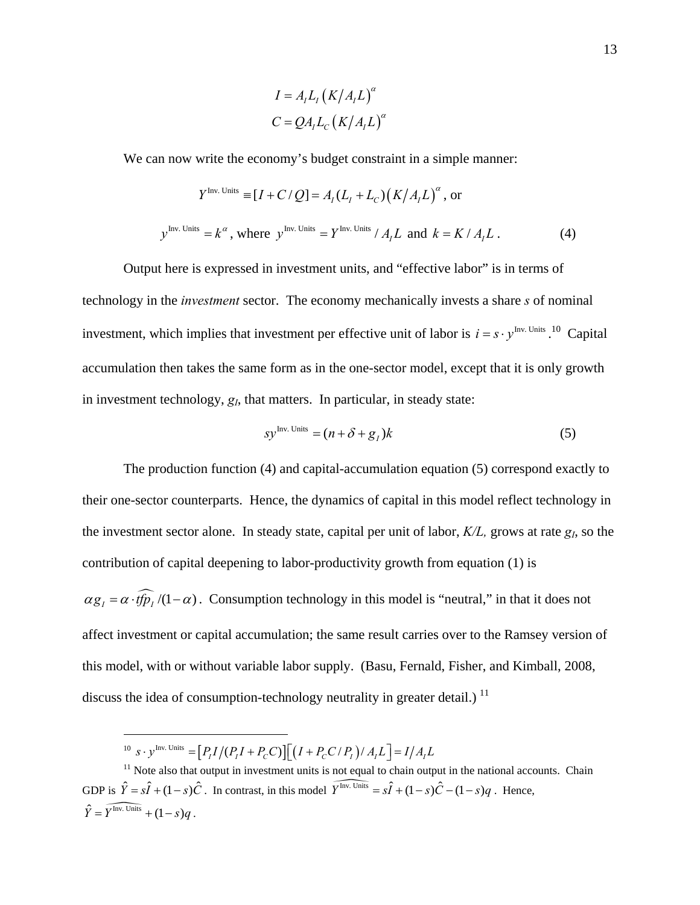$$I = A_I L_I \left(K/A_I L\right)^{\alpha}$$
$$C = Q A_I L_C \left(K/A_I L\right)^{\alpha}$$

We can now write the economy's budget constraint in a simple manner:

$$Y^{\text{Inv. Units}} \equiv [I + C/Q] = A_I (L_I + L_C)\left(K/A_I L\right)^{\alpha}, \text{ or}$$

$$y^{\text{Inv. Units}} = k^{\alpha}, \text{ where } y^{\text{Inv. Units}} = Y^{\text{Inv. Units}} / A_I L \text{ and } k = K / A_I L . \tag{4}$$

Output here is expressed in investment units, and "effective labor" is in terms of technology in the *investment* sector. The economy mechanically invests a share *s* of nominal investment, which implies that investment per effective unit of labor is $i = s \cdot y^{\text{Inv. Units}}$.[10] Capital accumulation then takes the same form as in the one-sector model, except that it is only growth in investment technology, $g_I$, that matters. In particular, in steady state:

$$s y^{\text{Inv. Units}} = (n + \delta + g_I)k \tag{5}$$

The production function (4) and capital-accumulation equation (5) correspond exactly to their one-sector counterparts. Hence, the dynamics of capital in this model reflect technology in the investment sector alone. In steady state, capital per unit of labor, *K/L,* grows at rate $g_I$, so the contribution of capital deepening to labor-productivity growth from equation (1) is $\alpha g_I = \alpha \cdot \widehat{tfp_I} /(1-\alpha)$. Consumption technology in this model is "neutral," in that it does not affect investment or capital accumulation; the same result carries over to the Ramsey version of this model, with or without variable labor supply. (Basu, Fernald, Fisher, and Kimball, 2008, discuss the idea of consumption-technology neutrality in greater detail.)[11]

---

[10] $s \cdot y^{\text{Inv. Units}} = \left[P_I I / (P_I I + P_C C)\right]\left[\left(I + P_C C / P_I\right) / A_I L\right] = I / A_I L$

[11] Note also that output in investment units is not equal to chain output in the national accounts. Chain GDP is $\hat{Y} = s\hat{I} + (1-s)\hat{C}$. In contrast, in this model $\widehat{Y^{\text{Inv. Units}}} = s\hat{I} + (1-s)\hat{C} - (1-s)q$. Hence, $\hat{Y} = \widehat{Y^{\text{Inv. Units}}} + (1-s)q$.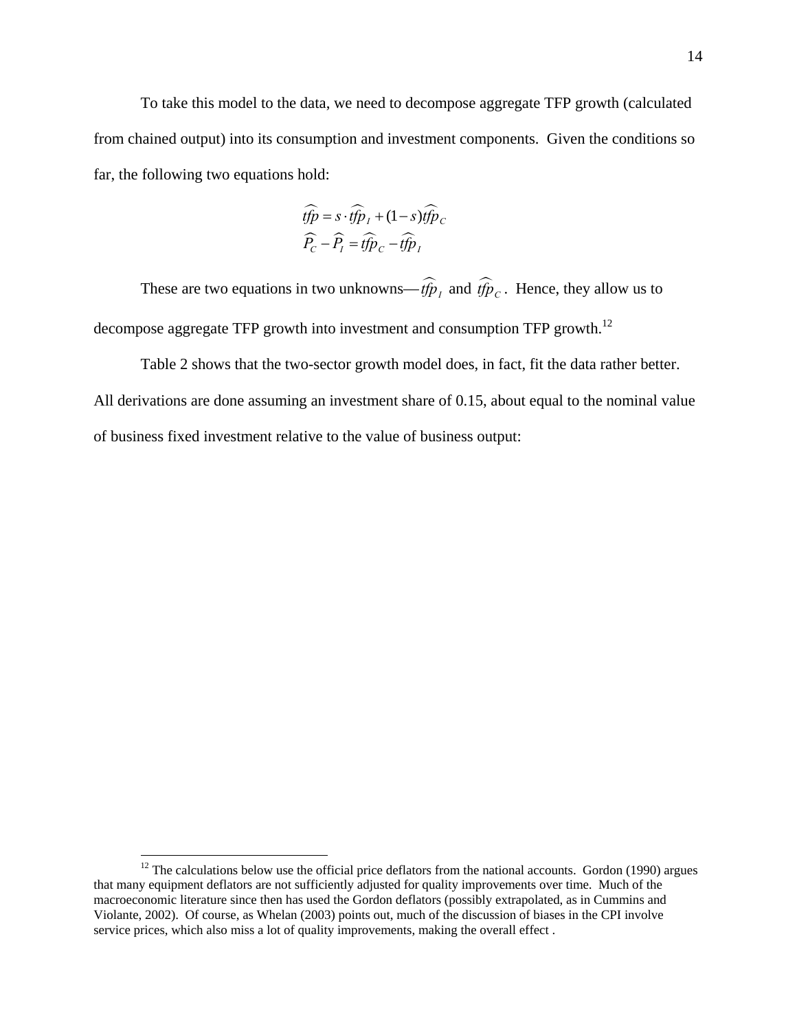To take this model to the data, we need to decompose aggregate TFP growth (calculated from chained output) into its consumption and investment components. Given the conditions so far, the following two equations hold:

$$\widehat{tfp} = s \cdot \widehat{tfp}_I + (1-s)\widehat{tfp}_C$$

$$\widehat{P}_C - \widehat{P}_I = \widehat{tfp}_C - \widehat{tfp}_I$$

These are two equations in two unknowns—$\widehat{tfp}_I$ and $\widehat{tfp}_C$. Hence, they allow us to decompose aggregate TFP growth into investment and consumption TFP growth.[12]

Table 2 shows that the two-sector growth model does, in fact, fit the data rather better. All derivations are done assuming an investment share of 0.15, about equal to the nominal value of business fixed investment relative to the value of business output:

[12] The calculations below use the official price deflators from the national accounts. Gordon (1990) argues that many equipment deflators are not sufficiently adjusted for quality improvements over time. Much of the macroeconomic literature since then has used the Gordon deflators (possibly extrapolated, as in Cummins and Violante, 2002). Of course, as Whelan (2003) points out, much of the discussion of biases in the CPI involve service prices, which also miss a lot of quality improvements, making the overall effect .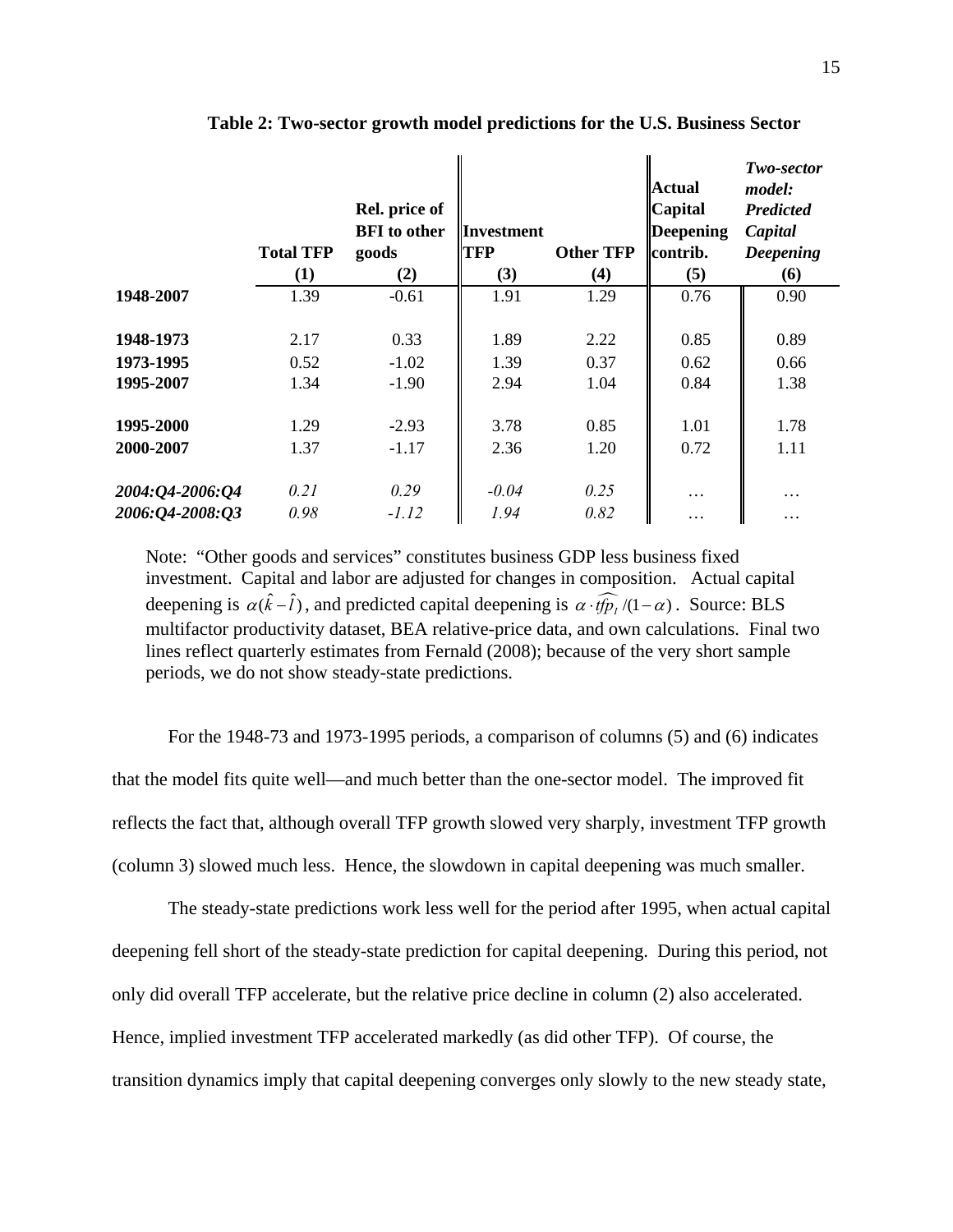**Table 2: Two-sector growth model predictions for the U.S. Business Sector**

| | Total TFP (1) | Rel. price of BFI to other goods (2) | Investment TFP (3) | Other TFP (4) | Actual Capital Deepening contrib. (5) | *Two-sector model: Predicted Capital Deepening* (6) |
|---|---|---|---|---|---|---|
| 1948-2007 | 1.39 | -0.61 | 1.91 | 1.29 | 0.76 | 0.90 |
| 1948-1973 | 2.17 | 0.33 | 1.89 | 2.22 | 0.85 | 0.89 |
| 1973-1995 | 0.52 | -1.02 | 1.39 | 0.37 | 0.62 | 0.66 |
| 1995-2007 | 1.34 | -1.90 | 2.94 | 1.04 | 0.84 | 1.38 |
| 1995-2000 | 1.29 | -2.93 | 3.78 | 0.85 | 1.01 | 1.78 |
| 2000-2007 | 1.37 | -1.17 | 2.36 | 1.20 | 0.72 | 1.11 |
| *2004:Q4-2006:Q4* | *0.21* | *0.29* | *-0.04* | *0.25* | … | … |
| *2006:Q4-2008:Q3* | *0.98* | *-1.12* | *1.94* | *0.82* | … | … |

Note: "Other goods and services" constitutes business GDP less business fixed investment. Capital and labor are adjusted for changes in composition. Actual capital deepening is $\alpha(\hat{k}-\hat{l})$, and predicted capital deepening is $\alpha \cdot \widehat{tfp_I}/(1-\alpha)$. Source: BLS multifactor productivity dataset, BEA relative-price data, and own calculations. Final two lines reflect quarterly estimates from Fernald (2008); because of the very short sample periods, we do not show steady-state predictions.

For the 1948-73 and 1973-1995 periods, a comparison of columns (5) and (6) indicates that the model fits quite well—and much better than the one-sector model. The improved fit reflects the fact that, although overall TFP growth slowed very sharply, investment TFP growth (column 3) slowed much less. Hence, the slowdown in capital deepening was much smaller.

The steady-state predictions work less well for the period after 1995, when actual capital deepening fell short of the steady-state prediction for capital deepening. During this period, not only did overall TFP accelerate, but the relative price decline in column (2) also accelerated. Hence, implied investment TFP accelerated markedly (as did other TFP). Of course, the transition dynamics imply that capital deepening converges only slowly to the new steady state,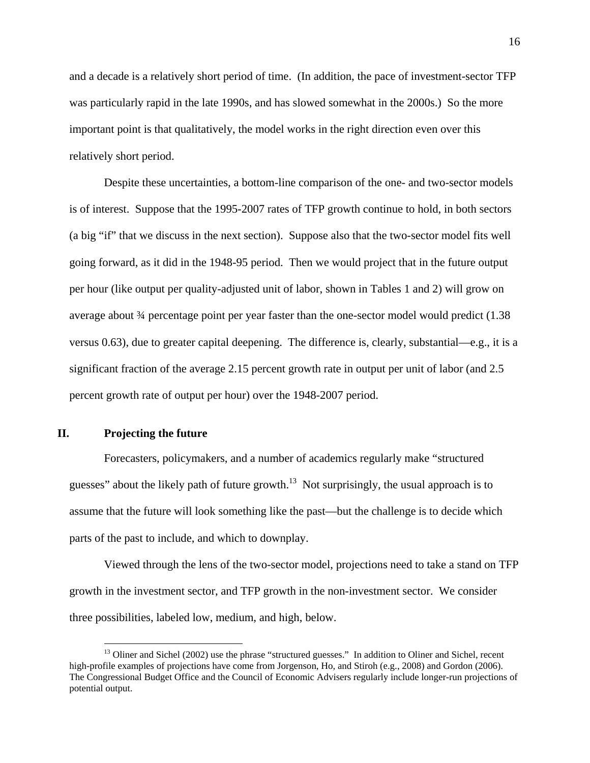and a decade is a relatively short period of time. (In addition, the pace of investment-sector TFP was particularly rapid in the late 1990s, and has slowed somewhat in the 2000s.) So the more important point is that qualitatively, the model works in the right direction even over this relatively short period.

Despite these uncertainties, a bottom-line comparison of the one- and two-sector models is of interest. Suppose that the 1995-2007 rates of TFP growth continue to hold, in both sectors (a big "if" that we discuss in the next section). Suppose also that the two-sector model fits well going forward, as it did in the 1948-95 period. Then we would project that in the future output per hour (like output per quality-adjusted unit of labor, shown in Tables 1 and 2) will grow on average about ¾ percentage point per year faster than the one-sector model would predict (1.38 versus 0.63), due to greater capital deepening. The difference is, clearly, substantial—e.g., it is a significant fraction of the average 2.15 percent growth rate in output per unit of labor (and 2.5 percent growth rate of output per hour) over the 1948-2007 period.

## II. Projecting the future

Forecasters, policymakers, and a number of academics regularly make "structured guesses" about the likely path of future growth.[13] Not surprisingly, the usual approach is to assume that the future will look something like the past—but the challenge is to decide which parts of the past to include, and which to downplay.

Viewed through the lens of the two-sector model, projections need to take a stand on TFP growth in the investment sector, and TFP growth in the non-investment sector. We consider three possibilities, labeled low, medium, and high, below.

[13] Oliner and Sichel (2002) use the phrase "structured guesses." In addition to Oliner and Sichel, recent high-profile examples of projections have come from Jorgenson, Ho, and Stiroh (e.g., 2008) and Gordon (2006). The Congressional Budget Office and the Council of Economic Advisers regularly include longer-run projections of potential output.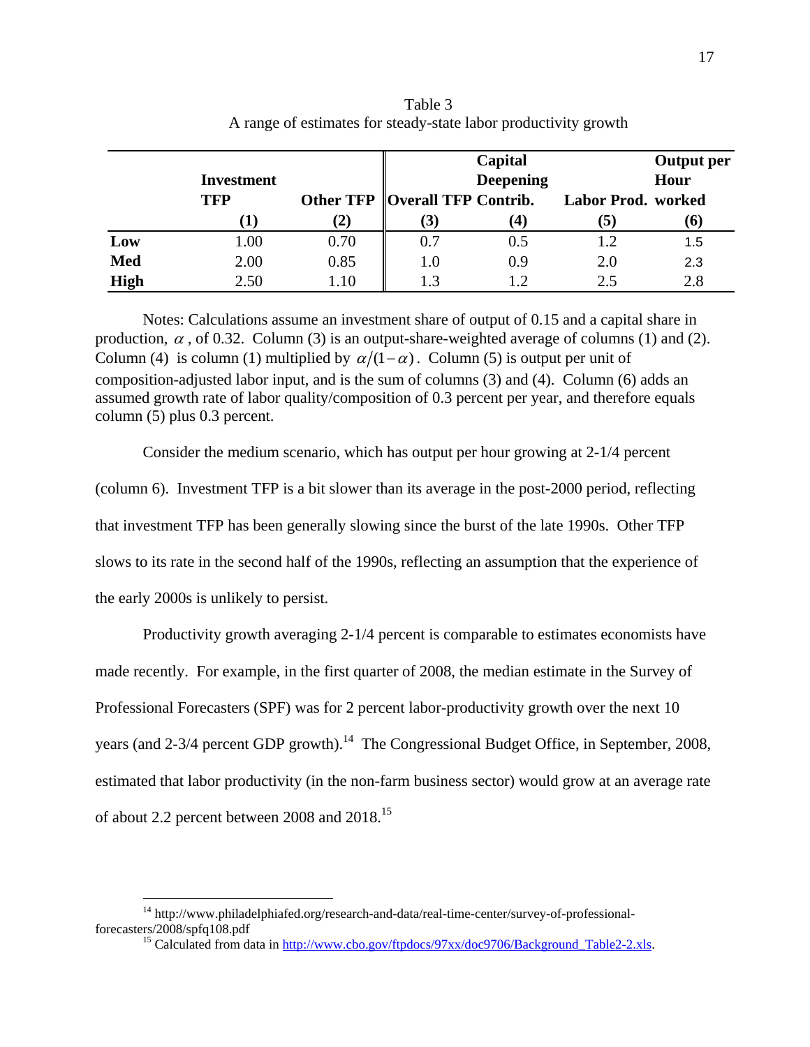Table 3
A range of estimates for steady-state labor productivity growth

| | Investment TFP | Other TFP | Overall TFP | Capital Deepening Contrib. | Labor Prod. | Output per Hour worked |
|---|---|---|---|---|---|---|
| | (1) | (2) | (3) | (4) | (5) | (6) |
| **Low** | 1.00 | 0.70 | 0.7 | 0.5 | 1.2 | 1.5 |
| **Med** | 2.00 | 0.85 | 1.0 | 0.9 | 2.0 | 2.3 |
| **High** | 2.50 | 1.10 | 1.3 | 1.2 | 2.5 | 2.8 |

Notes: Calculations assume an investment share of output of 0.15 and a capital share in production, $\alpha$, of 0.32. Column (3) is an output-share-weighted average of columns (1) and (2). Column (4) is column (1) multiplied by $\alpha/(1-\alpha)$. Column (5) is output per unit of composition-adjusted labor input, and is the sum of columns (3) and (4). Column (6) adds an assumed growth rate of labor quality/composition of 0.3 percent per year, and therefore equals column (5) plus 0.3 percent.

Consider the medium scenario, which has output per hour growing at 2-1/4 percent (column 6). Investment TFP is a bit slower than its average in the post-2000 period, reflecting that investment TFP has been generally slowing since the burst of the late 1990s. Other TFP slows to its rate in the second half of the 1990s, reflecting an assumption that the experience of the early 2000s is unlikely to persist.

Productivity growth averaging 2-1/4 percent is comparable to estimates economists have made recently. For example, in the first quarter of 2008, the median estimate in the Survey of Professional Forecasters (SPF) was for 2 percent labor-productivity growth over the next 10 years (and 2-3/4 percent GDP growth).[14] The Congressional Budget Office, in September, 2008, estimated that labor productivity (in the non-farm business sector) would grow at an average rate of about 2.2 percent between 2008 and 2018.[15]

[14] http://www.philadelphiafed.org/research-and-data/real-time-center/survey-of-professional-forecasters/2008/spfq108.pdf

[15] Calculated from data in http://www.cbo.gov/ftpdocs/97xx/doc9706/Background_Table2-2.xls.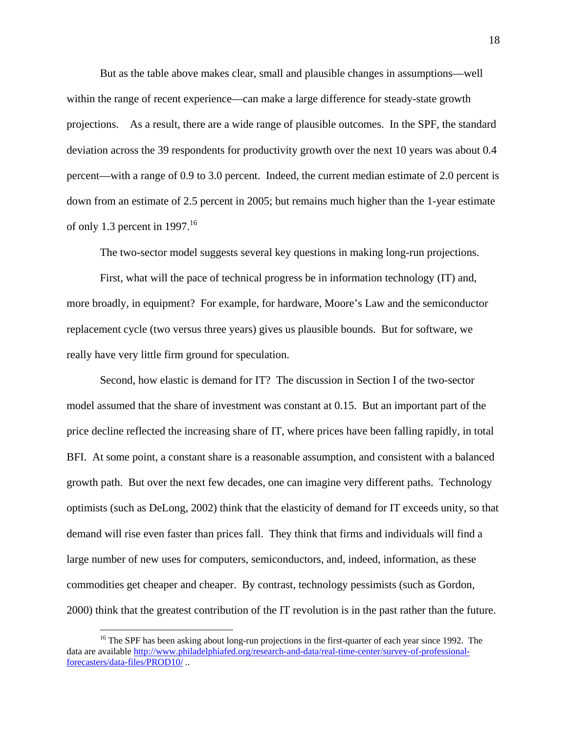But as the table above makes clear, small and plausible changes in assumptions—well within the range of recent experience—can make a large difference for steady-state growth projections. As a result, there are a wide range of plausible outcomes. In the SPF, the standard deviation across the 39 respondents for productivity growth over the next 10 years was about 0.4 percent—with a range of 0.9 to 3.0 percent. Indeed, the current median estimate of 2.0 percent is down from an estimate of 2.5 percent in 2005; but remains much higher than the 1-year estimate of only 1.3 percent in 1997.[16]

The two-sector model suggests several key questions in making long-run projections.

First, what will the pace of technical progress be in information technology (IT) and, more broadly, in equipment? For example, for hardware, Moore's Law and the semiconductor replacement cycle (two versus three years) gives us plausible bounds. But for software, we really have very little firm ground for speculation.

Second, how elastic is demand for IT? The discussion in Section I of the two-sector model assumed that the share of investment was constant at 0.15. But an important part of the price decline reflected the increasing share of IT, where prices have been falling rapidly, in total BFI. At some point, a constant share is a reasonable assumption, and consistent with a balanced growth path. But over the next few decades, one can imagine very different paths. Technology optimists (such as DeLong, 2002) think that the elasticity of demand for IT exceeds unity, so that demand will rise even faster than prices fall. They think that firms and individuals will find a large number of new uses for computers, semiconductors, and, indeed, information, as these commodities get cheaper and cheaper. By contrast, technology pessimists (such as Gordon, 2000) think that the greatest contribution of the IT revolution is in the past rather than the future.

---

[16] The SPF has been asking about long-run projections in the first-quarter of each year since 1992. The data are available http://www.philadelphiafed.org/research-and-data/real-time-center/survey-of-professional-forecasters/data-files/PROD10/ ..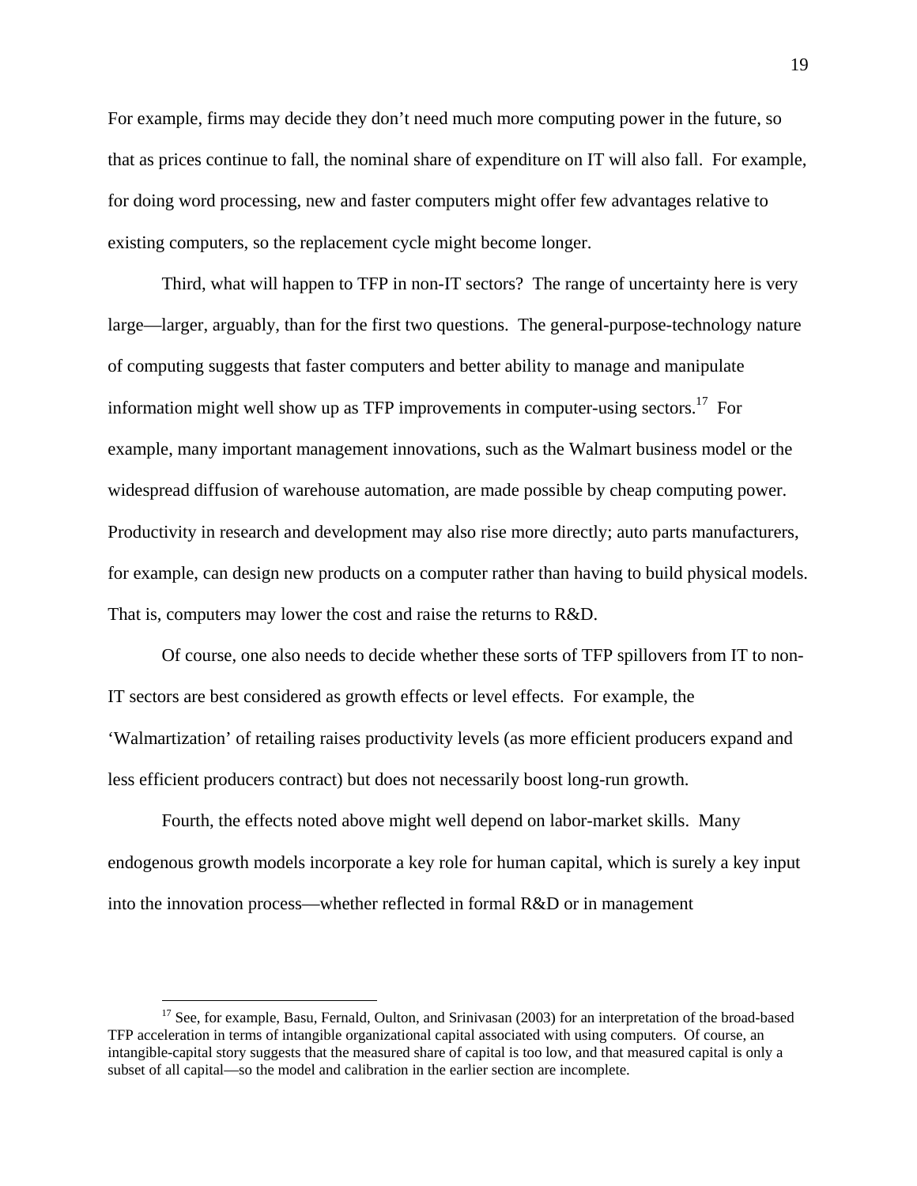For example, firms may decide they don't need much more computing power in the future, so that as prices continue to fall, the nominal share of expenditure on IT will also fall. For example, for doing word processing, new and faster computers might offer few advantages relative to existing computers, so the replacement cycle might become longer.

Third, what will happen to TFP in non-IT sectors? The range of uncertainty here is very large—larger, arguably, than for the first two questions. The general-purpose-technology nature of computing suggests that faster computers and better ability to manage and manipulate information might well show up as TFP improvements in computer-using sectors.[17] For example, many important management innovations, such as the Walmart business model or the widespread diffusion of warehouse automation, are made possible by cheap computing power. Productivity in research and development may also rise more directly; auto parts manufacturers, for example, can design new products on a computer rather than having to build physical models. That is, computers may lower the cost and raise the returns to R&D.

Of course, one also needs to decide whether these sorts of TFP spillovers from IT to non-IT sectors are best considered as growth effects or level effects. For example, the 'Walmartization' of retailing raises productivity levels (as more efficient producers expand and less efficient producers contract) but does not necessarily boost long-run growth.

Fourth, the effects noted above might well depend on labor-market skills. Many endogenous growth models incorporate a key role for human capital, which is surely a key input into the innovation process—whether reflected in formal R&D or in management

[17] See, for example, Basu, Fernald, Oulton, and Srinivasan (2003) for an interpretation of the broad-based TFP acceleration in terms of intangible organizational capital associated with using computers. Of course, an intangible-capital story suggests that the measured share of capital is too low, and that measured capital is only a subset of all capital—so the model and calibration in the earlier section are incomplete.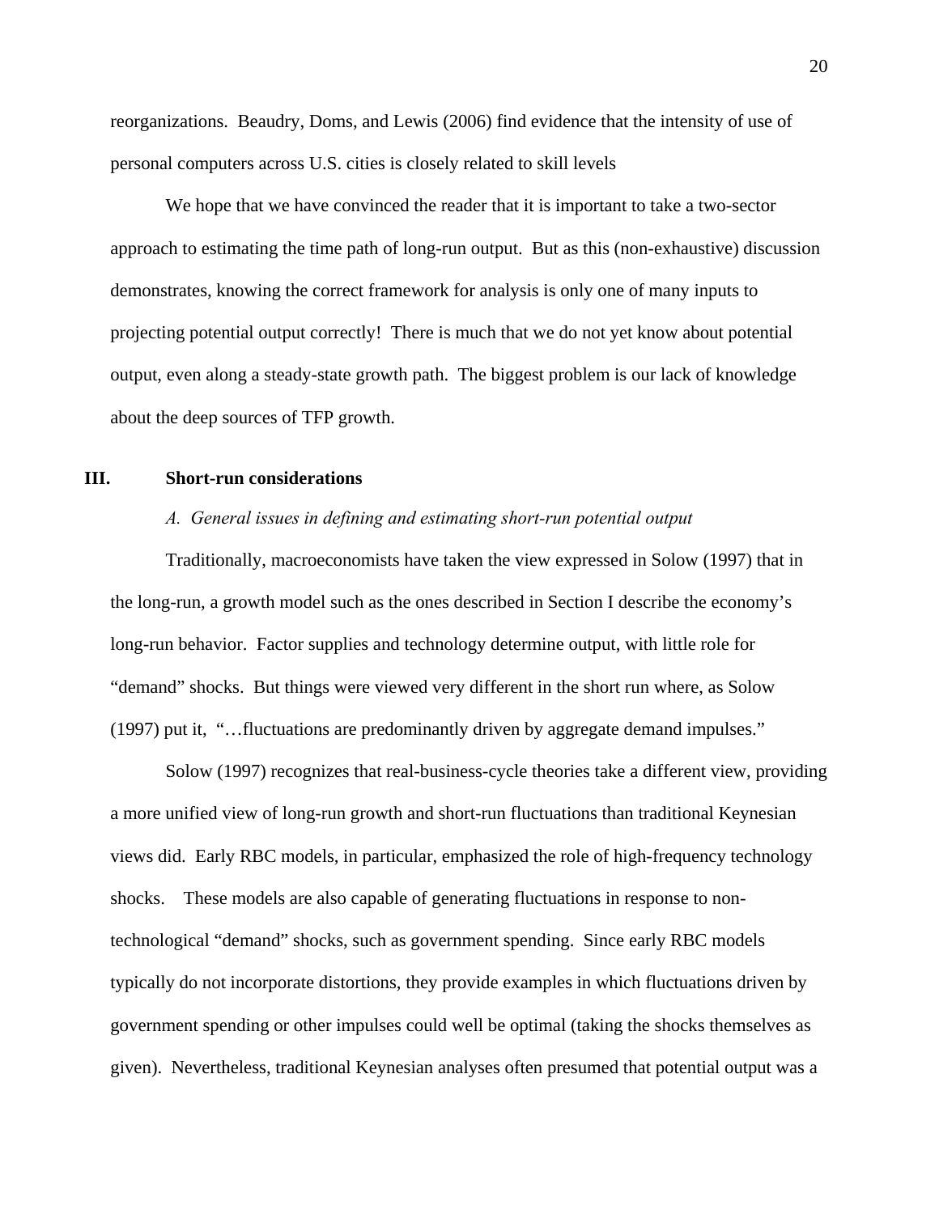reorganizations. Beaudry, Doms, and Lewis (2006) find evidence that the intensity of use of personal computers across U.S. cities is closely related to skill levels

We hope that we have convinced the reader that it is important to take a two-sector approach to estimating the time path of long-run output. But as this (non-exhaustive) discussion demonstrates, knowing the correct framework for analysis is only one of many inputs to projecting potential output correctly! There is much that we do not yet know about potential output, even along a steady-state growth path. The biggest problem is our lack of knowledge about the deep sources of TFP growth.

## III. Short-run considerations

### *A. General issues in defining and estimating short-run potential output*

Traditionally, macroeconomists have taken the view expressed in Solow (1997) that in the long-run, a growth model such as the ones described in Section I describe the economy's long-run behavior. Factor supplies and technology determine output, with little role for "demand" shocks. But things were viewed very different in the short run where, as Solow (1997) put it, "…fluctuations are predominantly driven by aggregate demand impulses."

Solow (1997) recognizes that real-business-cycle theories take a different view, providing a more unified view of long-run growth and short-run fluctuations than traditional Keynesian views did. Early RBC models, in particular, emphasized the role of high-frequency technology shocks. These models are also capable of generating fluctuations in response to non-technological "demand" shocks, such as government spending. Since early RBC models typically do not incorporate distortions, they provide examples in which fluctuations driven by government spending or other impulses could well be optimal (taking the shocks themselves as given). Nevertheless, traditional Keynesian analyses often presumed that potential output was a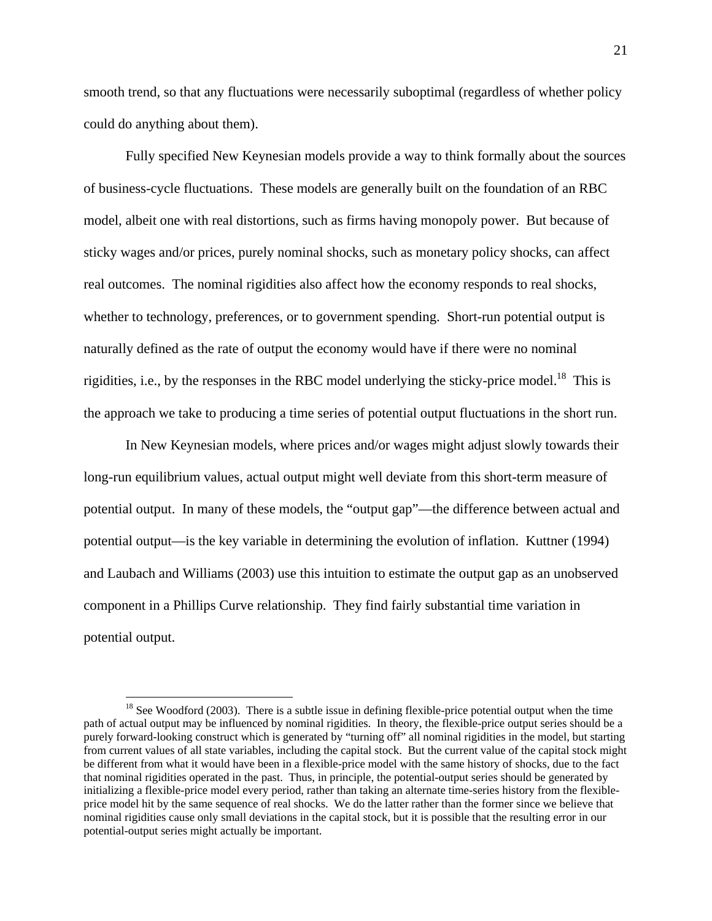smooth trend, so that any fluctuations were necessarily suboptimal (regardless of whether policy could do anything about them).

Fully specified New Keynesian models provide a way to think formally about the sources of business-cycle fluctuations. These models are generally built on the foundation of an RBC model, albeit one with real distortions, such as firms having monopoly power. But because of sticky wages and/or prices, purely nominal shocks, such as monetary policy shocks, can affect real outcomes. The nominal rigidities also affect how the economy responds to real shocks, whether to technology, preferences, or to government spending. Short-run potential output is naturally defined as the rate of output the economy would have if there were no nominal rigidities, i.e., by the responses in the RBC model underlying the sticky-price model.[18] This is the approach we take to producing a time series of potential output fluctuations in the short run.

In New Keynesian models, where prices and/or wages might adjust slowly towards their long-run equilibrium values, actual output might well deviate from this short-term measure of potential output. In many of these models, the "output gap"—the difference between actual and potential output—is the key variable in determining the evolution of inflation. Kuttner (1994) and Laubach and Williams (2003) use this intuition to estimate the output gap as an unobserved component in a Phillips Curve relationship. They find fairly substantial time variation in potential output.

[18] See Woodford (2003). There is a subtle issue in defining flexible-price potential output when the time path of actual output may be influenced by nominal rigidities. In theory, the flexible-price output series should be a purely forward-looking construct which is generated by "turning off" all nominal rigidities in the model, but starting from current values of all state variables, including the capital stock. But the current value of the capital stock might be different from what it would have been in a flexible-price model with the same history of shocks, due to the fact that nominal rigidities operated in the past. Thus, in principle, the potential-output series should be generated by initializing a flexible-price model every period, rather than taking an alternate time-series history from the flexible-price model hit by the same sequence of real shocks. We do the latter rather than the former since we believe that nominal rigidities cause only small deviations in the capital stock, but it is possible that the resulting error in our potential-output series might actually be important.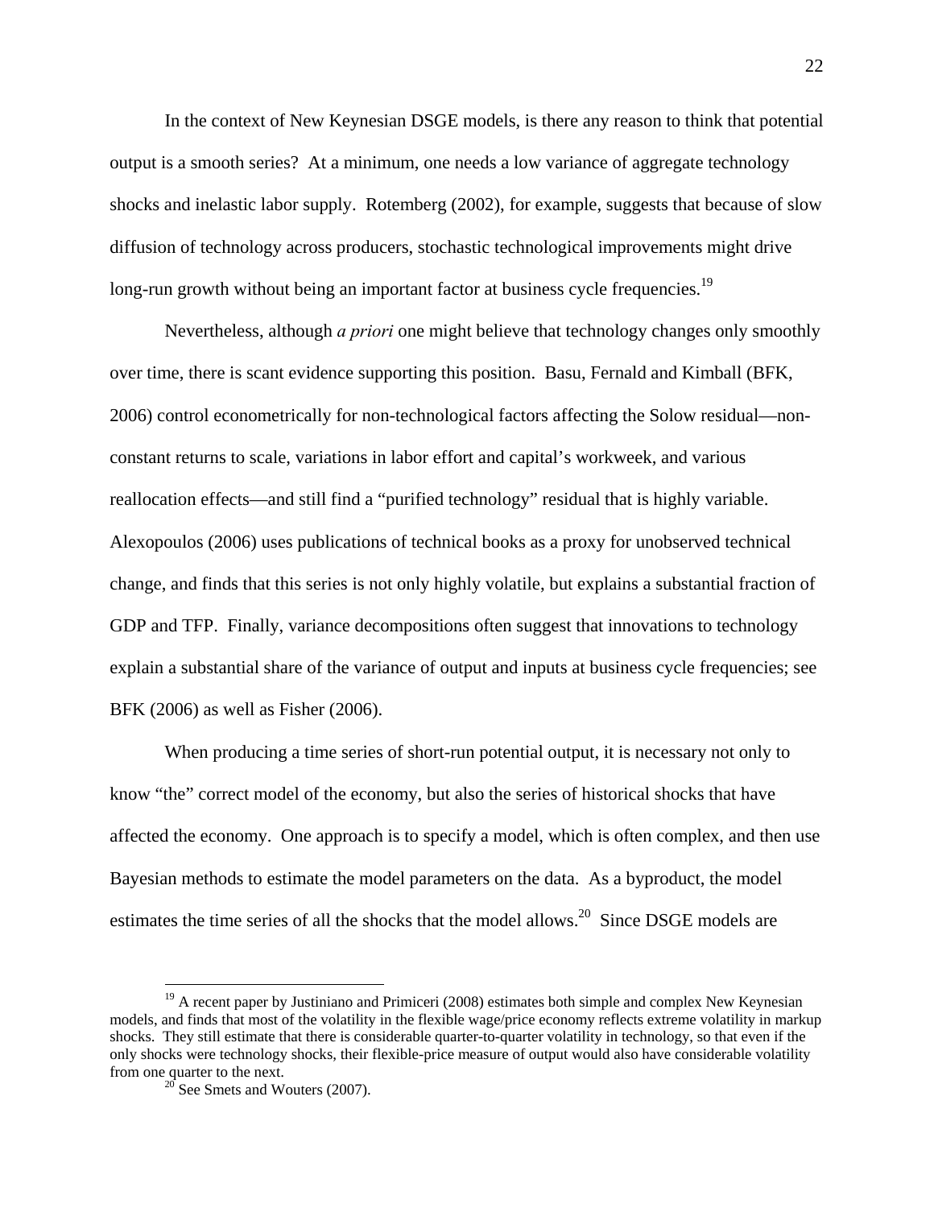In the context of New Keynesian DSGE models, is there any reason to think that potential output is a smooth series? At a minimum, one needs a low variance of aggregate technology shocks and inelastic labor supply. Rotemberg (2002), for example, suggests that because of slow diffusion of technology across producers, stochastic technological improvements might drive long-run growth without being an important factor at business cycle frequencies.[19]

Nevertheless, although *a priori* one might believe that technology changes only smoothly over time, there is scant evidence supporting this position. Basu, Fernald and Kimball (BFK, 2006) control econometrically for non-technological factors affecting the Solow residual—non-constant returns to scale, variations in labor effort and capital's workweek, and various reallocation effects—and still find a "purified technology" residual that is highly variable. Alexopoulos (2006) uses publications of technical books as a proxy for unobserved technical change, and finds that this series is not only highly volatile, but explains a substantial fraction of GDP and TFP. Finally, variance decompositions often suggest that innovations to technology explain a substantial share of the variance of output and inputs at business cycle frequencies; see BFK (2006) as well as Fisher (2006).

When producing a time series of short-run potential output, it is necessary not only to know "the" correct model of the economy, but also the series of historical shocks that have affected the economy. One approach is to specify a model, which is often complex, and then use Bayesian methods to estimate the model parameters on the data. As a byproduct, the model estimates the time series of all the shocks that the model allows.[20] Since DSGE models are

---

[19] A recent paper by Justiniano and Primiceri (2008) estimates both simple and complex New Keynesian models, and finds that most of the volatility in the flexible wage/price economy reflects extreme volatility in markup shocks. They still estimate that there is considerable quarter-to-quarter volatility in technology, so that even if the only shocks were technology shocks, their flexible-price measure of output would also have considerable volatility from one quarter to the next.

[20] See Smets and Wouters (2007).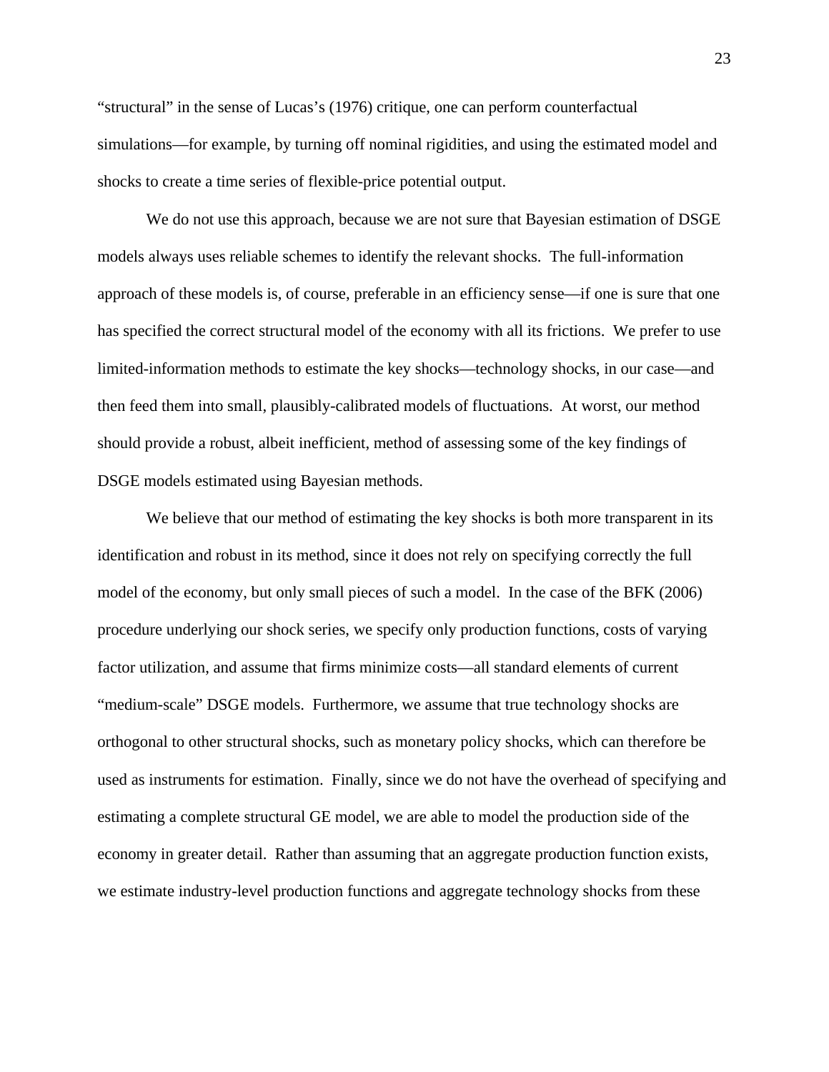"structural" in the sense of Lucas's (1976) critique, one can perform counterfactual simulations—for example, by turning off nominal rigidities, and using the estimated model and shocks to create a time series of flexible-price potential output.

We do not use this approach, because we are not sure that Bayesian estimation of DSGE models always uses reliable schemes to identify the relevant shocks. The full-information approach of these models is, of course, preferable in an efficiency sense—if one is sure that one has specified the correct structural model of the economy with all its frictions. We prefer to use limited-information methods to estimate the key shocks—technology shocks, in our case—and then feed them into small, plausibly-calibrated models of fluctuations. At worst, our method should provide a robust, albeit inefficient, method of assessing some of the key findings of DSGE models estimated using Bayesian methods.

We believe that our method of estimating the key shocks is both more transparent in its identification and robust in its method, since it does not rely on specifying correctly the full model of the economy, but only small pieces of such a model. In the case of the BFK (2006) procedure underlying our shock series, we specify only production functions, costs of varying factor utilization, and assume that firms minimize costs—all standard elements of current "medium-scale" DSGE models. Furthermore, we assume that true technology shocks are orthogonal to other structural shocks, such as monetary policy shocks, which can therefore be used as instruments for estimation. Finally, since we do not have the overhead of specifying and estimating a complete structural GE model, we are able to model the production side of the economy in greater detail. Rather than assuming that an aggregate production function exists, we estimate industry-level production functions and aggregate technology shocks from these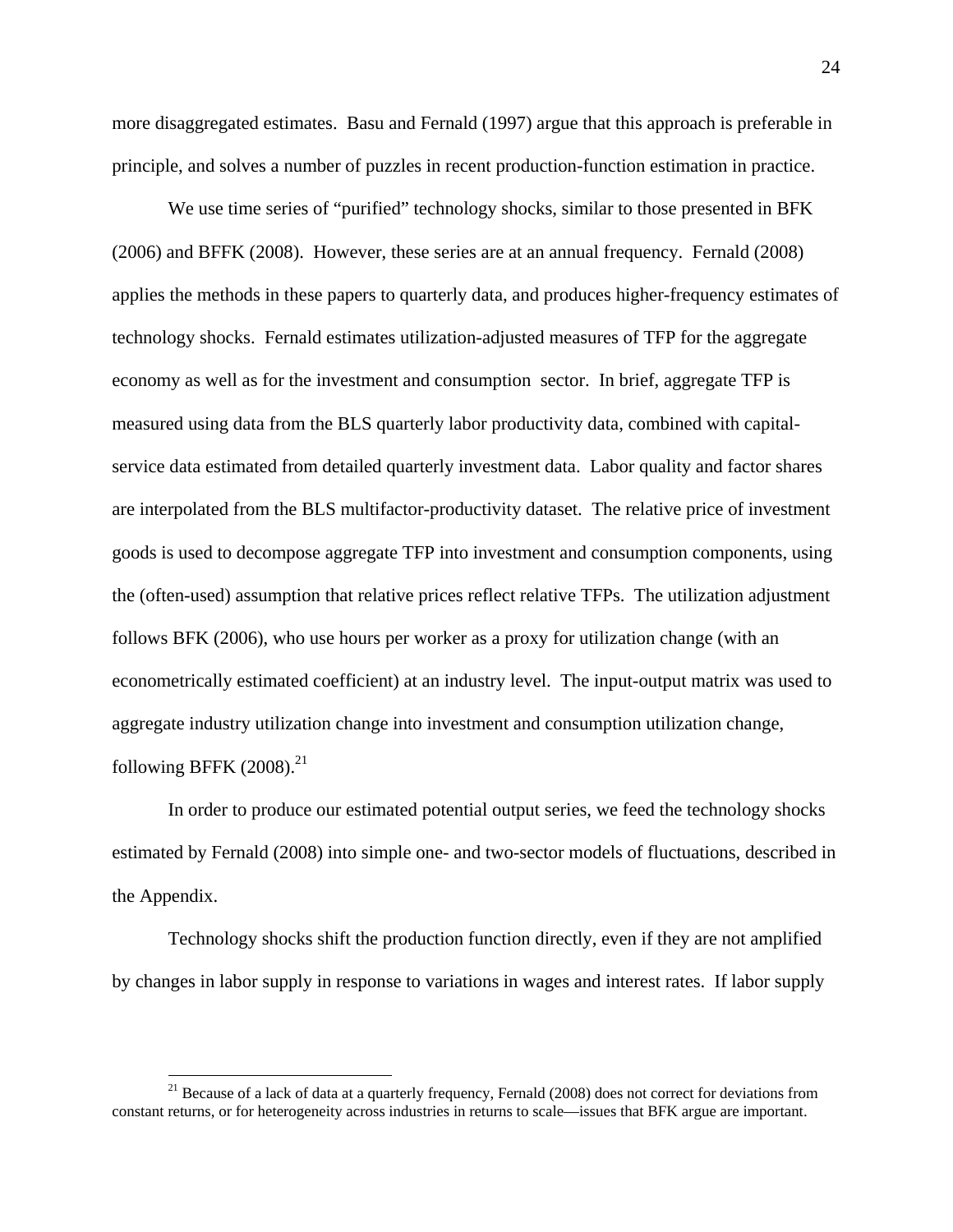more disaggregated estimates. Basu and Fernald (1997) argue that this approach is preferable in principle, and solves a number of puzzles in recent production-function estimation in practice.

We use time series of "purified" technology shocks, similar to those presented in BFK (2006) and BFFK (2008). However, these series are at an annual frequency. Fernald (2008) applies the methods in these papers to quarterly data, and produces higher-frequency estimates of technology shocks. Fernald estimates utilization-adjusted measures of TFP for the aggregate economy as well as for the investment and consumption sector. In brief, aggregate TFP is measured using data from the BLS quarterly labor productivity data, combined with capital-service data estimated from detailed quarterly investment data. Labor quality and factor shares are interpolated from the BLS multifactor-productivity dataset. The relative price of investment goods is used to decompose aggregate TFP into investment and consumption components, using the (often-used) assumption that relative prices reflect relative TFPs. The utilization adjustment follows BFK (2006), who use hours per worker as a proxy for utilization change (with an econometrically estimated coefficient) at an industry level. The input-output matrix was used to aggregate industry utilization change into investment and consumption utilization change, following BFFK (2008).[21]

In order to produce our estimated potential output series, we feed the technology shocks estimated by Fernald (2008) into simple one- and two-sector models of fluctuations, described in the Appendix.

Technology shocks shift the production function directly, even if they are not amplified by changes in labor supply in response to variations in wages and interest rates. If labor supply

[21] Because of a lack of data at a quarterly frequency, Fernald (2008) does not correct for deviations from constant returns, or for heterogeneity across industries in returns to scale—issues that BFK argue are important.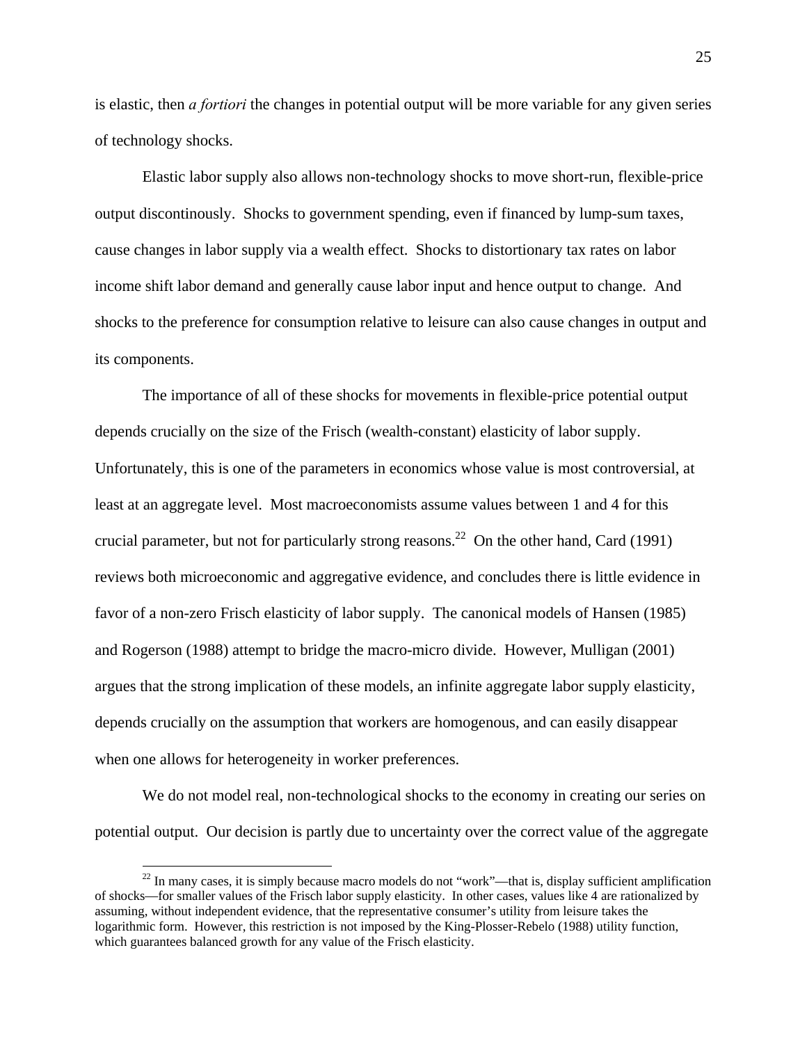is elastic, then *a fortiori* the changes in potential output will be more variable for any given series of technology shocks.

Elastic labor supply also allows non-technology shocks to move short-run, flexible-price output discontinously. Shocks to government spending, even if financed by lump-sum taxes, cause changes in labor supply via a wealth effect. Shocks to distortionary tax rates on labor income shift labor demand and generally cause labor input and hence output to change. And shocks to the preference for consumption relative to leisure can also cause changes in output and its components.

The importance of all of these shocks for movements in flexible-price potential output depends crucially on the size of the Frisch (wealth-constant) elasticity of labor supply. Unfortunately, this is one of the parameters in economics whose value is most controversial, at least at an aggregate level. Most macroeconomists assume values between 1 and 4 for this crucial parameter, but not for particularly strong reasons.[22] On the other hand, Card (1991) reviews both microeconomic and aggregative evidence, and concludes there is little evidence in favor of a non-zero Frisch elasticity of labor supply. The canonical models of Hansen (1985) and Rogerson (1988) attempt to bridge the macro-micro divide. However, Mulligan (2001) argues that the strong implication of these models, an infinite aggregate labor supply elasticity, depends crucially on the assumption that workers are homogenous, and can easily disappear when one allows for heterogeneity in worker preferences.

We do not model real, non-technological shocks to the economy in creating our series on potential output. Our decision is partly due to uncertainty over the correct value of the aggregate

[22] In many cases, it is simply because macro models do not "work"—that is, display sufficient amplification of shocks—for smaller values of the Frisch labor supply elasticity. In other cases, values like 4 are rationalized by assuming, without independent evidence, that the representative consumer's utility from leisure takes the logarithmic form. However, this restriction is not imposed by the King-Plosser-Rebelo (1988) utility function, which guarantees balanced growth for any value of the Frisch elasticity.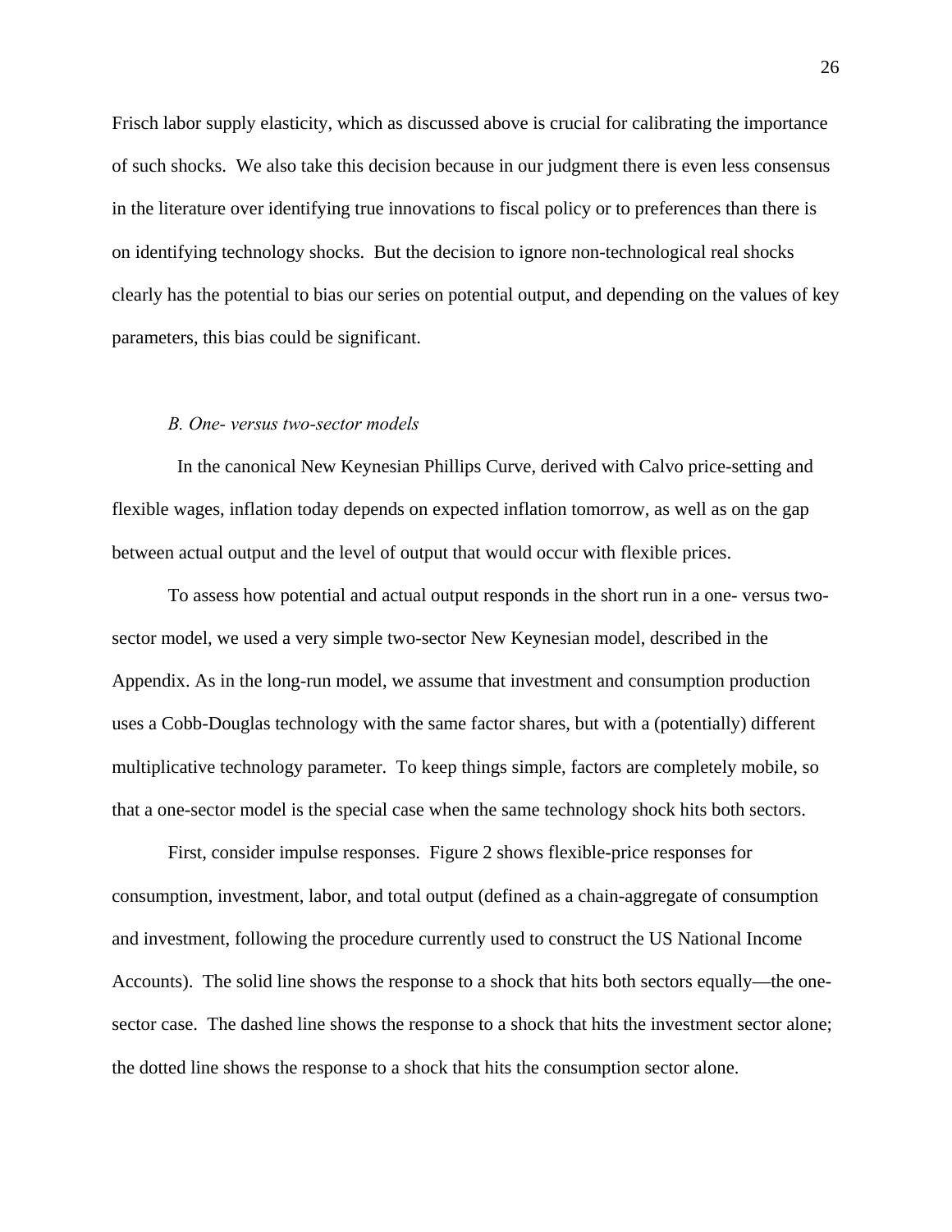Frisch labor supply elasticity, which as discussed above is crucial for calibrating the importance of such shocks. We also take this decision because in our judgment there is even less consensus in the literature over identifying true innovations to fiscal policy or to preferences than there is on identifying technology shocks. But the decision to ignore non-technological real shocks clearly has the potential to bias our series on potential output, and depending on the values of key parameters, this bias could be significant.

### *B. One- versus two-sector models*

In the canonical New Keynesian Phillips Curve, derived with Calvo price-setting and flexible wages, inflation today depends on expected inflation tomorrow, as well as on the gap between actual output and the level of output that would occur with flexible prices.

To assess how potential and actual output responds in the short run in a one- versus two-sector model, we used a very simple two-sector New Keynesian model, described in the Appendix. As in the long-run model, we assume that investment and consumption production uses a Cobb-Douglas technology with the same factor shares, but with a (potentially) different multiplicative technology parameter. To keep things simple, factors are completely mobile, so that a one-sector model is the special case when the same technology shock hits both sectors.

First, consider impulse responses. Figure 2 shows flexible-price responses for consumption, investment, labor, and total output (defined as a chain-aggregate of consumption and investment, following the procedure currently used to construct the US National Income Accounts). The solid line shows the response to a shock that hits both sectors equally—the one-sector case. The dashed line shows the response to a shock that hits the investment sector alone; the dotted line shows the response to a shock that hits the consumption sector alone.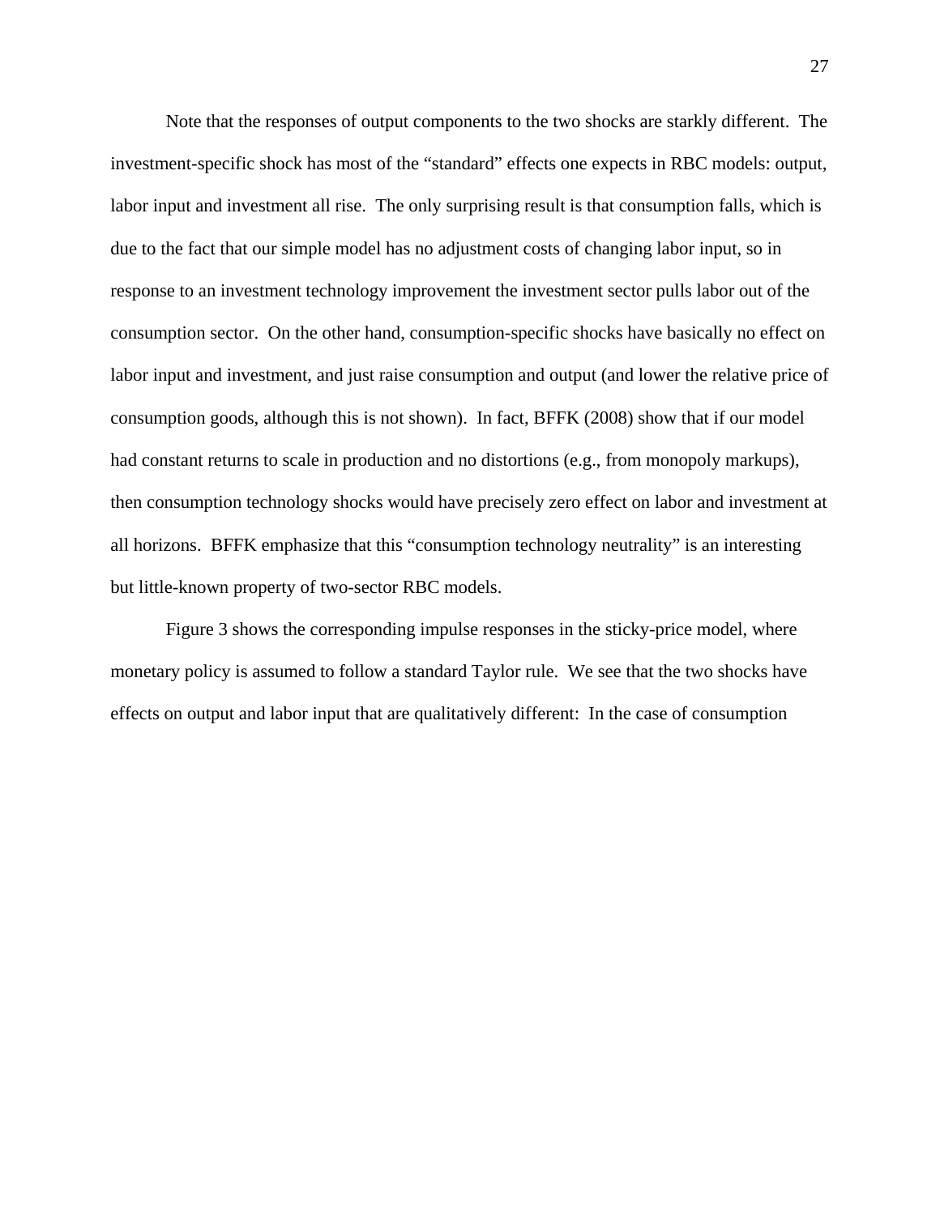Note that the responses of output components to the two shocks are starkly different. The investment-specific shock has most of the "standard" effects one expects in RBC models: output, labor input and investment all rise. The only surprising result is that consumption falls, which is due to the fact that our simple model has no adjustment costs of changing labor input, so in response to an investment technology improvement the investment sector pulls labor out of the consumption sector. On the other hand, consumption-specific shocks have basically no effect on labor input and investment, and just raise consumption and output (and lower the relative price of consumption goods, although this is not shown). In fact, BFFK (2008) show that if our model had constant returns to scale in production and no distortions (e.g., from monopoly markups), then consumption technology shocks would have precisely zero effect on labor and investment at all horizons. BFFK emphasize that this "consumption technology neutrality" is an interesting but little-known property of two-sector RBC models.

Figure 3 shows the corresponding impulse responses in the sticky-price model, where monetary policy is assumed to follow a standard Taylor rule. We see that the two shocks have effects on output and labor input that are qualitatively different: In the case of consumption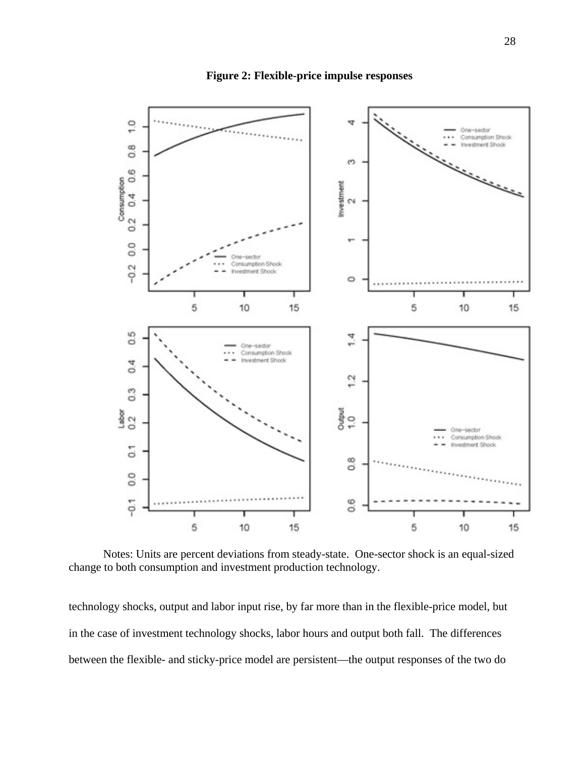**Figure 2: Flexible-price impulse responses**

Notes: Units are percent deviations from steady-state. One-sector shock is an equal-sized change to both consumption and investment production technology.

technology shocks, output and labor input rise, by far more than in the flexible-price model, but in the case of investment technology shocks, labor hours and output both fall. The differences between the flexible- and sticky-price model are persistent—the output responses of the two do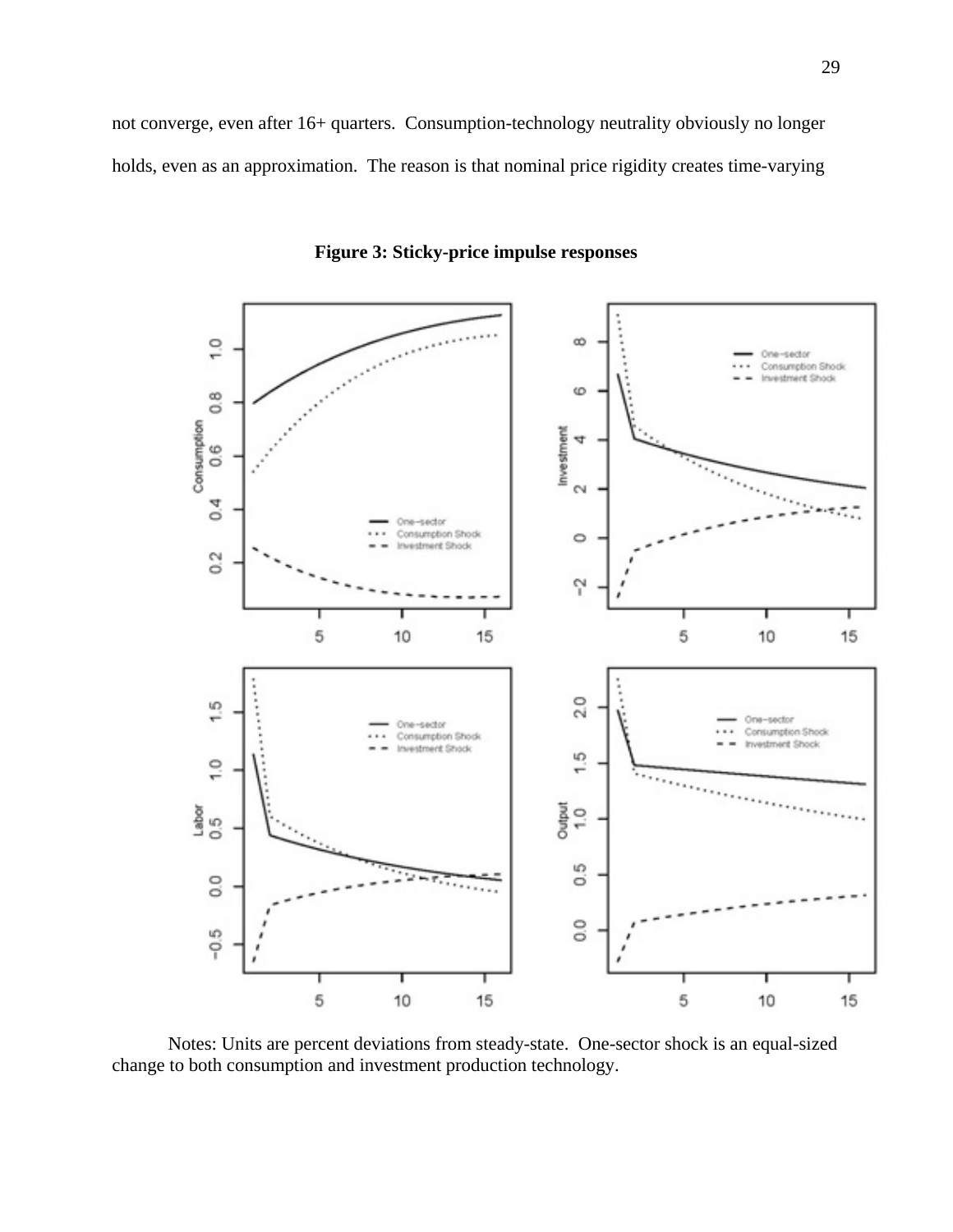not converge, even after 16+ quarters. Consumption-technology neutrality obviously no longer holds, even as an approximation. The reason is that nominal price rigidity creates time-varying

**Figure 3: Sticky-price impulse responses**

Notes: Units are percent deviations from steady-state. One-sector shock is an equal-sized change to both consumption and investment production technology.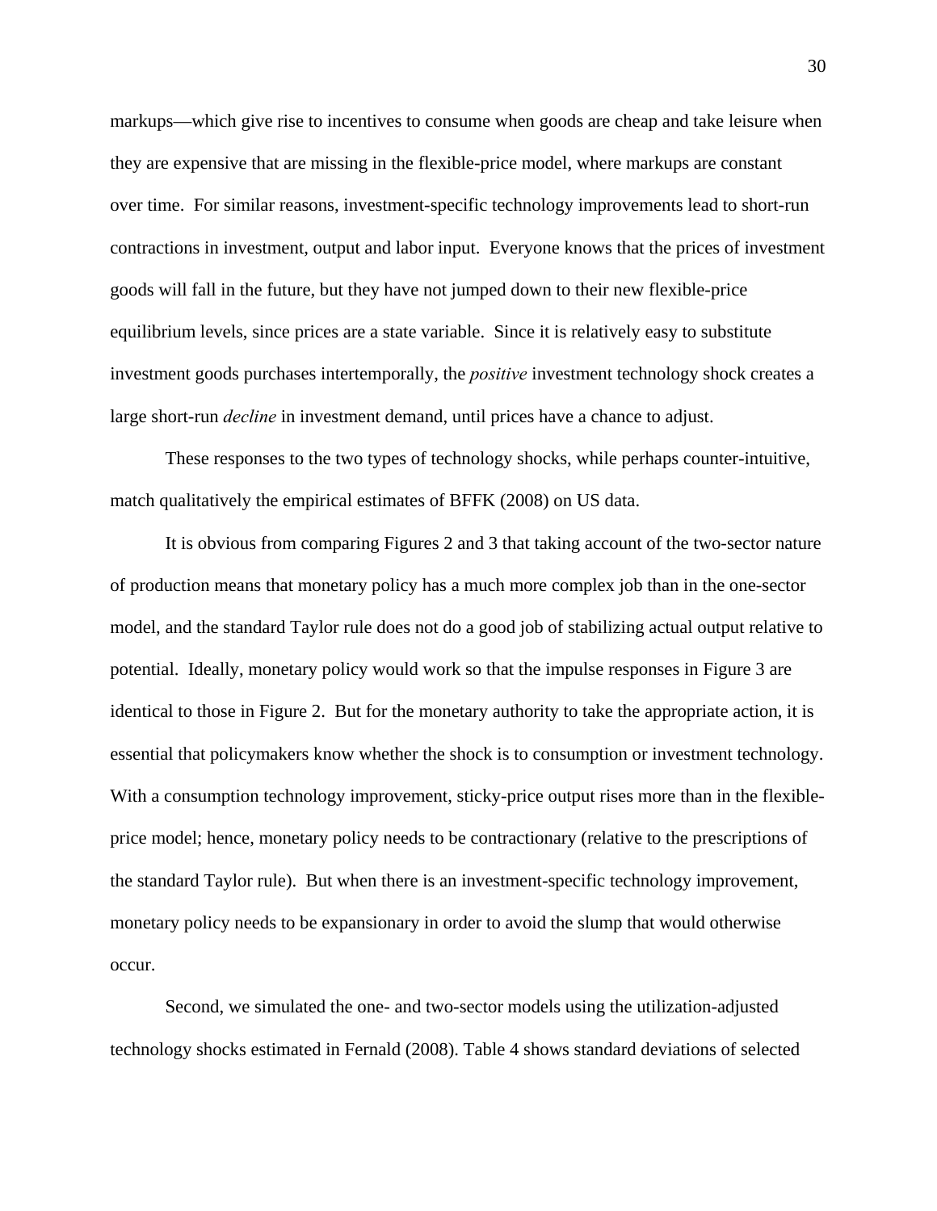markups—which give rise to incentives to consume when goods are cheap and take leisure when they are expensive that are missing in the flexible-price model, where markups are constant over time. For similar reasons, investment-specific technology improvements lead to short-run contractions in investment, output and labor input. Everyone knows that the prices of investment goods will fall in the future, but they have not jumped down to their new flexible-price equilibrium levels, since prices are a state variable. Since it is relatively easy to substitute investment goods purchases intertemporally, the *positive* investment technology shock creates a large short-run *decline* in investment demand, until prices have a chance to adjust.

These responses to the two types of technology shocks, while perhaps counter-intuitive, match qualitatively the empirical estimates of BFFK (2008) on US data.

It is obvious from comparing Figures 2 and 3 that taking account of the two-sector nature of production means that monetary policy has a much more complex job than in the one-sector model, and the standard Taylor rule does not do a good job of stabilizing actual output relative to potential. Ideally, monetary policy would work so that the impulse responses in Figure 3 are identical to those in Figure 2. But for the monetary authority to take the appropriate action, it is essential that policymakers know whether the shock is to consumption or investment technology. With a consumption technology improvement, sticky-price output rises more than in the flexible-price model; hence, monetary policy needs to be contractionary (relative to the prescriptions of the standard Taylor rule). But when there is an investment-specific technology improvement, monetary policy needs to be expansionary in order to avoid the slump that would otherwise occur.

Second, we simulated the one- and two-sector models using the utilization-adjusted technology shocks estimated in Fernald (2008). Table 4 shows standard deviations of selected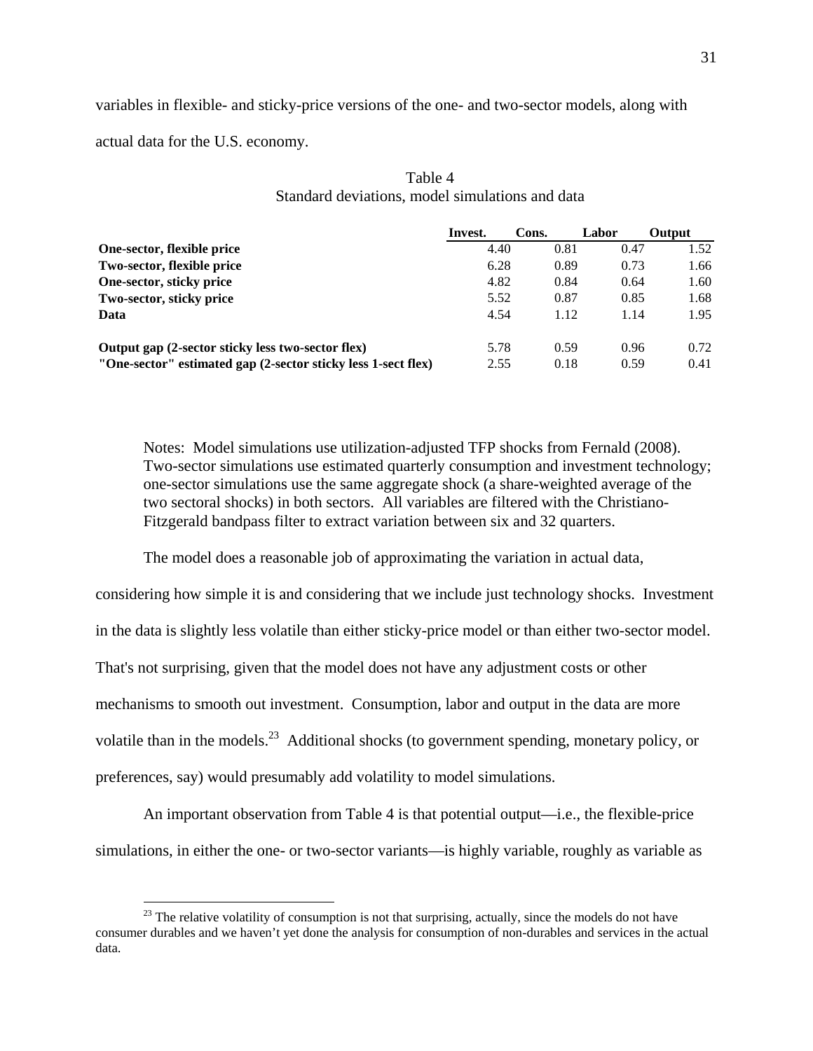variables in flexible- and sticky-price versions of the one- and two-sector models, along with actual data for the U.S. economy.

Table 4
Standard deviations, model simulations and data

| | Invest. | Cons. | Labor | Output |
|---|---|---|---|---|
| **One-sector, flexible price** | 4.40 | 0.81 | 0.47 | 1.52 |
| **Two-sector, flexible price** | 6.28 | 0.89 | 0.73 | 1.66 |
| **One-sector, sticky price** | 4.82 | 0.84 | 0.64 | 1.60 |
| **Two-sector, sticky price** | 5.52 | 0.87 | 0.85 | 1.68 |
| **Data** | 4.54 | 1.12 | 1.14 | 1.95 |
| | | | | |
| **Output gap (2-sector sticky less two-sector flex)** | 5.78 | 0.59 | 0.96 | 0.72 |
| **"One-sector" estimated gap (2-sector sticky less 1-sect flex)** | 2.55 | 0.18 | 0.59 | 0.41 |

Notes: Model simulations use utilization-adjusted TFP shocks from Fernald (2008). Two-sector simulations use estimated quarterly consumption and investment technology; one-sector simulations use the same aggregate shock (a share-weighted average of the two sectoral shocks) in both sectors. All variables are filtered with the Christiano-Fitzgerald bandpass filter to extract variation between six and 32 quarters.

The model does a reasonable job of approximating the variation in actual data, considering how simple it is and considering that we include just technology shocks. Investment in the data is slightly less volatile than either sticky-price model or than either two-sector model. That's not surprising, given that the model does not have any adjustment costs or other mechanisms to smooth out investment. Consumption, labor and output in the data are more volatile than in the models.[23] Additional shocks (to government spending, monetary policy, or preferences, say) would presumably add volatility to model simulations.

An important observation from Table 4 is that potential output—i.e., the flexible-price simulations, in either the one- or two-sector variants—is highly variable, roughly as variable as

[23] The relative volatility of consumption is not that surprising, actually, since the models do not have consumer durables and we haven't yet done the analysis for consumption of non-durables and services in the actual data.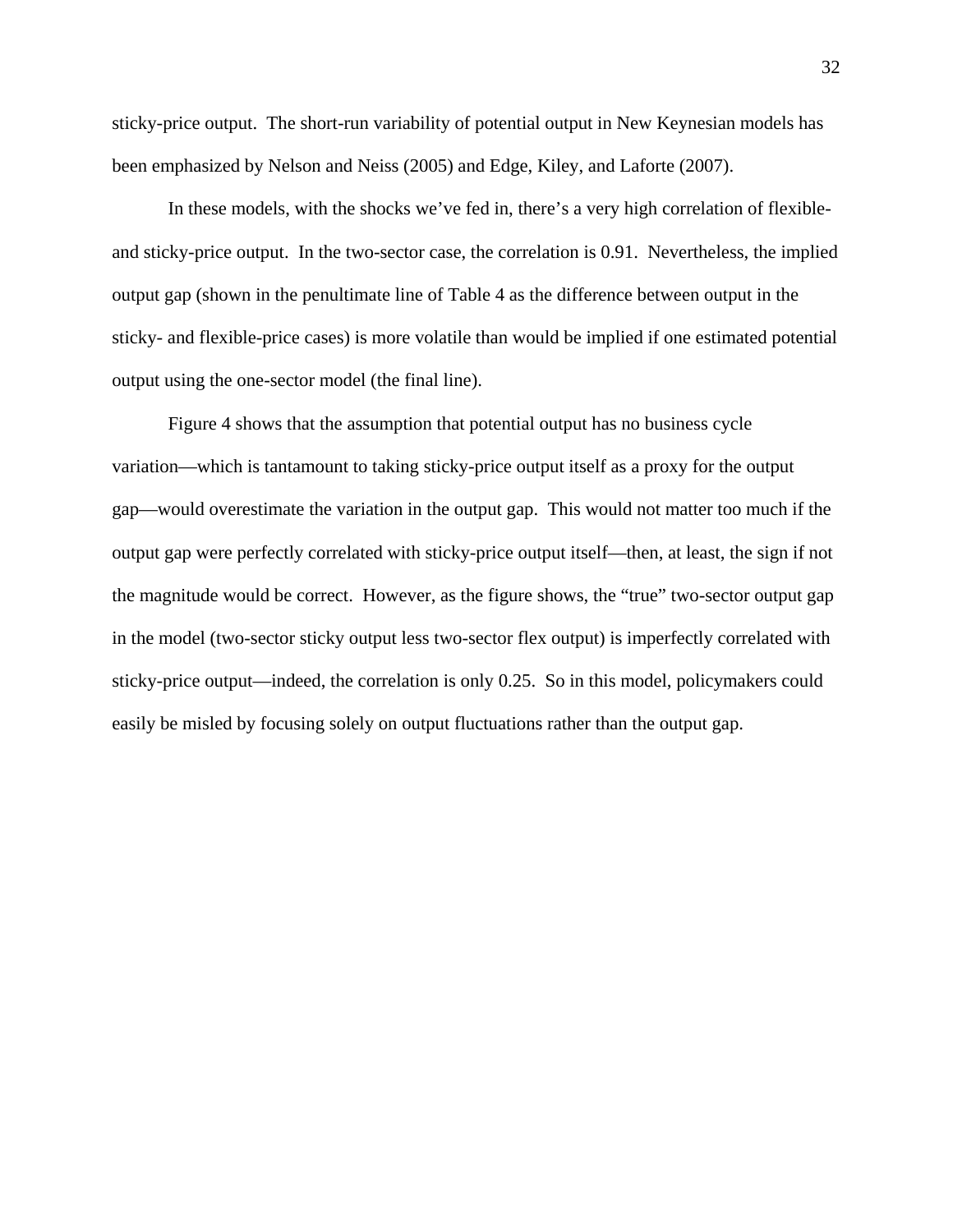sticky-price output. The short-run variability of potential output in New Keynesian models has been emphasized by Nelson and Neiss (2005) and Edge, Kiley, and Laforte (2007).

In these models, with the shocks we've fed in, there's a very high correlation of flexible- and sticky-price output. In the two-sector case, the correlation is 0.91. Nevertheless, the implied output gap (shown in the penultimate line of Table 4 as the difference between output in the sticky- and flexible-price cases) is more volatile than would be implied if one estimated potential output using the one-sector model (the final line).

Figure 4 shows that the assumption that potential output has no business cycle variation—which is tantamount to taking sticky-price output itself as a proxy for the output gap—would overestimate the variation in the output gap. This would not matter too much if the output gap were perfectly correlated with sticky-price output itself—then, at least, the sign if not the magnitude would be correct. However, as the figure shows, the "true" two-sector output gap in the model (two-sector sticky output less two-sector flex output) is imperfectly correlated with sticky-price output—indeed, the correlation is only 0.25. So in this model, policymakers could easily be misled by focusing solely on output fluctuations rather than the output gap.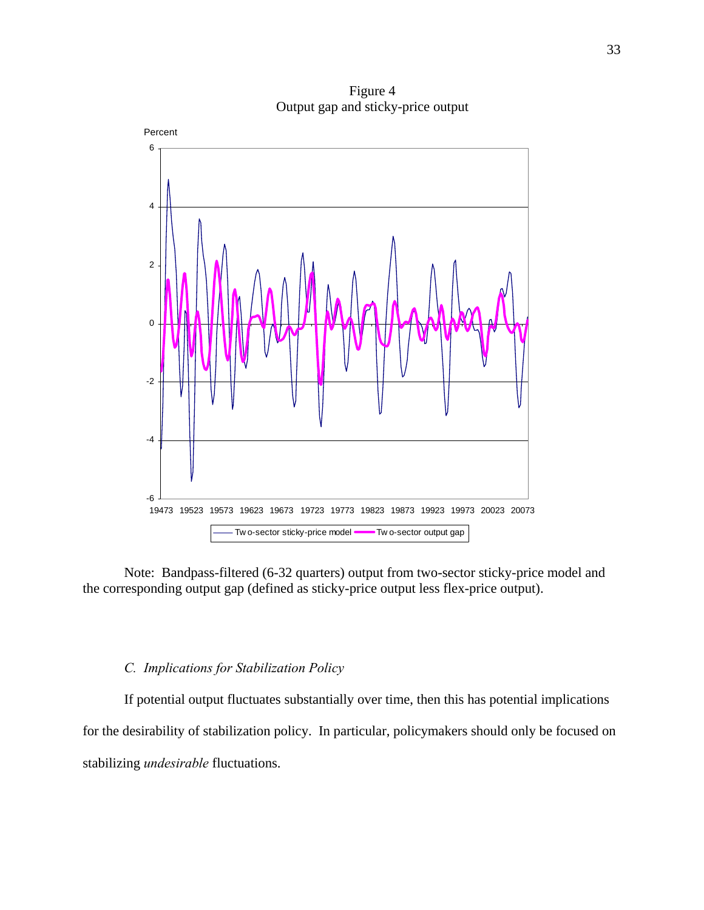Figure 4
Output gap and sticky-price output

Note: Bandpass-filtered (6-32 quarters) output from two-sector sticky-price model and the corresponding output gap (defined as sticky-price output less flex-price output).

### *C. Implications for Stabilization Policy*

If potential output fluctuates substantially over time, then this has potential implications for the desirability of stabilization policy. In particular, policymakers should only be focused on stabilizing *undesirable* fluctuations.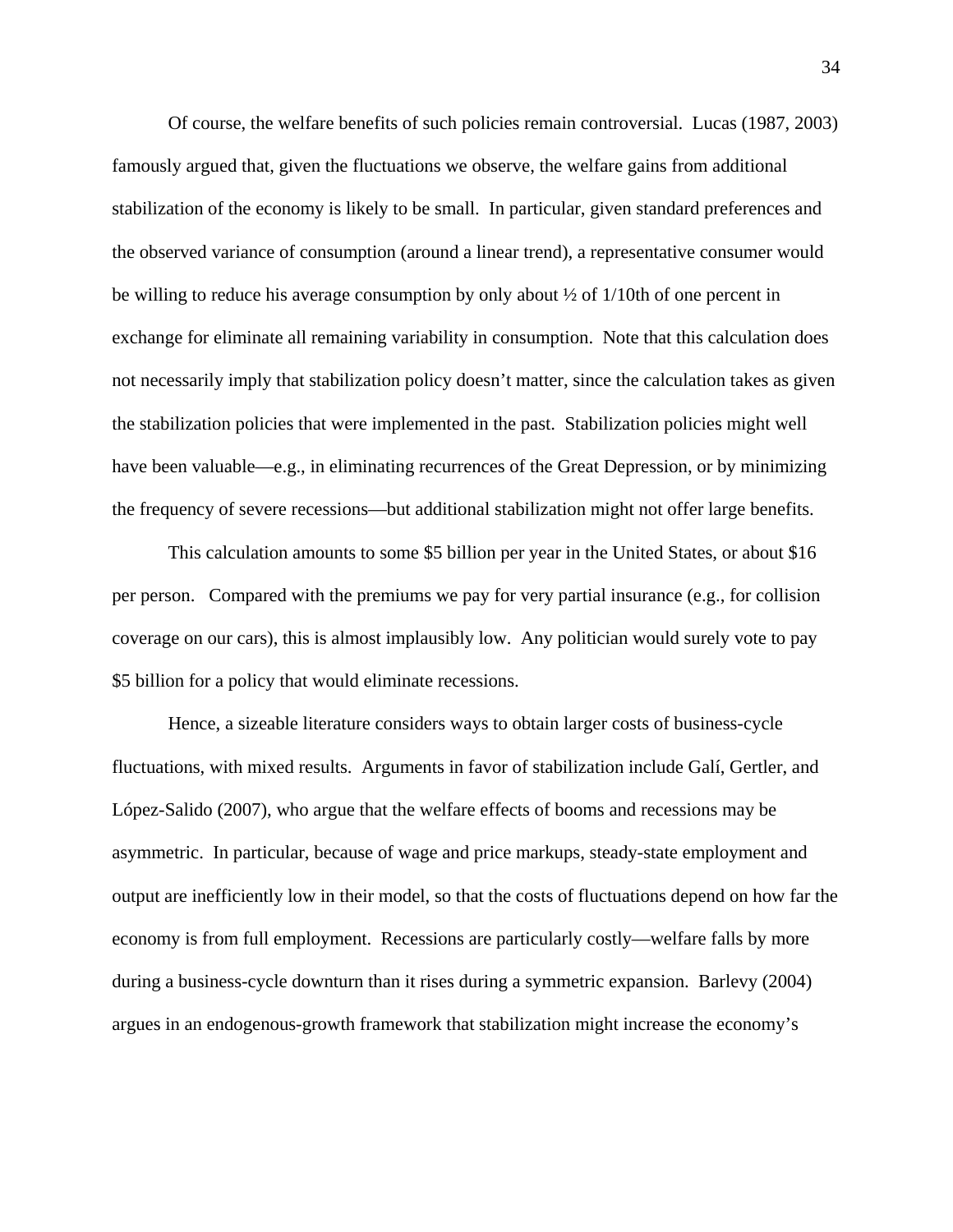Of course, the welfare benefits of such policies remain controversial. Lucas (1987, 2003) famously argued that, given the fluctuations we observe, the welfare gains from additional stabilization of the economy is likely to be small. In particular, given standard preferences and the observed variance of consumption (around a linear trend), a representative consumer would be willing to reduce his average consumption by only about ½ of 1/10th of one percent in exchange for eliminate all remaining variability in consumption. Note that this calculation does not necessarily imply that stabilization policy doesn't matter, since the calculation takes as given the stabilization policies that were implemented in the past. Stabilization policies might well have been valuable—e.g., in eliminating recurrences of the Great Depression, or by minimizing the frequency of severe recessions—but additional stabilization might not offer large benefits.

This calculation amounts to some $5 billion per year in the United States, or about $16 per person. Compared with the premiums we pay for very partial insurance (e.g., for collision coverage on our cars), this is almost implausibly low. Any politician would surely vote to pay $5 billion for a policy that would eliminate recessions.

Hence, a sizeable literature considers ways to obtain larger costs of business-cycle fluctuations, with mixed results. Arguments in favor of stabilization include Galí, Gertler, and López-Salido (2007), who argue that the welfare effects of booms and recessions may be asymmetric. In particular, because of wage and price markups, steady-state employment and output are inefficiently low in their model, so that the costs of fluctuations depend on how far the economy is from full employment. Recessions are particularly costly—welfare falls by more during a business-cycle downturn than it rises during a symmetric expansion. Barlevy (2004) argues in an endogenous-growth framework that stabilization might increase the economy's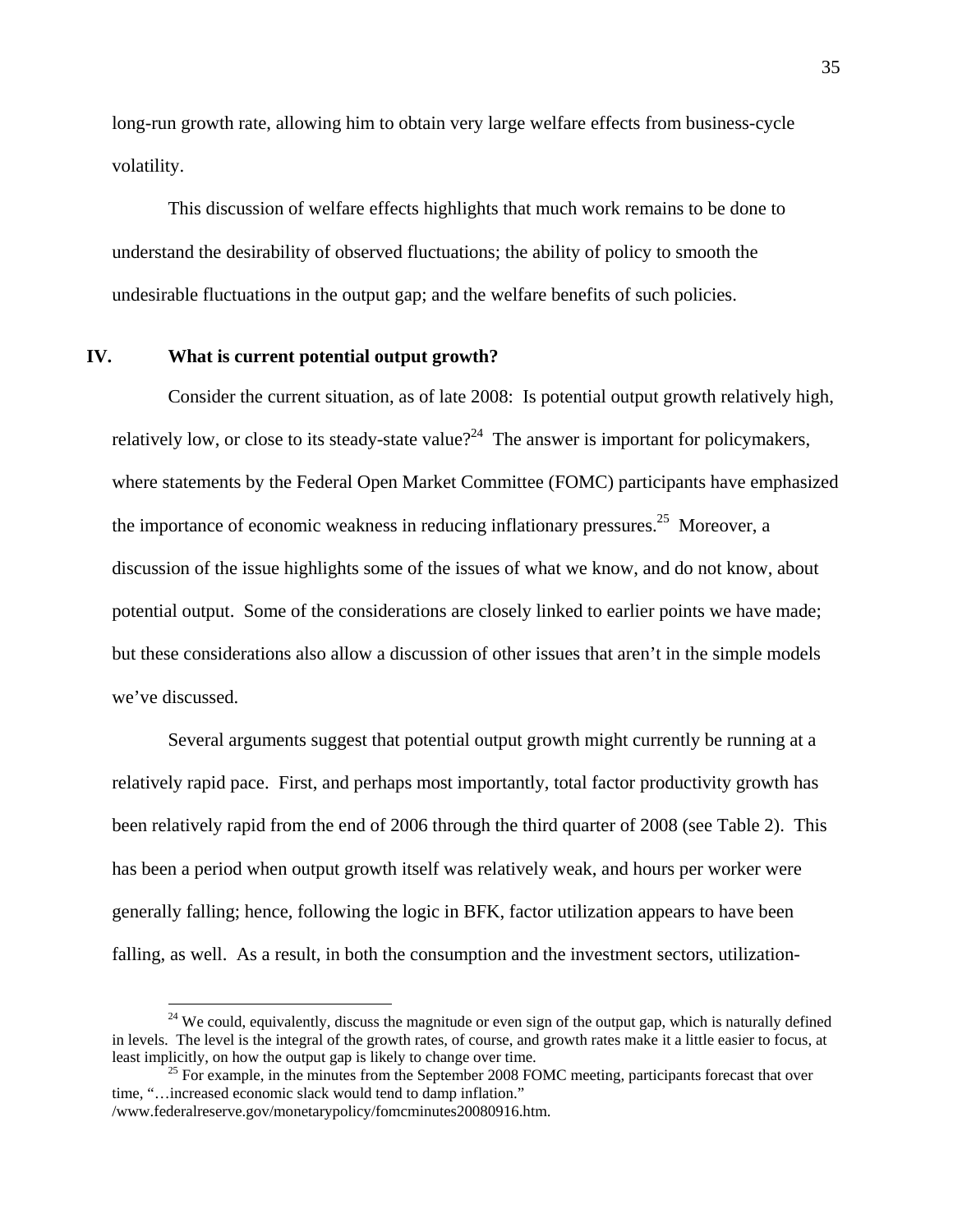long-run growth rate, allowing him to obtain very large welfare effects from business-cycle volatility.

This discussion of welfare effects highlights that much work remains to be done to understand the desirability of observed fluctuations; the ability of policy to smooth the undesirable fluctuations in the output gap; and the welfare benefits of such policies.

## IV. What is current potential output growth?

Consider the current situation, as of late 2008: Is potential output growth relatively high, relatively low, or close to its steady-state value?[24] The answer is important for policymakers, where statements by the Federal Open Market Committee (FOMC) participants have emphasized the importance of economic weakness in reducing inflationary pressures.[25] Moreover, a discussion of the issue highlights some of the issues of what we know, and do not know, about potential output. Some of the considerations are closely linked to earlier points we have made; but these considerations also allow a discussion of other issues that aren't in the simple models we've discussed.

Several arguments suggest that potential output growth might currently be running at a relatively rapid pace. First, and perhaps most importantly, total factor productivity growth has been relatively rapid from the end of 2006 through the third quarter of 2008 (see Table 2). This has been a period when output growth itself was relatively weak, and hours per worker were generally falling; hence, following the logic in BFK, factor utilization appears to have been falling, as well. As a result, in both the consumption and the investment sectors, utilization-

---

[24] We could, equivalently, discuss the magnitude or even sign of the output gap, which is naturally defined in levels. The level is the integral of the growth rates, of course, and growth rates make it a little easier to focus, at least implicitly, on how the output gap is likely to change over time.

[25] For example, in the minutes from the September 2008 FOMC meeting, participants forecast that over time, "…increased economic slack would tend to damp inflation." /www.federalreserve.gov/monetarypolicy/fomcminutes20080916.htm.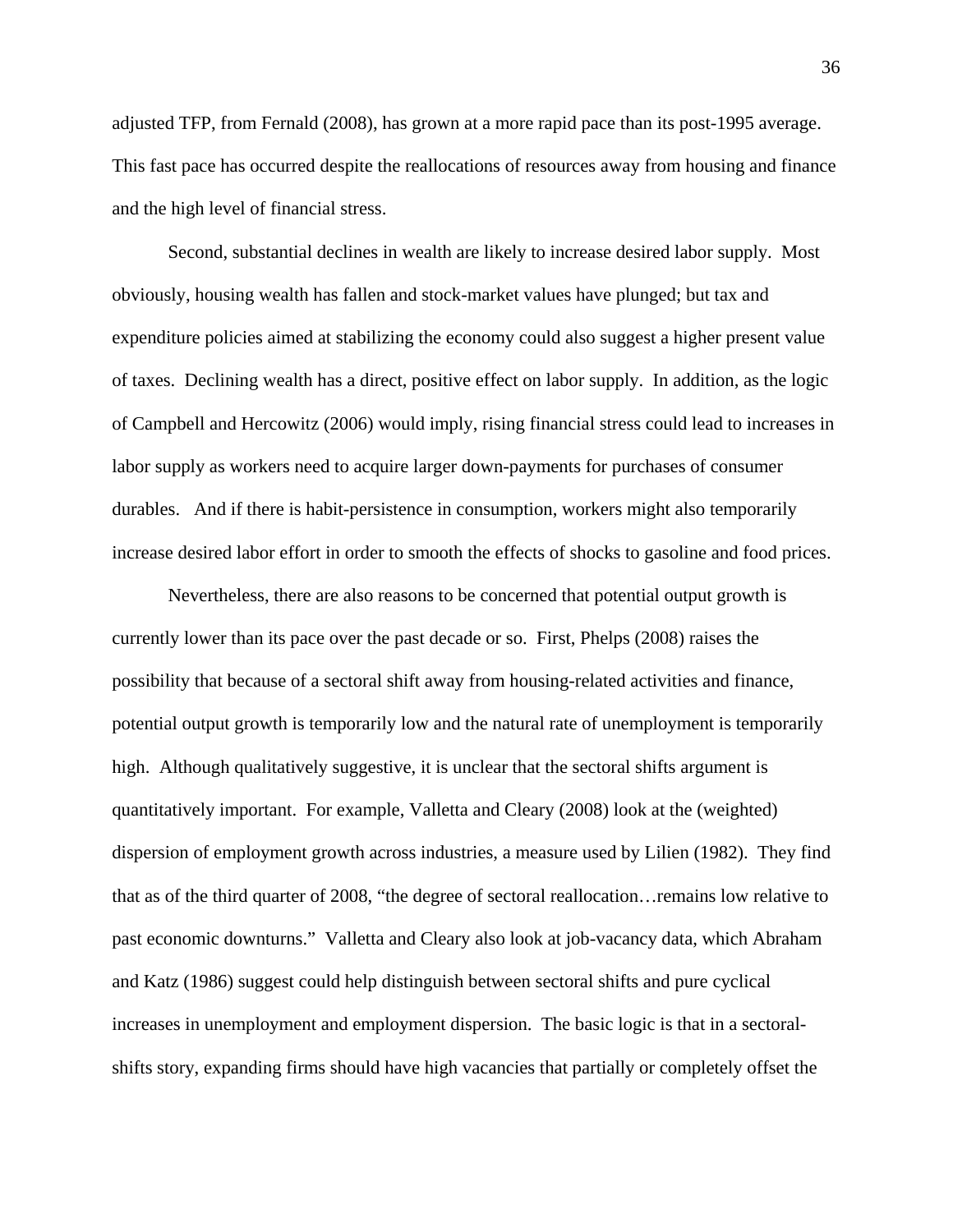adjusted TFP, from Fernald (2008), has grown at a more rapid pace than its post-1995 average. This fast pace has occurred despite the reallocations of resources away from housing and finance and the high level of financial stress.

Second, substantial declines in wealth are likely to increase desired labor supply. Most obviously, housing wealth has fallen and stock-market values have plunged; but tax and expenditure policies aimed at stabilizing the economy could also suggest a higher present value of taxes. Declining wealth has a direct, positive effect on labor supply. In addition, as the logic of Campbell and Hercowitz (2006) would imply, rising financial stress could lead to increases in labor supply as workers need to acquire larger down-payments for purchases of consumer durables. And if there is habit-persistence in consumption, workers might also temporarily increase desired labor effort in order to smooth the effects of shocks to gasoline and food prices.

Nevertheless, there are also reasons to be concerned that potential output growth is currently lower than its pace over the past decade or so. First, Phelps (2008) raises the possibility that because of a sectoral shift away from housing-related activities and finance, potential output growth is temporarily low and the natural rate of unemployment is temporarily high. Although qualitatively suggestive, it is unclear that the sectoral shifts argument is quantitatively important. For example, Valletta and Cleary (2008) look at the (weighted) dispersion of employment growth across industries, a measure used by Lilien (1982). They find that as of the third quarter of 2008, "the degree of sectoral reallocation…remains low relative to past economic downturns." Valletta and Cleary also look at job-vacancy data, which Abraham and Katz (1986) suggest could help distinguish between sectoral shifts and pure cyclical increases in unemployment and employment dispersion. The basic logic is that in a sectoral-shifts story, expanding firms should have high vacancies that partially or completely offset the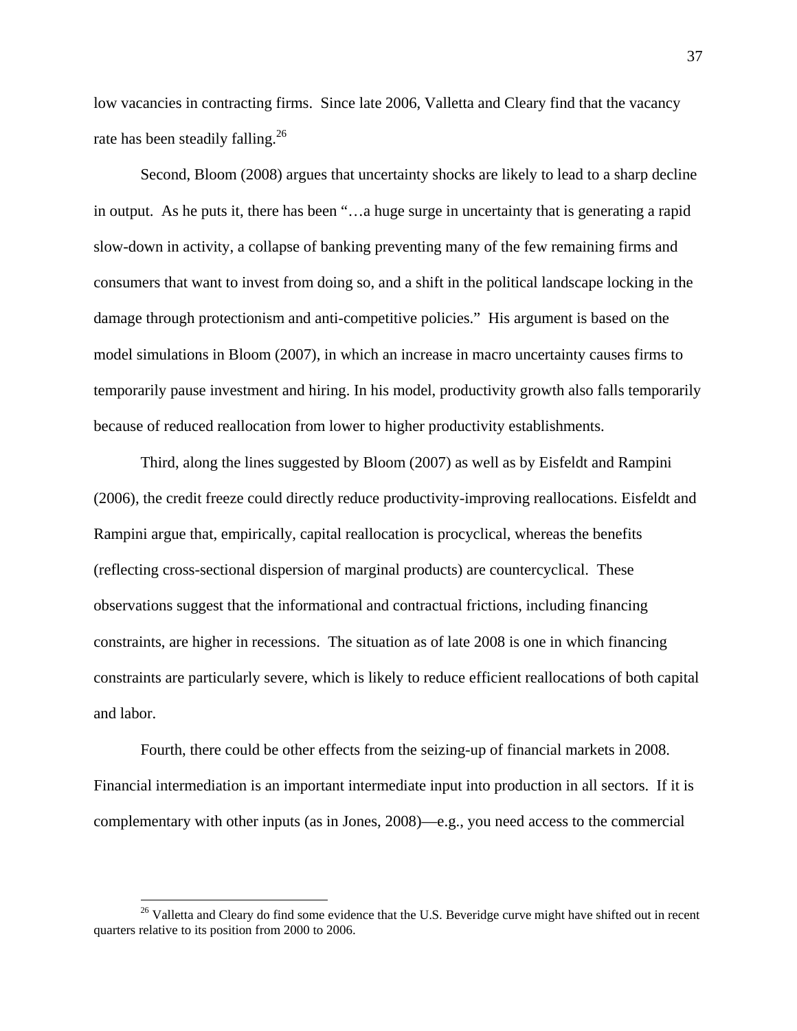low vacancies in contracting firms. Since late 2006, Valletta and Cleary find that the vacancy rate has been steadily falling.[26]

Second, Bloom (2008) argues that uncertainty shocks are likely to lead to a sharp decline in output. As he puts it, there has been "…a huge surge in uncertainty that is generating a rapid slow-down in activity, a collapse of banking preventing many of the few remaining firms and consumers that want to invest from doing so, and a shift in the political landscape locking in the damage through protectionism and anti-competitive policies." His argument is based on the model simulations in Bloom (2007), in which an increase in macro uncertainty causes firms to temporarily pause investment and hiring. In his model, productivity growth also falls temporarily because of reduced reallocation from lower to higher productivity establishments.

Third, along the lines suggested by Bloom (2007) as well as by Eisfeldt and Rampini (2006), the credit freeze could directly reduce productivity-improving reallocations. Eisfeldt and Rampini argue that, empirically, capital reallocation is procyclical, whereas the benefits (reflecting cross-sectional dispersion of marginal products) are countercyclical. These observations suggest that the informational and contractual frictions, including financing constraints, are higher in recessions. The situation as of late 2008 is one in which financing constraints are particularly severe, which is likely to reduce efficient reallocations of both capital and labor.

Fourth, there could be other effects from the seizing-up of financial markets in 2008. Financial intermediation is an important intermediate input into production in all sectors. If it is complementary with other inputs (as in Jones, 2008)—e.g., you need access to the commercial

[26] Valletta and Cleary do find some evidence that the U.S. Beveridge curve might have shifted out in recent quarters relative to its position from 2000 to 2006.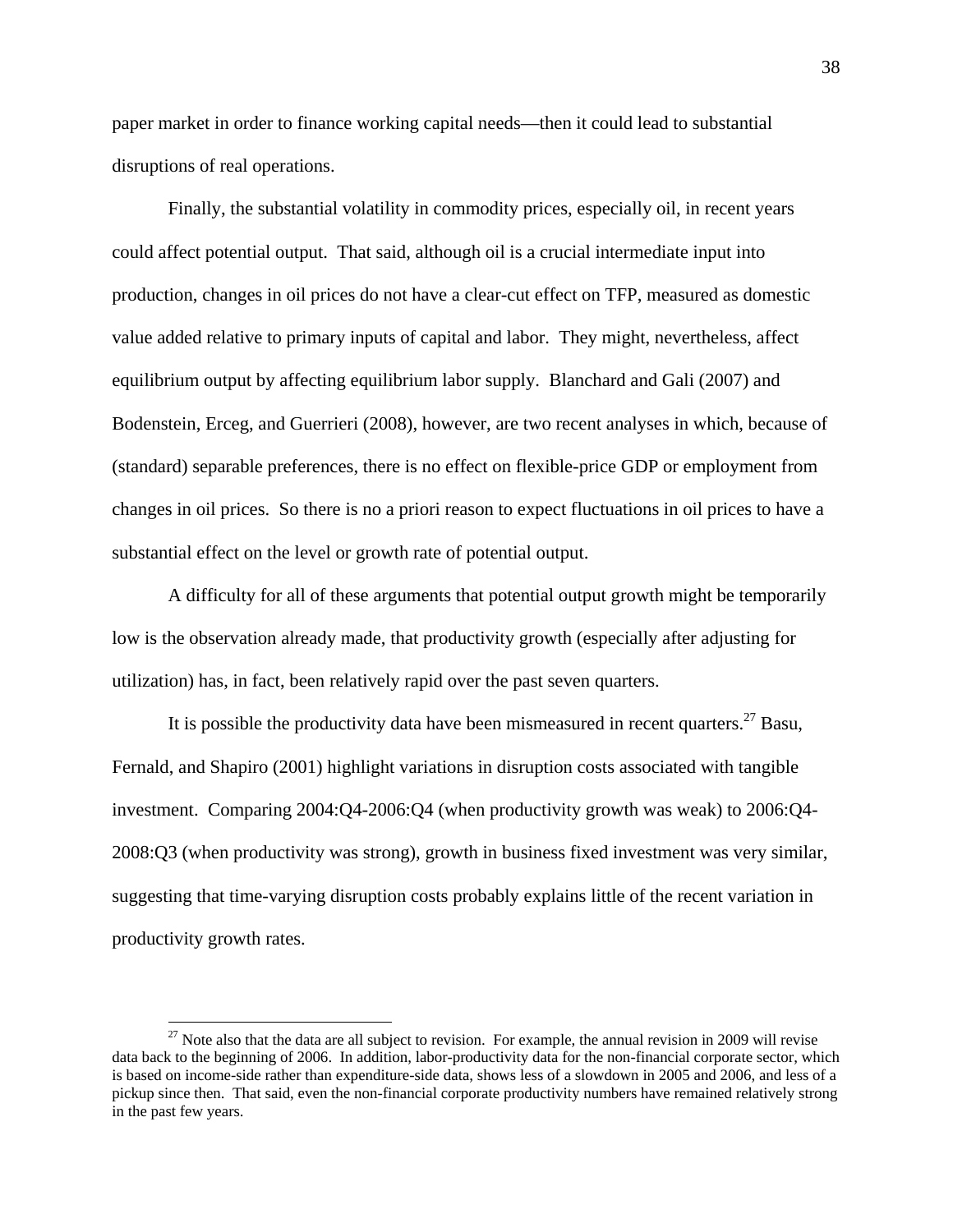paper market in order to finance working capital needs—then it could lead to substantial disruptions of real operations.

Finally, the substantial volatility in commodity prices, especially oil, in recent years could affect potential output. That said, although oil is a crucial intermediate input into production, changes in oil prices do not have a clear-cut effect on TFP, measured as domestic value added relative to primary inputs of capital and labor. They might, nevertheless, affect equilibrium output by affecting equilibrium labor supply. Blanchard and Gali (2007) and Bodenstein, Erceg, and Guerrieri (2008), however, are two recent analyses in which, because of (standard) separable preferences, there is no effect on flexible-price GDP or employment from changes in oil prices. So there is no a priori reason to expect fluctuations in oil prices to have a substantial effect on the level or growth rate of potential output.

A difficulty for all of these arguments that potential output growth might be temporarily low is the observation already made, that productivity growth (especially after adjusting for utilization) has, in fact, been relatively rapid over the past seven quarters.

It is possible the productivity data have been mismeasured in recent quarters.[27] Basu, Fernald, and Shapiro (2001) highlight variations in disruption costs associated with tangible investment. Comparing 2004:Q4-2006:Q4 (when productivity growth was weak) to 2006:Q4-2008:Q3 (when productivity was strong), growth in business fixed investment was very similar, suggesting that time-varying disruption costs probably explains little of the recent variation in productivity growth rates.

[27] Note also that the data are all subject to revision. For example, the annual revision in 2009 will revise data back to the beginning of 2006. In addition, labor-productivity data for the non-financial corporate sector, which is based on income-side rather than expenditure-side data, shows less of a slowdown in 2005 and 2006, and less of a pickup since then. That said, even the non-financial corporate productivity numbers have remained relatively strong in the past few years.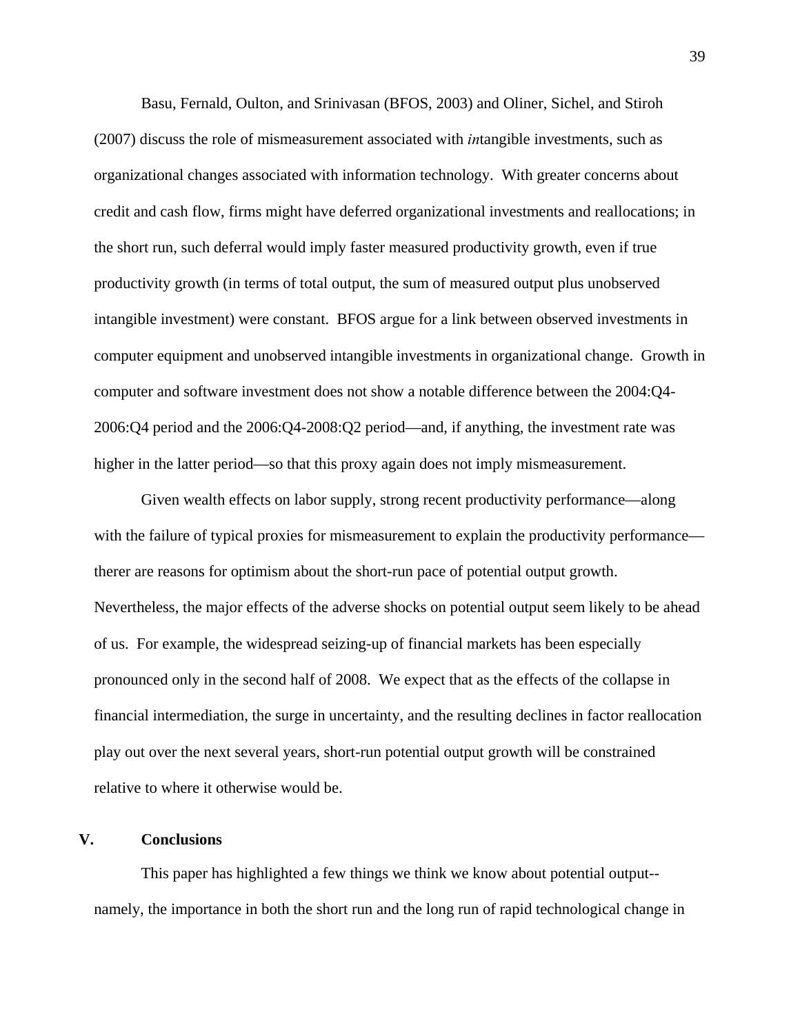Basu, Fernald, Oulton, and Srinivasan (BFOS, 2003) and Oliner, Sichel, and Stiroh (2007) discuss the role of mismeasurement associated with *in*tangible investments, such as organizational changes associated with information technology. With greater concerns about credit and cash flow, firms might have deferred organizational investments and reallocations; in the short run, such deferral would imply faster measured productivity growth, even if true productivity growth (in terms of total output, the sum of measured output plus unobserved intangible investment) were constant. BFOS argue for a link between observed investments in computer equipment and unobserved intangible investments in organizational change. Growth in computer and software investment does not show a notable difference between the 2004:Q4-2006:Q4 period and the 2006:Q4-2008:Q2 period—and, if anything, the investment rate was higher in the latter period—so that this proxy again does not imply mismeasurement.

Given wealth effects on labor supply, strong recent productivity performance—along with the failure of typical proxies for mismeasurement to explain the productivity performance—therer are reasons for optimism about the short-run pace of potential output growth. Nevertheless, the major effects of the adverse shocks on potential output seem likely to be ahead of us. For example, the widespread seizing-up of financial markets has been especially pronounced only in the second half of 2008. We expect that as the effects of the collapse in financial intermediation, the surge in uncertainty, and the resulting declines in factor reallocation play out over the next several years, short-run potential output growth will be constrained relative to where it otherwise would be.

## V. Conclusions

This paper has highlighted a few things we think we know about potential output--namely, the importance in both the short run and the long run of rapid technological change in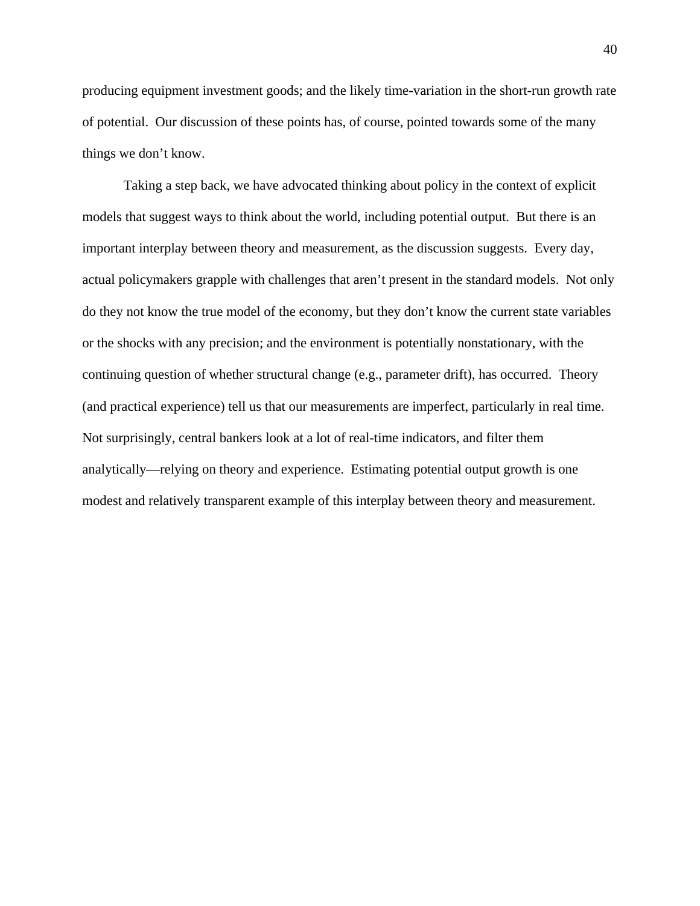producing equipment investment goods; and the likely time-variation in the short-run growth rate of potential. Our discussion of these points has, of course, pointed towards some of the many things we don't know.

Taking a step back, we have advocated thinking about policy in the context of explicit models that suggest ways to think about the world, including potential output. But there is an important interplay between theory and measurement, as the discussion suggests. Every day, actual policymakers grapple with challenges that aren't present in the standard models. Not only do they not know the true model of the economy, but they don't know the current state variables or the shocks with any precision; and the environment is potentially nonstationary, with the continuing question of whether structural change (e.g., parameter drift), has occurred. Theory (and practical experience) tell us that our measurements are imperfect, particularly in real time. Not surprisingly, central bankers look at a lot of real-time indicators, and filter them analytically—relying on theory and experience. Estimating potential output growth is one modest and relatively transparent example of this interplay between theory and measurement.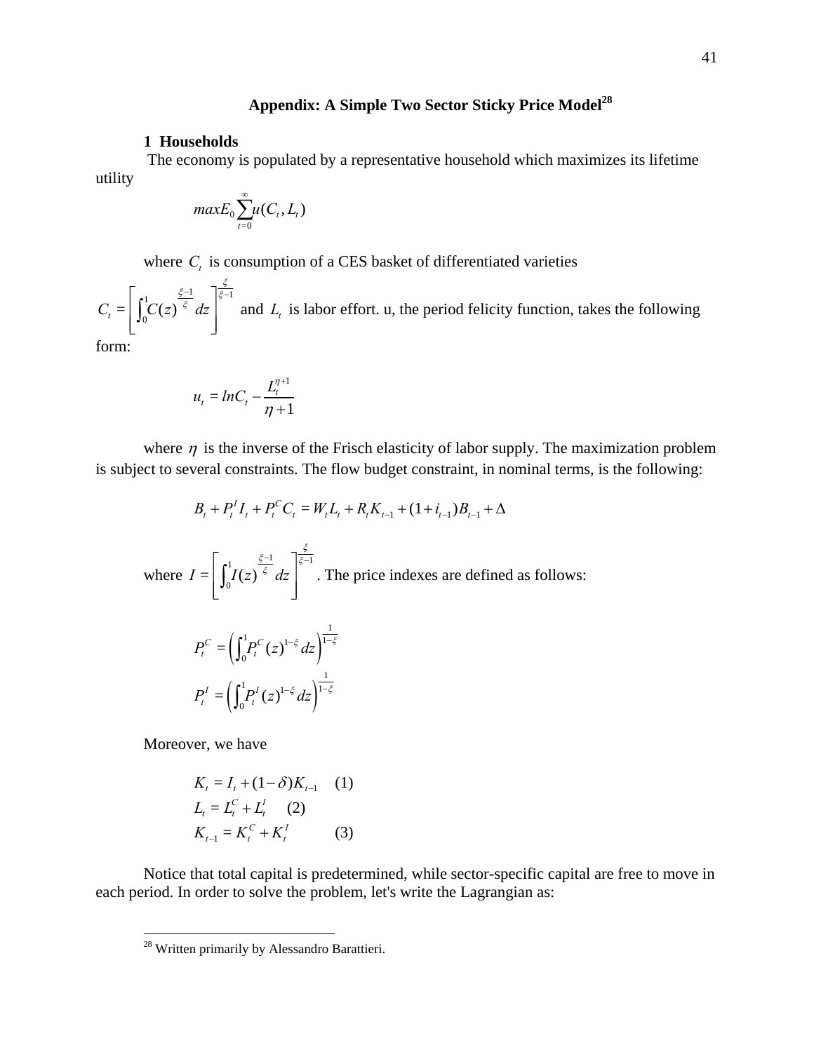## Appendix: A Simple Two Sector Sticky Price Model[28]

### 1 Households

The economy is populated by a representative household which maximizes its lifetime utility

$$maxE_0 \sum_{t=0}^{\infty} u(C_t, L_t)$$

where $C_t$ is consumption of a CES basket of differentiated varieties $C_t = \left[ \int_0^1 C(z)^{\frac{\xi-1}{\xi}} dz \right]^{\frac{\xi}{\xi-1}}$ and $L_t$ is labor effort. u, the period felicity function, takes the following form:

$$u_t = lnC_t - \frac{L_t^{\eta+1}}{\eta+1}$$

where $\eta$ is the inverse of the Frisch elasticity of labor supply. The maximization problem is subject to several constraints. The flow budget constraint, in nominal terms, is the following:

$$B_t + P_t^I I_t + P_t^C C_t = W_t L_t + R_t K_{t-1} + (1+i_{t-1})B_{t-1} + \Delta$$

where $I = \left[ \int_0^1 I(z)^{\frac{\xi-1}{\xi}} dz \right]^{\frac{\xi}{\xi-1}}$. The price indexes are defined as follows:

$$P_t^C = \left( \int_0^1 P_t^C(z)^{1-\xi} dz \right)^{\frac{1}{1-\xi}}$$

$$P_t^I = \left( \int_0^1 P_t^I(z)^{1-\xi} dz \right)^{\frac{1}{1-\xi}}$$

Moreover, we have

$$K_t = I_t + (1-\delta)K_{t-1} \quad (1)$$

$$L_t = L_t^C + L_t^I \quad (2)$$

$$K_{t-1} = K_t^C + K_t^I \quad (3)$$

Notice that total capital is predetermined, while sector-specific capital are free to move in each period. In order to solve the problem, let's write the Lagrangian as:

[28] Written primarily by Alessandro Barattieri.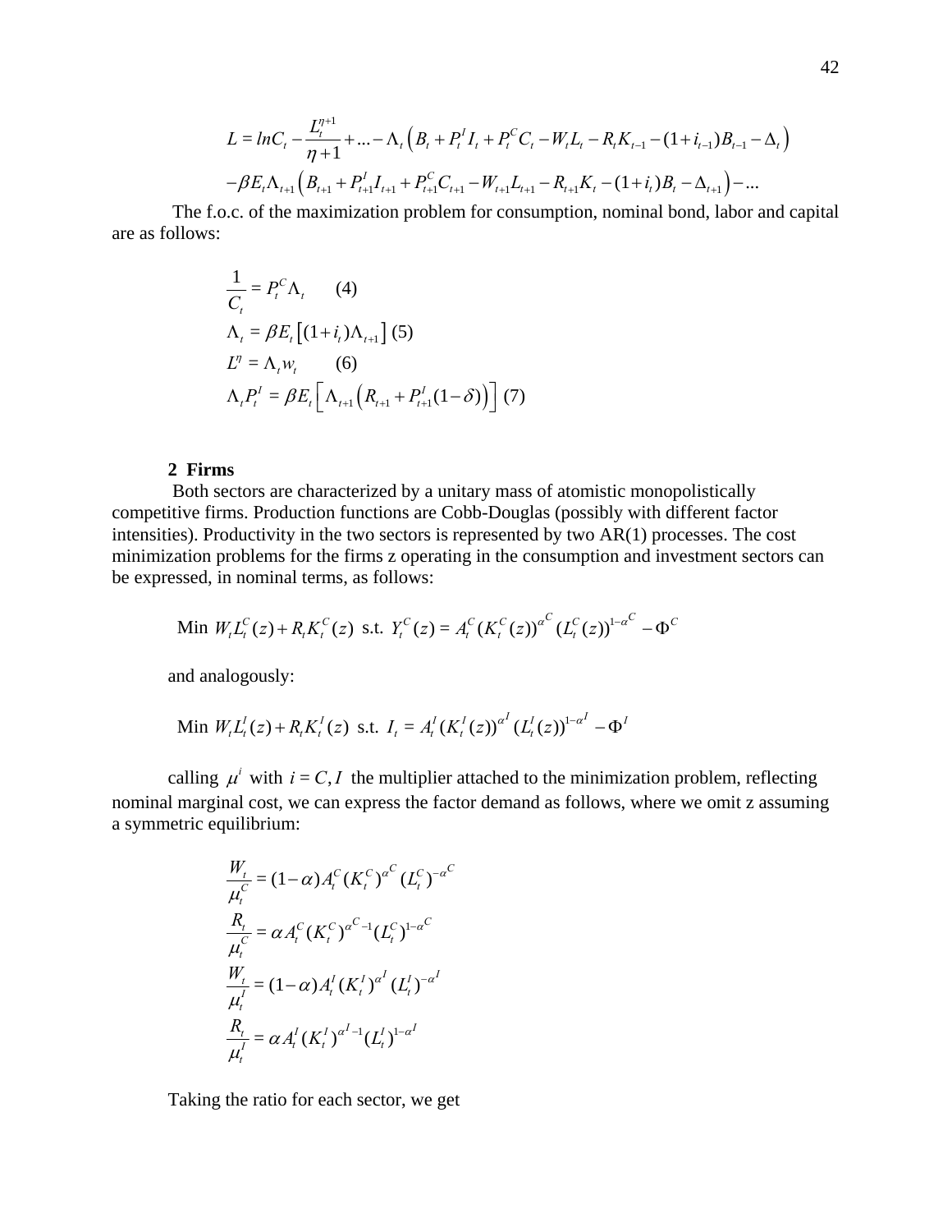$$L = lnC_t - \frac{L_t^{\eta+1}}{\eta+1} + ... - \Lambda_t\left(B_t + P_t^I I_t + P_t^C C_t - W_t L_t - R_t K_{t-1} - (1+i_{t-1})B_{t-1} - \Delta_t\right)$$
$$-\beta E_t \Lambda_{t+1}\left(B_{t+1} + P_{t+1}^I I_{t+1} + P_{t+1}^C C_{t+1} - W_{t+1} L_{t+1} - R_{t+1} K_t - (1+i_t)B_t - \Delta_{t+1}\right) - ...$$

The f.o.c. of the maximization problem for consumption, nominal bond, labor and capital are as follows:

$$\frac{1}{C_t} = P_t^C \Lambda_t \qquad (4)$$
$$\Lambda_t = \beta E_t\left[(1+i_t)\Lambda_{t+1}\right] \quad (5)$$
$$L^\eta = \Lambda_t w_t \qquad (6)$$
$$\Lambda_t P_t^I = \beta E_t\left[\Lambda_{t+1}\left(R_{t+1} + P_{t+1}^I(1-\delta)\right)\right] \quad (7)$$

## 2 Firms

Both sectors are characterized by a unitary mass of atomistic monopolistically competitive firms. Production functions are Cobb-Douglas (possibly with different factor intensities). Productivity in the two sectors is represented by two AR(1) processes. The cost minimization problems for the firms z operating in the consumption and investment sectors can be expressed, in nominal terms, as follows:

$$\text{Min } W_t L_t^C(z) + R_t K_t^C(z) \text{ s.t. } Y_t^C(z) = A_t^C (K_t^C(z))^{\alpha^C}(L_t^C(z))^{1-\alpha^C} - \Phi^C$$

and analogously:

$$\text{Min } W_t L_t^I(z) + R_t K_t^I(z) \text{ s.t. } I_t = A_t^I (K_t^I(z))^{\alpha^I}(L_t^I(z))^{1-\alpha^I} - \Phi^I$$

calling $\mu^i$ with $i = C, I$ the multiplier attached to the minimization problem, reflecting nominal marginal cost, we can express the factor demand as follows, where we omit z assuming a symmetric equilibrium:

$$\frac{W_t}{\mu_t^C} = (1-\alpha)A_t^C (K_t^C)^{\alpha^C}(L_t^C)^{-\alpha^C}$$
$$\frac{R_t}{\mu_t^C} = \alpha A_t^C (K_t^C)^{\alpha^C-1}(L_t^C)^{1-\alpha^C}$$
$$\frac{W_t}{\mu_t^I} = (1-\alpha)A_t^I (K_t^I)^{\alpha^I}(L_t^I)^{-\alpha^I}$$
$$\frac{R_t}{\mu_t^I} = \alpha A_t^I (K_t^I)^{\alpha^I-1}(L_t^I)^{1-\alpha^I}$$

Taking the ratio for each sector, we get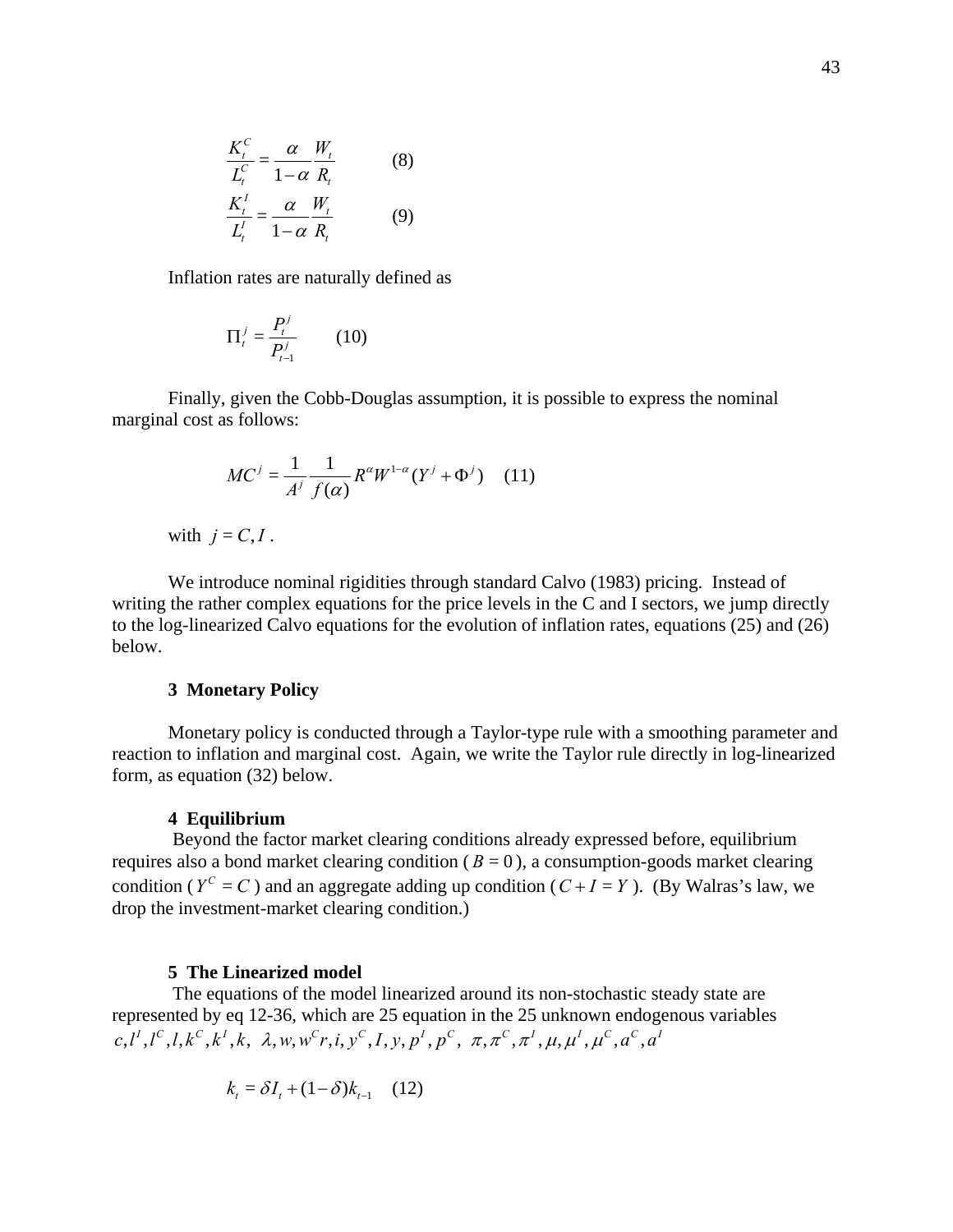$$\frac{K_t^C}{L_t^C} = \frac{\alpha}{1-\alpha}\frac{W_t}{R_t} \qquad (8)$$

$$\frac{K_t^I}{L_t^I} = \frac{\alpha}{1-\alpha}\frac{W_t}{R_t} \qquad (9)$$

Inflation rates are naturally defined as

$$\Pi_t^j = \frac{P_t^j}{P_{t-1}^j} \qquad (10)$$

Finally, given the Cobb-Douglas assumption, it is possible to express the nominal marginal cost as follows:

$$MC^j = \frac{1}{A^j}\frac{1}{f(\alpha)}R^{\alpha}W^{1-\alpha}(Y^j + \Phi^j) \qquad (11)$$

with $j = C, I$.

We introduce nominal rigidities through standard Calvo (1983) pricing. Instead of writing the rather complex equations for the price levels in the C and I sectors, we jump directly to the log-linearized Calvo equations for the evolution of inflation rates, equations (25) and (26) below.

### 3 Monetary Policy

Monetary policy is conducted through a Taylor-type rule with a smoothing parameter and reaction to inflation and marginal cost. Again, we write the Taylor rule directly in log-linearized form, as equation (32) below.

### 4 Equilibrium

Beyond the factor market clearing conditions already expressed before, equilibrium requires also a bond market clearing condition ($B = 0$), a consumption-goods market clearing condition ($Y^C = C$) and an aggregate adding up condition ($C + I = Y$). (By Walras's law, we drop the investment-market clearing condition.)

### 5 The Linearized model

The equations of the model linearized around its non-stochastic steady state are represented by eq 12-36, which are 25 equation in the 25 unknown endogenous variables $c, l^I, l^C, l, k^C, k^I, k, \ \lambda, w, w^C r, i, y^C, I, y, p^I, p^C, \ \pi, \pi^C, \pi^I, \mu, \mu^I, \mu^C, a^C, a^I$

$$k_t = \delta I_t + (1-\delta)k_{t-1} \qquad (12)$$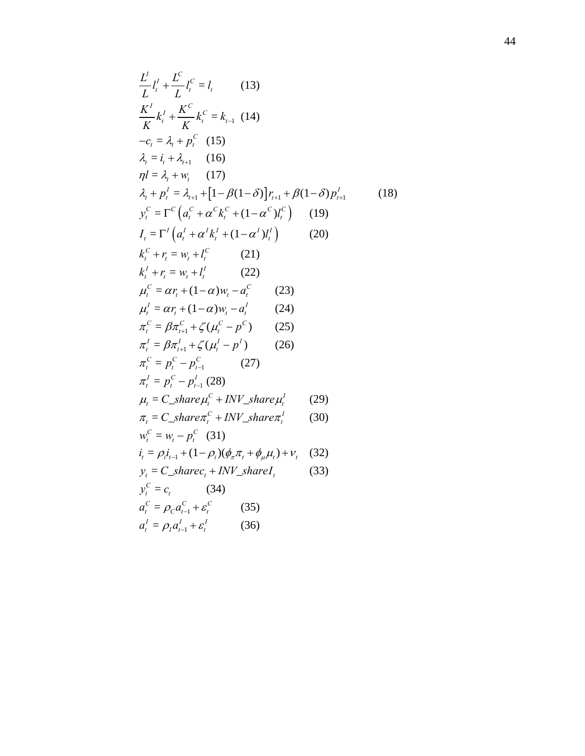$$\frac{L^I}{L} l_t^I + \frac{L^C}{L} l_t^C = l_t \qquad (13)$$

$$\frac{K^I}{K} k_t^I + \frac{K^C}{K} k_t^C = k_{t-1} \quad (14)$$

$$-c_t = \lambda_t + p_t^C \quad (15)$$

$$\lambda_t = i_t + \lambda_{t+1} \quad (16)$$

$$\eta l = \lambda_t + w_t \quad (17)$$

$$\lambda_t + p_t^I = \lambda_{t+1} + \left[1 - \beta(1-\delta)\right] r_{t+1} + \beta(1-\delta) p_{t+1}^I \qquad (18)$$

$$y_t^C = \Gamma^C \left( a_t^C + \alpha^C k_t^C + (1-\alpha^C) l_t^C \right) \qquad (19)$$

$$I_t = \Gamma^I \left( a_t^I + \alpha^I k_t^I + (1-\alpha^I) l_t^I \right) \qquad (20)$$

$$k_t^C + r_t = w_t + l_t^C \qquad (21)$$

$$k_t^I + r_t = w_t + l_t^I \qquad (22)$$

$$\mu_t^C = \alpha r_t + (1-\alpha) w_t - a_t^C \qquad (23)$$

$$\mu_t^I = \alpha r_t + (1-\alpha) w_t - a_t^I \qquad (24)$$

$$\pi_t^C = \beta \pi_{t+1}^C + \zeta (\mu_t^C - p^C) \qquad (25)$$

$$\pi_t^I = \beta \pi_{t+1}^I + \zeta (\mu_t^I - p^I) \qquad (26)$$

$$\pi_t^C = p_t^C - p_{t-1}^C \qquad (27)$$

$$\pi_t^I = p_t^C - p_{t-1}^I \quad (28)$$

$$\mu_t = C\_share \mu_t^C + INV\_share \mu_t^I \qquad (29)$$

$$\pi_t = C\_share \pi_t^C + INV\_share \pi_t^I \qquad (30)$$

$$w_t^C = w_t - p_t^C \quad (31)$$

$$i_t = \rho_i i_{t-1} + (1-\rho_i)(\phi_\pi \pi_t + \phi_\mu \mu_t) + \nu_t \quad (32)$$

$$y_t = C\_share c_t + INV\_share I_t \qquad (33)$$

$$y_t^C = c_t \qquad (34)$$

$$a_t^C = \rho_C a_{t-1}^C + \varepsilon_t^C \qquad (35)$$

$$a_t^I = \rho_I a_{t-1}^I + \varepsilon_t^I \qquad (36)$$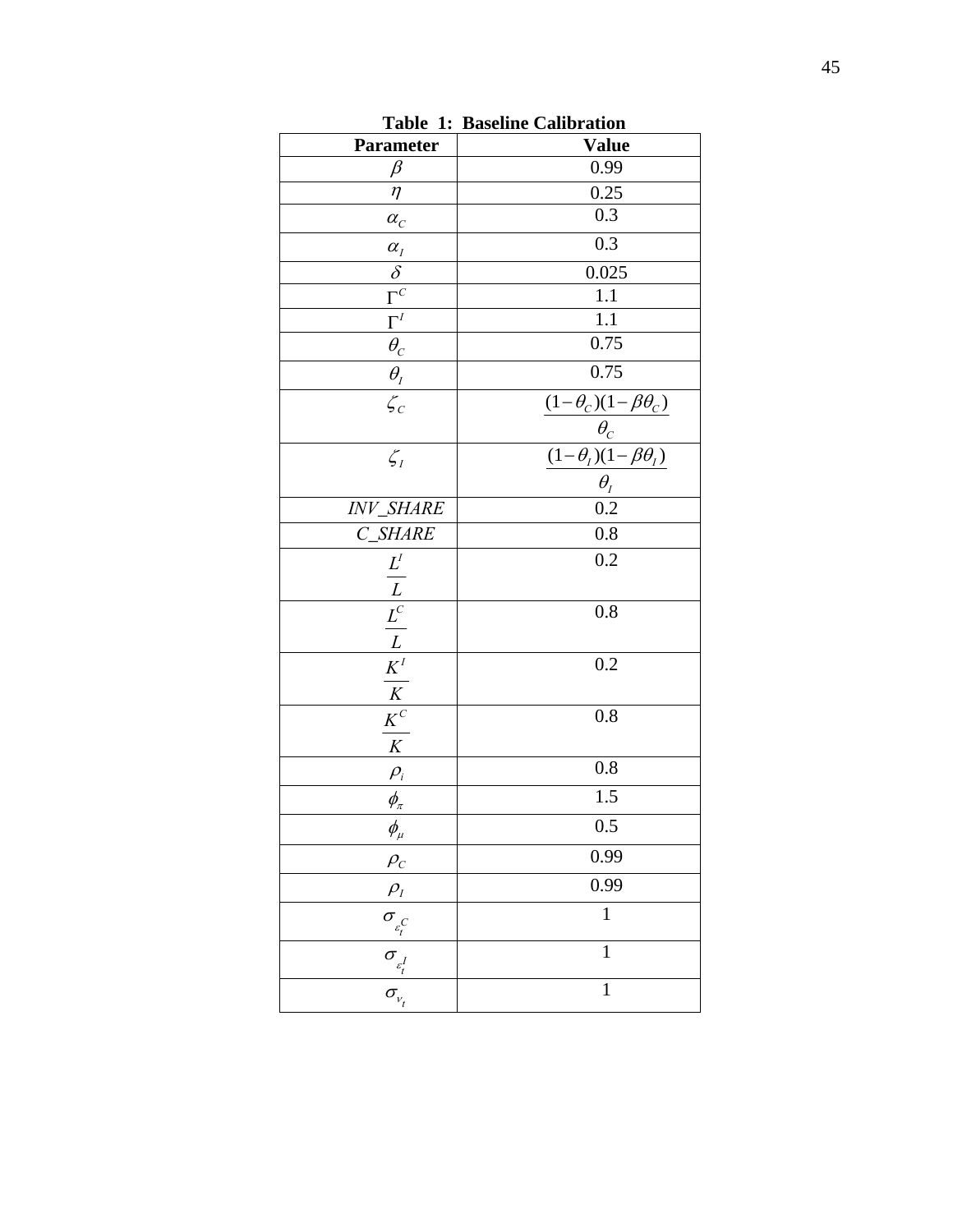**Table 1: Baseline Calibration**

| Parameter | Value |
|---|---|
| $\beta$ | 0.99 |
| $\eta$ | 0.25 |
| $\alpha_C$ | 0.3 |
| $\alpha_I$ | 0.3 |
| $\delta$ | 0.025 |
| $\Gamma^C$ | 1.1 |
| $\Gamma^I$ | 1.1 |
| $\theta_C$ | 0.75 |
| $\theta_I$ | 0.75 |
| $\zeta_C$ | $\frac{(1-\theta_C)(1-\beta\theta_C)}{\theta_C}$ |
| $\zeta_I$ | $\frac{(1-\theta_I)(1-\beta\theta_I)}{\theta_I}$ |
| *INV_SHARE* | 0.2 |
| *C_SHARE* | 0.8 |
| $\frac{L^I}{L}$ | 0.2 |
| $\frac{L^C}{L}$ | 0.8 |
| $\frac{K^I}{K}$ | 0.2 |
| $\frac{K^C}{K}$ | 0.8 |
| $\rho_i$ | 0.8 |
| $\phi_\pi$ | 1.5 |
| $\phi_\mu$ | 0.5 |
| $\rho_C$ | 0.99 |
| $\rho_I$ | 0.99 |
| $\sigma_{\varepsilon_t^C}$ | 1 |
| $\sigma_{\varepsilon_t^I}$ | 1 |
| $\sigma_{\nu_t}$ | 1 |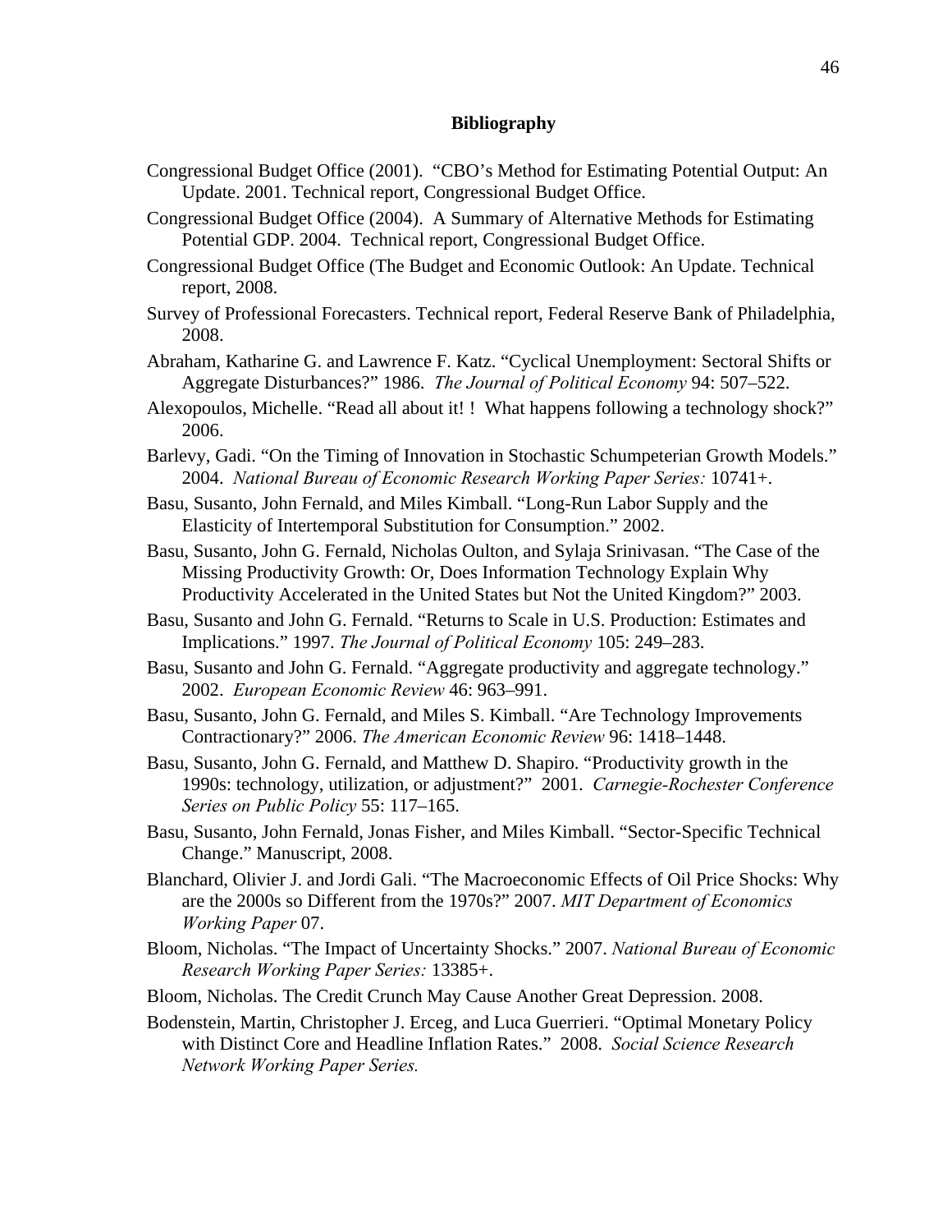## Bibliography

Congressional Budget Office (2001). "CBO's Method for Estimating Potential Output: An Update. 2001. Technical report, Congressional Budget Office.

Congressional Budget Office (2004). A Summary of Alternative Methods for Estimating Potential GDP. 2004. Technical report, Congressional Budget Office.

Congressional Budget Office (The Budget and Economic Outlook: An Update. Technical report, 2008.

Survey of Professional Forecasters. Technical report, Federal Reserve Bank of Philadelphia, 2008.

Abraham, Katharine G. and Lawrence F. Katz. "Cyclical Unemployment: Sectoral Shifts or Aggregate Disturbances?" 1986. *The Journal of Political Economy* 94: 507–522.

Alexopoulos, Michelle. "Read all about it! ! What happens following a technology shock?" 2006.

Barlevy, Gadi. "On the Timing of Innovation in Stochastic Schumpeterian Growth Models." 2004. *National Bureau of Economic Research Working Paper Series:* 10741+.

Basu, Susanto, John Fernald, and Miles Kimball. "Long-Run Labor Supply and the Elasticity of Intertemporal Substitution for Consumption." 2002.

Basu, Susanto, John G. Fernald, Nicholas Oulton, and Sylaja Srinivasan. "The Case of the Missing Productivity Growth: Or, Does Information Technology Explain Why Productivity Accelerated in the United States but Not the United Kingdom?" 2003.

Basu, Susanto and John G. Fernald. "Returns to Scale in U.S. Production: Estimates and Implications." 1997. *The Journal of Political Economy* 105: 249–283.

Basu, Susanto and John G. Fernald. "Aggregate productivity and aggregate technology." 2002. *European Economic Review* 46: 963–991.

Basu, Susanto, John G. Fernald, and Miles S. Kimball. "Are Technology Improvements Contractionary?" 2006. *The American Economic Review* 96: 1418–1448.

Basu, Susanto, John G. Fernald, and Matthew D. Shapiro. "Productivity growth in the 1990s: technology, utilization, or adjustment?" 2001. *Carnegie-Rochester Conference Series on Public Policy* 55: 117–165.

Basu, Susanto, John Fernald, Jonas Fisher, and Miles Kimball. "Sector-Specific Technical Change." Manuscript, 2008.

Blanchard, Olivier J. and Jordi Gali. "The Macroeconomic Effects of Oil Price Shocks: Why are the 2000s so Different from the 1970s?" 2007. *MIT Department of Economics Working Paper* 07.

Bloom, Nicholas. "The Impact of Uncertainty Shocks." 2007. *National Bureau of Economic Research Working Paper Series:* 13385+.

Bloom, Nicholas. The Credit Crunch May Cause Another Great Depression. 2008.

Bodenstein, Martin, Christopher J. Erceg, and Luca Guerrieri. "Optimal Monetary Policy with Distinct Core and Headline Inflation Rates." 2008. *Social Science Research Network Working Paper Series.*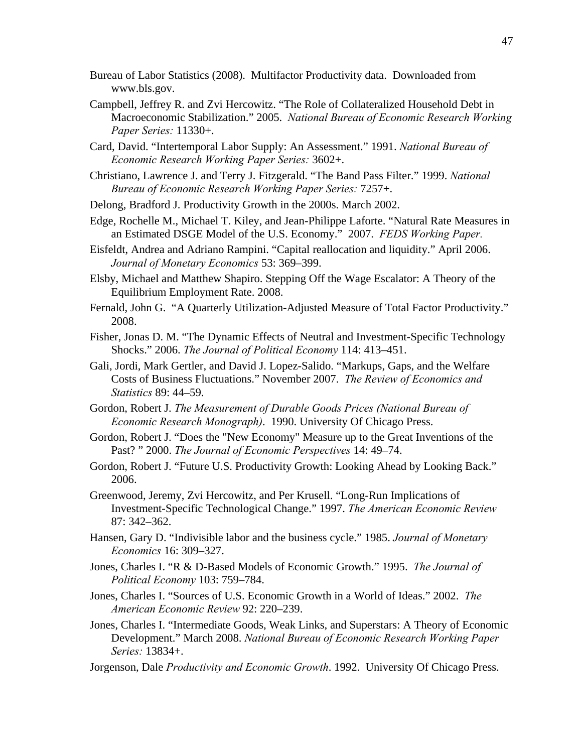Bureau of Labor Statistics (2008). Multifactor Productivity data. Downloaded from www.bls.gov.

Campbell, Jeffrey R. and Zvi Hercowitz. "The Role of Collateralized Household Debt in Macroeconomic Stabilization." 2005. *National Bureau of Economic Research Working Paper Series:* 11330+.

Card, David. "Intertemporal Labor Supply: An Assessment." 1991. *National Bureau of Economic Research Working Paper Series:* 3602+.

Christiano, Lawrence J. and Terry J. Fitzgerald. "The Band Pass Filter." 1999. *National Bureau of Economic Research Working Paper Series:* 7257+.

Delong, Bradford J. Productivity Growth in the 2000s. March 2002.

Edge, Rochelle M., Michael T. Kiley, and Jean-Philippe Laforte. "Natural Rate Measures in an Estimated DSGE Model of the U.S. Economy." 2007. *FEDS Working Paper.*

Eisfeldt, Andrea and Adriano Rampini. "Capital reallocation and liquidity." April 2006. *Journal of Monetary Economics* 53: 369–399.

Elsby, Michael and Matthew Shapiro. Stepping Off the Wage Escalator: A Theory of the Equilibrium Employment Rate. 2008.

Fernald, John G. "A Quarterly Utilization-Adjusted Measure of Total Factor Productivity." 2008.

Fisher, Jonas D. M. "The Dynamic Effects of Neutral and Investment-Specific Technology Shocks." 2006. *The Journal of Political Economy* 114: 413–451.

Gali, Jordi, Mark Gertler, and David J. Lopez-Salido. "Markups, Gaps, and the Welfare Costs of Business Fluctuations." November 2007. *The Review of Economics and Statistics* 89: 44–59.

Gordon, Robert J. *The Measurement of Durable Goods Prices (National Bureau of Economic Research Monograph)*. 1990. University Of Chicago Press.

Gordon, Robert J. "Does the "New Economy" Measure up to the Great Inventions of the Past? " 2000. *The Journal of Economic Perspectives* 14: 49–74.

Gordon, Robert J. "Future U.S. Productivity Growth: Looking Ahead by Looking Back." 2006.

Greenwood, Jeremy, Zvi Hercowitz, and Per Krusell. "Long-Run Implications of Investment-Specific Technological Change." 1997. *The American Economic Review* 87: 342–362.

Hansen, Gary D. "Indivisible labor and the business cycle." 1985. *Journal of Monetary Economics* 16: 309–327.

Jones, Charles I. "R & D-Based Models of Economic Growth." 1995. *The Journal of Political Economy* 103: 759–784.

Jones, Charles I. "Sources of U.S. Economic Growth in a World of Ideas." 2002. *The American Economic Review* 92: 220–239.

Jones, Charles I. "Intermediate Goods, Weak Links, and Superstars: A Theory of Economic Development." March 2008. *National Bureau of Economic Research Working Paper Series:* 13834+.

Jorgenson, Dale *Productivity and Economic Growth*. 1992. University Of Chicago Press.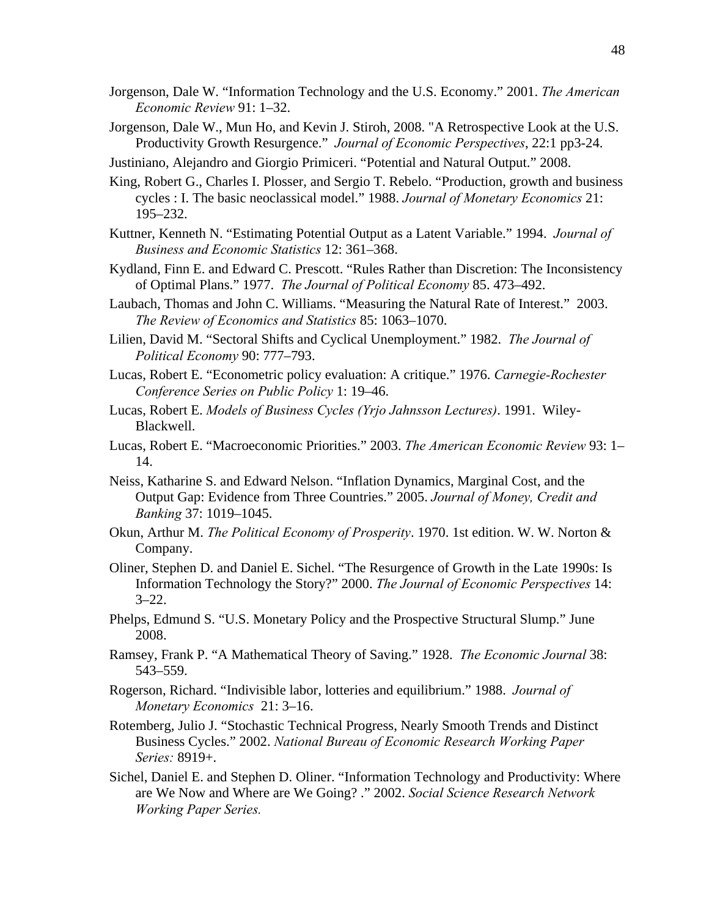Jorgenson, Dale W. “Information Technology and the U.S. Economy.” 2001. *The American Economic Review* 91: 1–32.

Jorgenson, Dale W., Mun Ho, and Kevin J. Stiroh, 2008. "A Retrospective Look at the U.S. Productivity Growth Resurgence." *Journal of Economic Perspectives*, 22:1 pp3-24.

Justiniano, Alejandro and Giorgio Primiceri. “Potential and Natural Output.” 2008.

King, Robert G., Charles I. Plosser, and Sergio T. Rebelo. “Production, growth and business cycles : I. The basic neoclassical model.” 1988. *Journal of Monetary Economics* 21: 195–232.

Kuttner, Kenneth N. “Estimating Potential Output as a Latent Variable.” 1994. *Journal of Business and Economic Statistics* 12: 361–368.

Kydland, Finn E. and Edward C. Prescott. “Rules Rather than Discretion: The Inconsistency of Optimal Plans.” 1977. *The Journal of Political Economy* 85. 473–492.

Laubach, Thomas and John C. Williams. “Measuring the Natural Rate of Interest.” 2003. *The Review of Economics and Statistics* 85: 1063–1070.

Lilien, David M. “Sectoral Shifts and Cyclical Unemployment.” 1982. *The Journal of Political Economy* 90: 777–793.

Lucas, Robert E. “Econometric policy evaluation: A critique.” 1976. *Carnegie-Rochester Conference Series on Public Policy* 1: 19–46.

Lucas, Robert E. *Models of Business Cycles (Yrjo Jahnsson Lectures)*. 1991. Wiley-Blackwell.

Lucas, Robert E. “Macroeconomic Priorities.” 2003. *The American Economic Review* 93: 1–14.

Neiss, Katharine S. and Edward Nelson. “Inflation Dynamics, Marginal Cost, and the Output Gap: Evidence from Three Countries.” 2005. *Journal of Money, Credit and Banking* 37: 1019–1045.

Okun, Arthur M. *The Political Economy of Prosperity*. 1970. 1st edition. W. W. Norton & Company.

Oliner, Stephen D. and Daniel E. Sichel. “The Resurgence of Growth in the Late 1990s: Is Information Technology the Story?” 2000. *The Journal of Economic Perspectives* 14: 3–22.

Phelps, Edmund S. “U.S. Monetary Policy and the Prospective Structural Slump.” June 2008.

Ramsey, Frank P. “A Mathematical Theory of Saving.” 1928. *The Economic Journal* 38: 543–559.

Rogerson, Richard. “Indivisible labor, lotteries and equilibrium.” 1988. *Journal of Monetary Economics* 21: 3–16.

Rotemberg, Julio J. “Stochastic Technical Progress, Nearly Smooth Trends and Distinct Business Cycles.” 2002. *National Bureau of Economic Research Working Paper Series:* 8919+.

Sichel, Daniel E. and Stephen D. Oliner. “Information Technology and Productivity: Where are We Now and Where are We Going? .” 2002. *Social Science Research Network Working Paper Series.*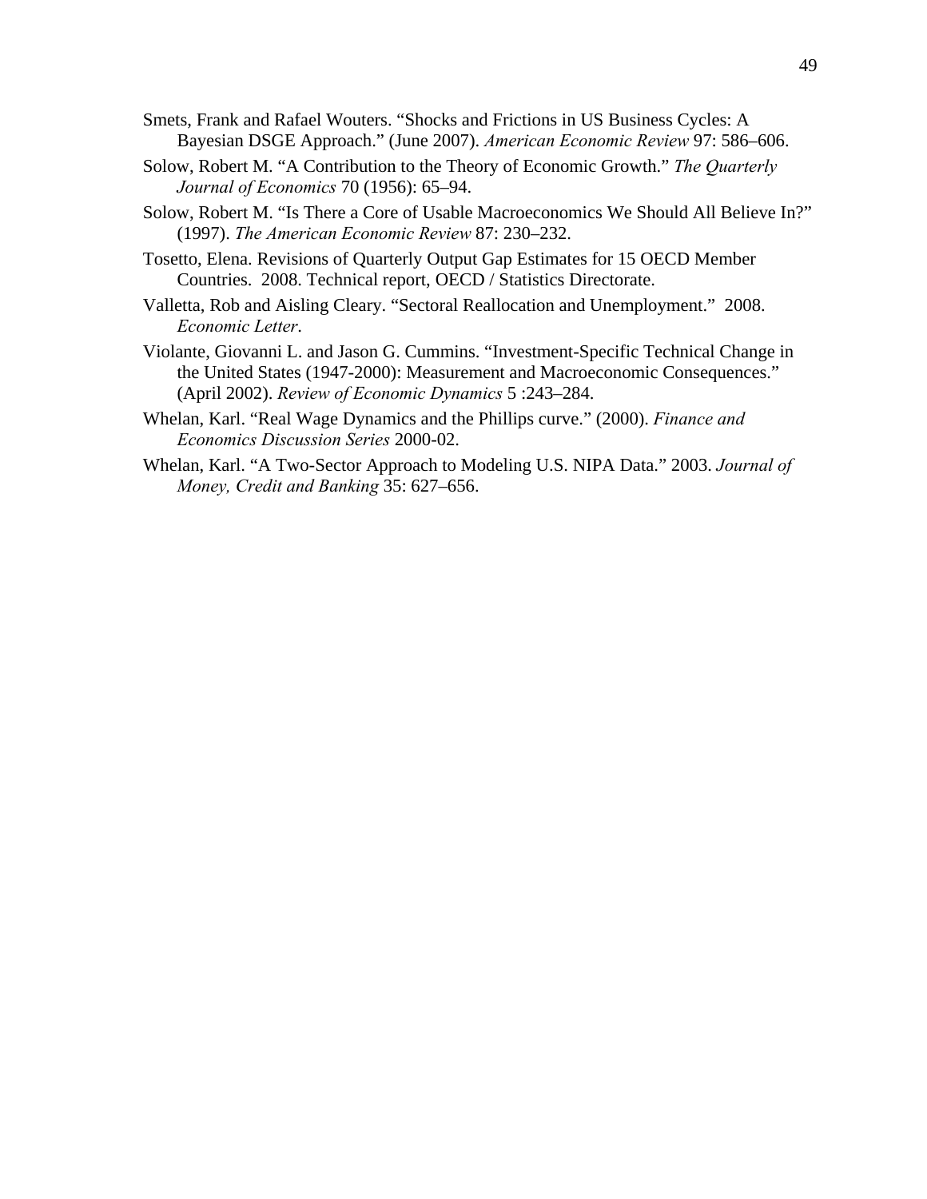Smets, Frank and Rafael Wouters. "Shocks and Frictions in US Business Cycles: A Bayesian DSGE Approach." (June 2007). *American Economic Review* 97: 586–606.

Solow, Robert M. "A Contribution to the Theory of Economic Growth." *The Quarterly Journal of Economics* 70 (1956): 65–94.

Solow, Robert M. "Is There a Core of Usable Macroeconomics We Should All Believe In?" (1997). *The American Economic Review* 87: 230–232.

Tosetto, Elena. Revisions of Quarterly Output Gap Estimates for 15 OECD Member Countries. 2008. Technical report, OECD / Statistics Directorate.

Valletta, Rob and Aisling Cleary. "Sectoral Reallocation and Unemployment." 2008. *Economic Letter*.

Violante, Giovanni L. and Jason G. Cummins. "Investment-Specific Technical Change in the United States (1947-2000): Measurement and Macroeconomic Consequences." (April 2002). *Review of Economic Dynamics* 5 :243–284.

Whelan, Karl. "Real Wage Dynamics and the Phillips curve." (2000). *Finance and Economics Discussion Series* 2000-02.

Whelan, Karl. "A Two-Sector Approach to Modeling U.S. NIPA Data." 2003. *Journal of Money, Credit and Banking* 35: 627–656.